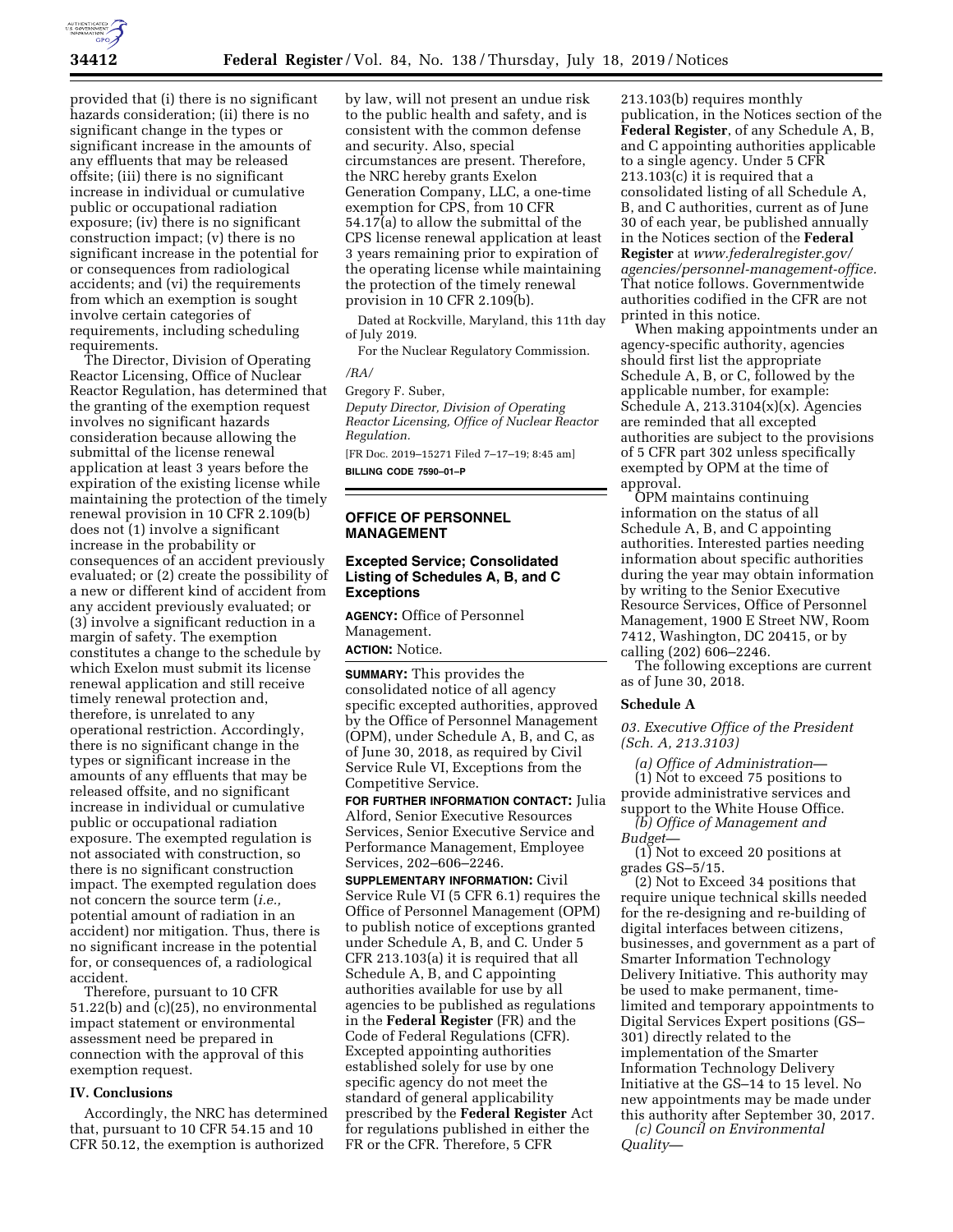provided that (i) there is no significant hazards consideration; (ii) there is no significant change in the types or significant increase in the amounts of any effluents that may be released offsite; (iii) there is no significant increase in individual or cumulative public or occupational radiation exposure; (iv) there is no significant construction impact; (v) there is no significant increase in the potential for or consequences from radiological accidents; and (vi) the requirements from which an exemption is sought involve certain categories of requirements, including scheduling requirements.

The Director, Division of Operating Reactor Licensing, Office of Nuclear Reactor Regulation, has determined that the granting of the exemption request involves no significant hazards consideration because allowing the submittal of the license renewal application at least 3 years before the expiration of the existing license while maintaining the protection of the timely renewal provision in 10 CFR 2.109(b) does not (1) involve a significant increase in the probability or consequences of an accident previously evaluated; or (2) create the possibility of a new or different kind of accident from any accident previously evaluated; or (3) involve a significant reduction in a margin of safety. The exemption constitutes a change to the schedule by which Exelon must submit its license renewal application and still receive timely renewal protection and, therefore, is unrelated to any operational restriction. Accordingly, there is no significant change in the types or significant increase in the amounts of any effluents that may be released offsite, and no significant increase in individual or cumulative public or occupational radiation exposure. The exempted regulation is not associated with construction, so there is no significant construction impact. The exempted regulation does not concern the source term (*i.e.,* potential amount of radiation in an accident) nor mitigation. Thus, there is no significant increase in the potential for, or consequences of, a radiological accident.

Therefore, pursuant to 10 CFR 51.22(b) and (c)(25), no environmental impact statement or environmental assessment need be prepared in connection with the approval of this exemption request.

## IV. Conclusions

Accordingly, the NRC has determined that, pursuant to 10 CFR 54.15 and 10 CFR 50.12, the exemption is authorized by law, will not present an undue risk to the public health and safety, and is consistent with the common defense and security. Also, special circumstances are present. Therefore, the NRC hereby grants Exelon Generation Company, LLC, a one-time exemption for CPS, from 10 CFR 54.17(a) to allow the submittal of the CPS license renewal application at least 3 years remaining prior to expiration of the operating license while maintaining the protection of the timely renewal provision in 10 CFR 2.109(b).

Dated at Rockville, Maryland, this 11th day of July 2019.

For the Nuclear Regulatory Commission.

*/RA/*

Gregory F. Suber,

*Deputy Director, Division of Operating Reactor Licensing, Office of Nuclear Reactor Regulation.*

[FR Doc. 2019–15271 Filed 7–17–19; 8:45 am]

**BILLING CODE 7590–01–P**

# OFFICE OF PERSONNEL MANAGEMENT

## Excepted Service; Consolidated Listing of Schedules A, B, and C Exceptions

**AGENCY:** Office of Personnel Management.

**ACTION:** Notice.

**SUMMARY:** This provides the consolidated notice of all agency specific excepted authorities, approved by the Office of Personnel Management (OPM), under Schedule A, B, and C, as of June 30, 2018, as required by Civil Service Rule VI, Exceptions from the Competitive Service.

**FOR FURTHER INFORMATION CONTACT:** Julia Alford, Senior Executive Resources Services, Senior Executive Service and Performance Management, Employee Services, 202–606–2246.

**SUPPLEMENTARY INFORMATION:** Civil Service Rule VI (5 CFR 6.1) requires the Office of Personnel Management (OPM) to publish notice of exceptions granted under Schedule A, B, and C. Under 5 CFR 213.103(a) it is required that all Schedule A, B, and C appointing authorities available for use by all agencies to be published as regulations in the **Federal Register** (FR) and the Code of Federal Regulations (CFR). Excepted appointing authorities established solely for use by one specific agency do not meet the standard of general applicability prescribed by the **Federal Register** Act for regulations published in either the FR or the CFR. Therefore, 5 CFR 213.103(b) requires monthly publication, in the Notices section of the **Federal Register**, of any Schedule A, B, and C appointing authorities applicable to a single agency. Under 5 CFR 213.103(c) it is required that a consolidated listing of all Schedule A, B, and C authorities, current as of June 30 of each year, be published annually in the Notices section of the **Federal Register** at *www.federalregister.gov/agencies/personnel-management-office.* That notice follows. Governmentwide authorities codified in the CFR are not printed in this notice.

When making appointments under an agency-specific authority, agencies should first list the appropriate Schedule A, B, or C, followed by the applicable number, for example: Schedule A, 213.3104(x)(x). Agencies are reminded that all excepted authorities are subject to the provisions of 5 CFR part 302 unless specifically exempted by OPM at the time of approval.

OPM maintains continuing information on the status of all Schedule A, B, and C appointing authorities. Interested parties needing information about specific authorities during the year may obtain information by writing to the Senior Executive Resource Services, Office of Personnel Management, 1900 E Street NW, Room 7412, Washington, DC 20415, or by calling (202) 606–2246.

The following exceptions are current as of June 30, 2018.

### Schedule A

*03. Executive Office of the President (Sch. A, 213.3103)*

*(a) Office of Administration—*

(1) Not to exceed 75 positions to provide administrative services and support to the White House Office.

*(b) Office of Management and Budget—*

(1) Not to exceed 20 positions at grades GS–5/15.

(2) Not to Exceed 34 positions that require unique technical skills needed for the re-designing and re-building of digital interfaces between citizens, businesses, and government as a part of Smarter Information Technology Delivery Initiative. This authority may be used to make permanent, time-limited and temporary appointments to Digital Services Expert positions (GS–301) directly related to the implementation of the Smarter Information Technology Delivery Initiative at the GS–14 to 15 level. No new appointments may be made under this authority after September 30, 2017.

*(c) Council on Environmental Quality—*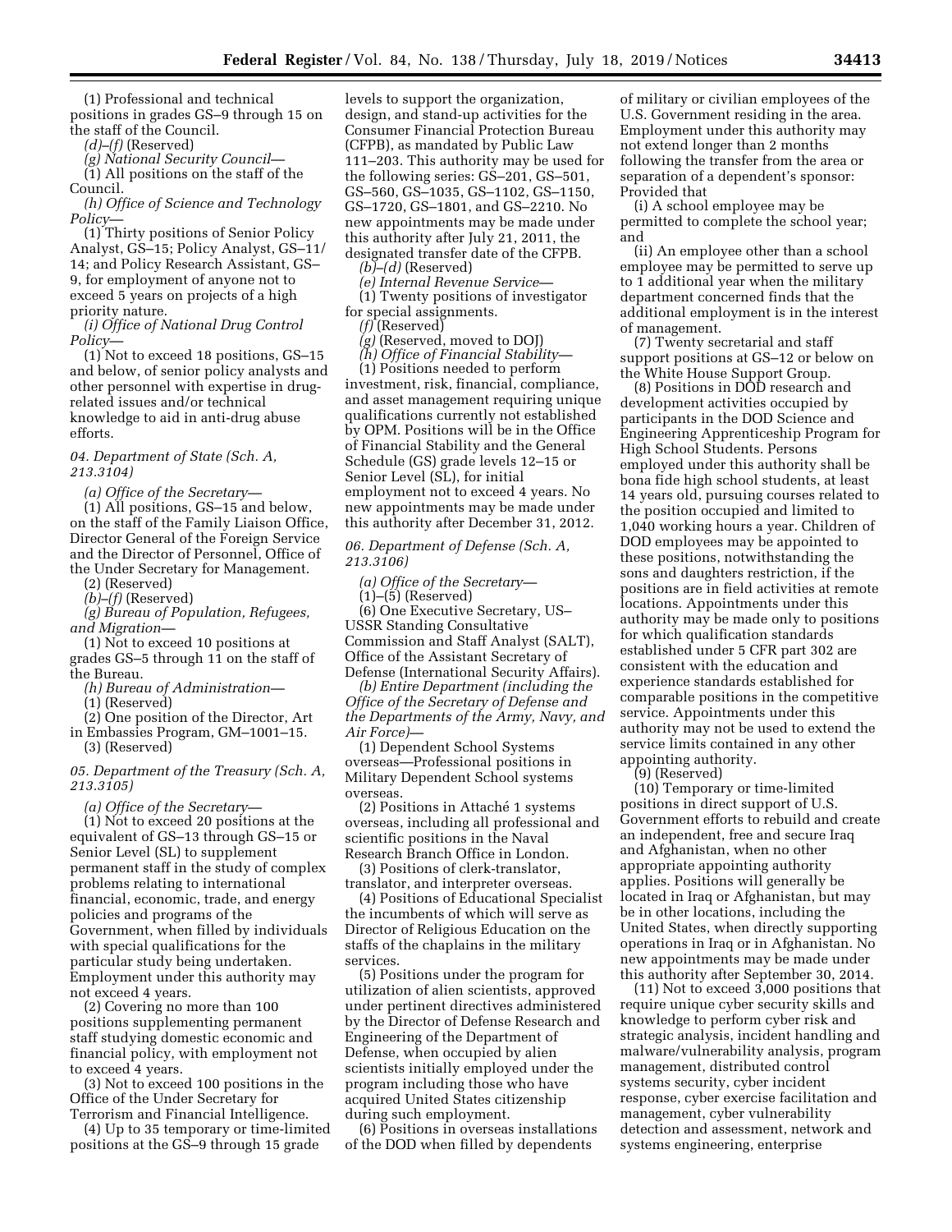(1) Professional and technical positions in grades GS–9 through 15 on the staff of the Council.

*(d)–(f)* (Reserved)

*(g) National Security Council*—

(1) All positions on the staff of the Council.

*(h) Office of Science and Technology Policy*—

(1) Thirty positions of Senior Policy Analyst, GS–15; Policy Analyst, GS–11/14; and Policy Research Assistant, GS–9, for employment of anyone not to exceed 5 years on projects of a high priority nature.

*(i) Office of National Drug Control Policy*—

(1) Not to exceed 18 positions, GS–15 and below, of senior policy analysts and other personnel with expertise in drug-related issues and/or technical knowledge to aid in anti-drug abuse efforts.

*04. Department of State (Sch. A, 213.3104)*

*(a) Office of the Secretary*—

(1) All positions, GS–15 and below, on the staff of the Family Liaison Office, Director General of the Foreign Service and the Director of Personnel, Office of the Under Secretary for Management.

(2) (Reserved)

*(b)–(f)* (Reserved)

*(g) Bureau of Population, Refugees, and Migration*—

(1) Not to exceed 10 positions at grades GS–5 through 11 on the staff of the Bureau.

*(h) Bureau of Administration*—

(1) (Reserved)

(2) One position of the Director, Art in Embassies Program, GM–1001–15.

(3) (Reserved)

*05. Department of the Treasury (Sch. A, 213.3105)*

*(a) Office of the Secretary*—

(1) Not to exceed 20 positions at the equivalent of GS–13 through GS–15 or Senior Level (SL) to supplement permanent staff in the study of complex problems relating to international financial, economic, trade, and energy policies and programs of the Government, when filled by individuals with special qualifications for the particular study being undertaken. Employment under this authority may not exceed 4 years.

(2) Covering no more than 100 positions supplementing permanent staff studying domestic economic and financial policy, with employment not to exceed 4 years.

(3) Not to exceed 100 positions in the Office of the Under Secretary for Terrorism and Financial Intelligence.

(4) Up to 35 temporary or time-limited positions at the GS–9 through 15 grade levels to support the organization, design, and stand-up activities for the Consumer Financial Protection Bureau (CFPB), as mandated by Public Law 111–203. This authority may be used for the following series: GS–201, GS–501, GS–560, GS–1035, GS–1102, GS–1150, GS–1720, GS–1801, and GS–2210. No new appointments may be made under this authority after July 21, 2011, the designated transfer date of the CFPB.

*(b)–(d)* (Reserved)

*(e) Internal Revenue Service*—

(1) Twenty positions of investigator for special assignments.

*(f)* (Reserved)

*(g)* (Reserved, moved to DOJ)

*(h) Office of Financial Stability*—

(1) Positions needed to perform investment, risk, financial, compliance, and asset management requiring unique qualifications currently not established by OPM. Positions will be in the Office of Financial Stability and the General Schedule (GS) grade levels 12–15 or Senior Level (SL), for initial employment not to exceed 4 years. No new appointments may be made under this authority after December 31, 2012.

*06. Department of Defense (Sch. A, 213.3106)*

*(a) Office of the Secretary*—

(1)–(5) (Reserved)

(6) One Executive Secretary, US–USSR Standing Consultative Commission and Staff Analyst (SALT), Office of the Assistant Secretary of Defense (International Security Affairs).

*(b) Entire Department (including the Office of the Secretary of Defense and the Departments of the Army, Navy, and Air Force)*—

(1) Dependent School Systems overseas—Professional positions in Military Dependent School systems overseas.

(2) Positions in Attaché 1 systems overseas, including all professional and scientific positions in the Naval Research Branch Office in London.

(3) Positions of clerk-translator, translator, and interpreter overseas.

(4) Positions of Educational Specialist the incumbents of which will serve as Director of Religious Education on the staffs of the chaplains in the military services.

(5) Positions under the program for utilization of alien scientists, approved under pertinent directives administered by the Director of Defense Research and Engineering of the Department of Defense, when occupied by alien scientists initially employed under the program including those who have acquired United States citizenship during such employment.

(6) Positions in overseas installations of the DOD when filled by dependents of military or civilian employees of the U.S. Government residing in the area. Employment under this authority may not extend longer than 2 months following the transfer from the area or separation of a dependent's sponsor: Provided that

(i) A school employee may be permitted to complete the school year; and

(ii) An employee other than a school employee may be permitted to serve up to 1 additional year when the military department concerned finds that the additional employment is in the interest of management.

(7) Twenty secretarial and staff support positions at GS–12 or below on the White House Support Group.

(8) Positions in DOD research and development activities occupied by participants in the DOD Science and Engineering Apprenticeship Program for High School Students. Persons employed under this authority shall be bona fide high school students, at least 14 years old, pursuing courses related to the position occupied and limited to 1,040 working hours a year. Children of DOD employees may be appointed to these positions, notwithstanding the sons and daughters restriction, if the positions are in field activities at remote locations. Appointments under this authority may be made only to positions for which qualification standards established under 5 CFR part 302 are consistent with the education and experience standards established for comparable positions in the competitive service. Appointments under this authority may not be used to extend the service limits contained in any other appointing authority.

(9) (Reserved)

(10) Temporary or time-limited positions in direct support of U.S. Government efforts to rebuild and create an independent, free and secure Iraq and Afghanistan, when no other appropriate appointing authority applies. Positions will generally be located in Iraq or Afghanistan, but may be in other locations, including the United States, when directly supporting operations in Iraq or in Afghanistan. No new appointments may be made under this authority after September 30, 2014.

(11) Not to exceed 3,000 positions that require unique cyber security skills and knowledge to perform cyber risk and strategic analysis, incident handling and malware/vulnerability analysis, program management, distributed control systems security, cyber incident response, cyber exercise facilitation and management, cyber vulnerability detection and assessment, network and systems engineering, enterprise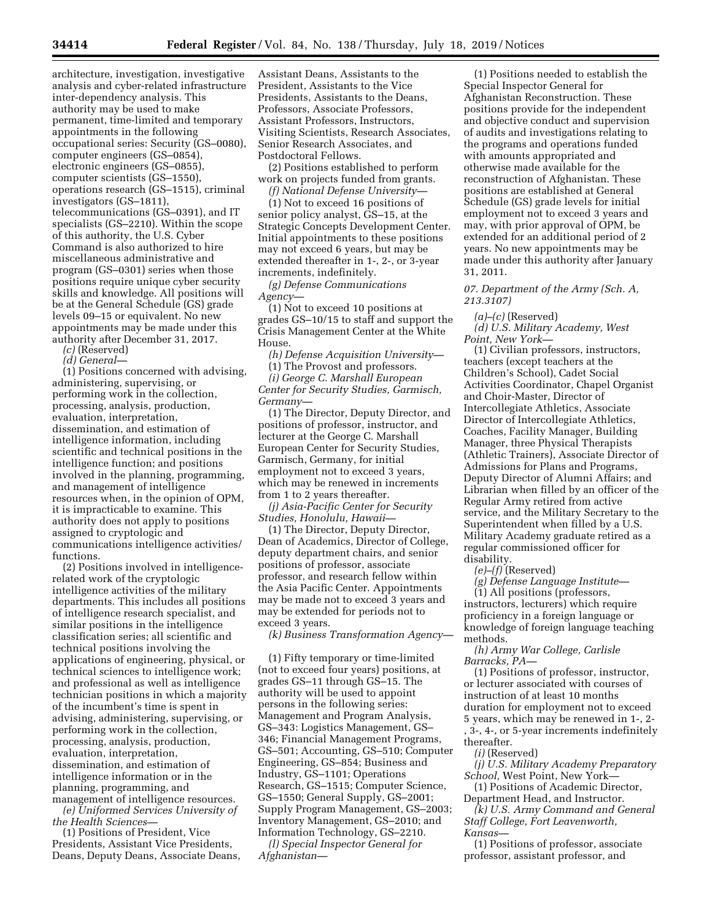architecture, investigation, investigative analysis and cyber-related infrastructure inter-dependency analysis. This authority may be used to make permanent, time-limited and temporary appointments in the following occupational series: Security (GS–0080), computer engineers (GS–0854), electronic engineers (GS–0855), computer scientists (GS–1550), operations research (GS–1515), criminal investigators (GS–1811), telecommunications (GS–0391), and IT specialists (GS–2210). Within the scope of this authority, the U.S. Cyber Command is also authorized to hire miscellaneous administrative and program (GS–0301) series when those positions require unique cyber security skills and knowledge. All positions will be at the General Schedule (GS) grade levels 09–15 or equivalent. No new appointments may be made under this authority after December 31, 2017.

*(c)* (Reserved)

*(d) General*—

(1) Positions concerned with advising, administering, supervising, or performing work in the collection, processing, analysis, production, evaluation, interpretation, dissemination, and estimation of intelligence information, including scientific and technical positions in the intelligence function; and positions involved in the planning, programming, and management of intelligence resources when, in the opinion of OPM, it is impracticable to examine. This authority does not apply to positions assigned to cryptologic and communications intelligence activities/functions.

(2) Positions involved in intelligence-related work of the cryptologic intelligence activities of the military departments. This includes all positions of intelligence research specialist, and similar positions in the intelligence classification series; all scientific and technical positions involving the applications of engineering, physical, or technical sciences to intelligence work; and professional as well as intelligence technician positions in which a majority of the incumbent's time is spent in advising, administering, supervising, or performing work in the collection, processing, analysis, production, evaluation, interpretation, dissemination, and estimation of intelligence information or in the planning, programming, and management of intelligence resources.

*(e) Uniformed Services University of the Health Sciences*—

(1) Positions of President, Vice Presidents, Assistant Vice Presidents, Deans, Deputy Deans, Associate Deans, Assistant Deans, Assistants to the President, Assistants to the Vice Presidents, Assistants to the Deans, Professors, Associate Professors, Assistant Professors, Instructors, Visiting Scientists, Research Associates, Senior Research Associates, and Postdoctoral Fellows.

(2) Positions established to perform work on projects funded from grants.

*(f) National Defense University*—

(1) Not to exceed 16 positions of senior policy analyst, GS–15, at the Strategic Concepts Development Center. Initial appointments to these positions may not exceed 6 years, but may be extended thereafter in 1-, 2-, or 3-year increments, indefinitely.

*(g) Defense Communications Agency*—

(1) Not to exceed 10 positions at grades GS–10/15 to staff and support the Crisis Management Center at the White House.

*(h) Defense Acquisition University*—

(1) The Provost and professors.

*(i) George C. Marshall European Center for Security Studies, Garmisch, Germany*—

(1) The Director, Deputy Director, and positions of professor, instructor, and lecturer at the George C. Marshall European Center for Security Studies, Garmisch, Germany, for initial employment not to exceed 3 years, which may be renewed in increments from 1 to 2 years thereafter.

*(j) Asia-Pacific Center for Security Studies, Honolulu, Hawaii*—

(1) The Director, Deputy Director, Dean of Academics, Director of College, deputy department chairs, and senior positions of professor, associate professor, and research fellow within the Asia Pacific Center. Appointments may be made not to exceed 3 years and may be extended for periods not to exceed 3 years.

*(k) Business Transformation Agency*—

(1) Fifty temporary or time-limited (not to exceed four years) positions, at grades GS–11 through GS–15. The authority will be used to appoint persons in the following series: Management and Program Analysis, GS–343: Logistics Management, GS–346; Financial Management Programs, GS–501; Accounting, GS–510; Computer Engineering, GS–854; Business and Industry, GS–1101; Operations Research, GS–1515; Computer Science, GS–1550; General Supply, GS–2001; Supply Program Management, GS–2003; Inventory Management, GS–2010; and Information Technology, GS–2210.

*(l) Special Inspector General for Afghanistan*—

(1) Positions needed to establish the Special Inspector General for Afghanistan Reconstruction. These positions provide for the independent and objective conduct and supervision of audits and investigations relating to the programs and operations funded with amounts appropriated and otherwise made available for the reconstruction of Afghanistan. These positions are established at General Schedule (GS) grade levels for initial employment not to exceed 3 years and may, with prior approval of OPM, be extended for an additional period of 2 years. No new appointments may be made under this authority after January 31, 2011.

*07. Department of the Army (Sch. A, 213.3107)*

*(a)–(c)* (Reserved)

*(d) U.S. Military Academy, West Point, New York*—

(1) Civilian professors, instructors, teachers (except teachers at the Children's School), Cadet Social Activities Coordinator, Chapel Organist and Choir-Master, Director of Intercollegiate Athletics, Associate Director of Intercollegiate Athletics, Coaches, Facility Manager, Building Manager, three Physical Therapists (Athletic Trainers), Associate Director of Admissions for Plans and Programs, Deputy Director of Alumni Affairs; and Librarian when filled by an officer of the Regular Army retired from active service, and the Military Secretary to the Superintendent when filled by a U.S. Military Academy graduate retired as a regular commissioned officer for disability.

*(e)–(f)* (Reserved)

*(g) Defense Language Institute*—

(1) All positions (professors, instructors, lecturers) which require proficiency in a foreign language or knowledge of foreign language teaching methods.

*(h) Army War College, Carlisle Barracks, PA*—

(1) Positions of professor, instructor, or lecturer associated with courses of instruction of at least 10 months duration for employment not to exceed 5 years, which may be renewed in 1-, 2-, 3-, 4-, or 5-year increments indefinitely thereafter.

*(i)* (Reserved)

*(j) U.S. Military Academy Preparatory School,* West Point, New York—

(1) Positions of Academic Director, Department Head, and Instructor.

*(k) U.S. Army Command and General Staff College, Fort Leavenworth, Kansas*—

(1) Positions of professor, associate professor, assistant professor, and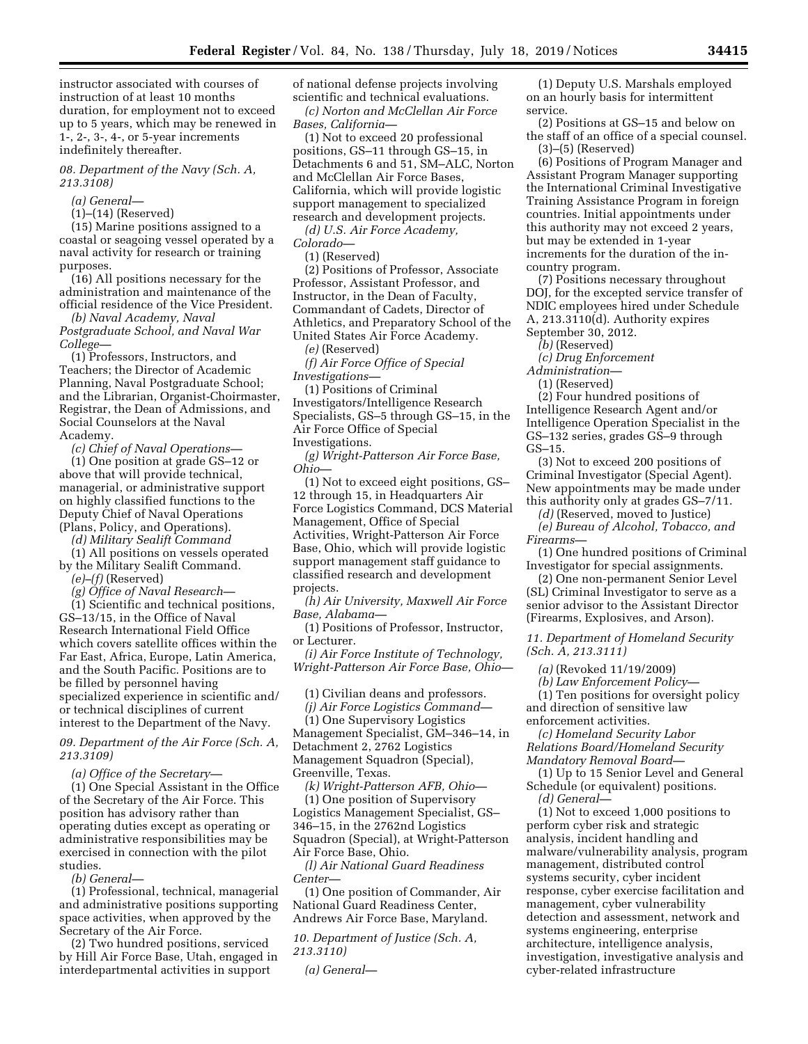instructor associated with courses of instruction of at least 10 months duration, for employment not to exceed up to 5 years, which may be renewed in 1-, 2-, 3-, 4-, or 5-year increments indefinitely thereafter.

*08. Department of the Navy (Sch. A, 213.3108)*

*(a) General*—

(1)–(14) (Reserved)

(15) Marine positions assigned to a coastal or seagoing vessel operated by a naval activity for research or training purposes.

(16) All positions necessary for the administration and maintenance of the official residence of the Vice President.

*(b) Naval Academy, Naval Postgraduate School, and Naval War College*—

(1) Professors, Instructors, and Teachers; the Director of Academic Planning, Naval Postgraduate School; and the Librarian, Organist-Choirmaster, Registrar, the Dean of Admissions, and Social Counselors at the Naval Academy.

*(c) Chief of Naval Operations*—

(1) One position at grade GS–12 or above that will provide technical, managerial, or administrative support on highly classified functions to the Deputy Chief of Naval Operations (Plans, Policy, and Operations).

*(d) Military Sealift Command*

(1) All positions on vessels operated by the Military Sealift Command.

*(e)*–*(f)* (Reserved)

*(g) Office of Naval Research*—

(1) Scientific and technical positions, GS–13/15, in the Office of Naval Research International Field Office which covers satellite offices within the Far East, Africa, Europe, Latin America, and the South Pacific. Positions are to be filled by personnel having specialized experience in scientific and/or technical disciplines of current interest to the Department of the Navy.

*09. Department of the Air Force (Sch. A, 213.3109)*

*(a) Office of the Secretary*—

(1) One Special Assistant in the Office of the Secretary of the Air Force. This position has advisory rather than operating duties except as operating or administrative responsibilities may be exercised in connection with the pilot studies.

*(b) General*—

(1) Professional, technical, managerial and administrative positions supporting space activities, when approved by the Secretary of the Air Force.

(2) Two hundred positions, serviced by Hill Air Force Base, Utah, engaged in interdepartmental activities in support of national defense projects involving scientific and technical evaluations.

*(c) Norton and McClellan Air Force Bases, California*—

(1) Not to exceed 20 professional positions, GS–11 through GS–15, in Detachments 6 and 51, SM–ALC, Norton and McClellan Air Force Bases, California, which will provide logistic support management to specialized research and development projects.

*(d) U.S. Air Force Academy, Colorado*—

(1) (Reserved)

(2) Positions of Professor, Associate Professor, Assistant Professor, and Instructor, in the Dean of Faculty, Commandant of Cadets, Director of Athletics, and Preparatory School of the United States Air Force Academy.

*(e)* (Reserved)

*(f) Air Force Office of Special Investigations*—

(1) Positions of Criminal Investigators/Intelligence Research Specialists, GS–5 through GS–15, in the Air Force Office of Special Investigations.

*(g) Wright-Patterson Air Force Base, Ohio*—

(1) Not to exceed eight positions, GS–12 through 15, in Headquarters Air Force Logistics Command, DCS Material Management, Office of Special Activities, Wright-Patterson Air Force Base, Ohio, which will provide logistic support management staff guidance to classified research and development projects.

*(h) Air University, Maxwell Air Force Base, Alabama*—

(1) Positions of Professor, Instructor, or Lecturer.

*(i) Air Force Institute of Technology, Wright-Patterson Air Force Base, Ohio*—

(1) Civilian deans and professors.

*(j) Air Force Logistics Command*—

(1) One Supervisory Logistics Management Specialist, GM–346–14, in Detachment 2, 2762 Logistics Management Squadron (Special), Greenville, Texas.

*(k) Wright-Patterson AFB, Ohio*—

(1) One position of Supervisory Logistics Management Specialist, GS–346–15, in the 2762nd Logistics Squadron (Special), at Wright-Patterson Air Force Base, Ohio.

*(l) Air National Guard Readiness Center*—

(1) One position of Commander, Air National Guard Readiness Center, Andrews Air Force Base, Maryland.

*10. Department of Justice (Sch. A, 213.3110)*

*(a) General*—

(1) Deputy U.S. Marshals employed on an hourly basis for intermittent service.

(2) Positions at GS–15 and below on the staff of an office of a special counsel.

(3)–(5) (Reserved)

(6) Positions of Program Manager and Assistant Program Manager supporting the International Criminal Investigative Training Assistance Program in foreign countries. Initial appointments under this authority may not exceed 2 years, but may be extended in 1-year increments for the duration of the in-country program.

(7) Positions necessary throughout DOJ, for the excepted service transfer of NDIC employees hired under Schedule A, 213.3110(d). Authority expires September 30, 2012.

*(b)* (Reserved)

*(c) Drug Enforcement Administration*—

(1) (Reserved)

(2) Four hundred positions of Intelligence Research Agent and/or Intelligence Operation Specialist in the GS–132 series, grades GS–9 through GS–15.

(3) Not to exceed 200 positions of Criminal Investigator (Special Agent). New appointments may be made under this authority only at grades GS–7/11.

*(d)* (Reserved, moved to Justice)

*(e) Bureau of Alcohol, Tobacco, and Firearms*—

(1) One hundred positions of Criminal Investigator for special assignments.

(2) One non-permanent Senior Level (SL) Criminal Investigator to serve as a senior advisor to the Assistant Director (Firearms, Explosives, and Arson).

*11. Department of Homeland Security (Sch. A, 213.3111)*

*(a)* (Revoked 11/19/2009)

*(b) Law Enforcement Policy*—

(1) Ten positions for oversight policy and direction of sensitive law enforcement activities.

*(c) Homeland Security Labor Relations Board/Homeland Security Mandatory Removal Board*—

(1) Up to 15 Senior Level and General Schedule (or equivalent) positions.

*(d) General*—

(1) Not to exceed 1,000 positions to perform cyber risk and strategic analysis, incident handling and malware/vulnerability analysis, program management, distributed control systems security, cyber incident response, cyber exercise facilitation and management, cyber vulnerability detection and assessment, network and systems engineering, enterprise architecture, intelligence analysis, investigation, investigative analysis and cyber-related infrastructure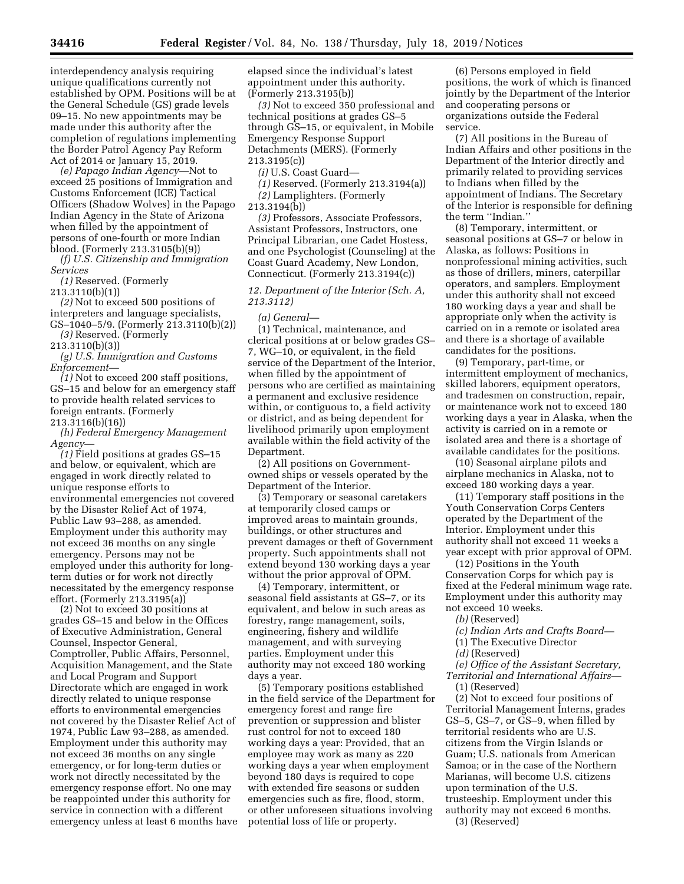interdependency analysis requiring unique qualifications currently not established by OPM. Positions will be at the General Schedule (GS) grade levels 09–15. No new appointments may be made under this authority after the completion of regulations implementing the Border Patrol Agency Pay Reform Act of 2014 or January 15, 2019.

*(e) Papago Indian Agency*—Not to exceed 25 positions of Immigration and Customs Enforcement (ICE) Tactical Officers (Shadow Wolves) in the Papago Indian Agency in the State of Arizona when filled by the appointment of persons of one-fourth or more Indian blood. (Formerly 213.3105(b)(9))

*(f) U.S. Citizenship and Immigration Services*

*(1)* Reserved. (Formerly 213.3110(b)(1))

*(2)* Not to exceed 500 positions of interpreters and language specialists, GS–1040–5/9. (Formerly 213.3110(b)(2))

*(3)* Reserved. (Formerly 213.3110(b)(3))

*(g) U.S. Immigration and Customs Enforcement*—

*(1)* Not to exceed 200 staff positions, GS–15 and below for an emergency staff to provide health related services to foreign entrants. (Formerly 213.3116(b)(16))

*(h) Federal Emergency Management Agency*—

*(1)* Field positions at grades GS–15 and below, or equivalent, which are engaged in work directly related to unique response efforts to environmental emergencies not covered by the Disaster Relief Act of 1974, Public Law 93–288, as amended. Employment under this authority may not exceed 36 months on any single emergency. Persons may not be employed under this authority for long-term duties or for work not directly necessitated by the emergency response effort. (Formerly 213.3195(a))

(2) Not to exceed 30 positions at grades GS–15 and below in the Offices of Executive Administration, General Counsel, Inspector General, Comptroller, Public Affairs, Personnel, Acquisition Management, and the State and Local Program and Support Directorate which are engaged in work directly related to unique response efforts to environmental emergencies not covered by the Disaster Relief Act of 1974, Public Law 93–288, as amended. Employment under this authority may not exceed 36 months on any single emergency, or for long-term duties or work not directly necessitated by the emergency response effort. No one may be reappointed under this authority for service in connection with a different emergency unless at least 6 months have elapsed since the individual's latest appointment under this authority. (Formerly 213.3195(b))

*(3)* Not to exceed 350 professional and technical positions at grades GS–5 through GS–15, or equivalent, in Mobile Emergency Response Support Detachments (MERS). (Formerly 213.3195(c))

*(i)* U.S. Coast Guard—

*(1)* Reserved. (Formerly 213.3194(a))

*(2)* Lamplighters. (Formerly 213.3194(b))

*(3)* Professors, Associate Professors, Assistant Professors, Instructors, one Principal Librarian, one Cadet Hostess, and one Psychologist (Counseling) at the Coast Guard Academy, New London, Connecticut. (Formerly 213.3194(c))

*12. Department of the Interior (Sch. A, 213.3112)*

*(a) General*—

(1) Technical, maintenance, and clerical positions at or below grades GS–7, WG–10, or equivalent, in the field service of the Department of the Interior, when filled by the appointment of persons who are certified as maintaining a permanent and exclusive residence within, or contiguous to, a field activity or district, and as being dependent for livelihood primarily upon employment available within the field activity of the Department.

(2) All positions on Government-owned ships or vessels operated by the Department of the Interior.

(3) Temporary or seasonal caretakers at temporarily closed camps or improved areas to maintain grounds, buildings, or other structures and prevent damages or theft of Government property. Such appointments shall not extend beyond 130 working days a year without the prior approval of OPM.

(4) Temporary, intermittent, or seasonal field assistants at GS–7, or its equivalent, and below in such areas as forestry, range management, soils, engineering, fishery and wildlife management, and with surveying parties. Employment under this authority may not exceed 180 working days a year.

(5) Temporary positions established in the field service of the Department for emergency forest and range fire prevention or suppression and blister rust control for not to exceed 180 working days a year: Provided, that an employee may work as many as 220 working days a year when employment beyond 180 days is required to cope with extended fire seasons or sudden emergencies such as fire, flood, storm, or other unforeseen situations involving potential loss of life or property.

(6) Persons employed in field positions, the work of which is financed jointly by the Department of the Interior and cooperating persons or organizations outside the Federal service.

(7) All positions in the Bureau of Indian Affairs and other positions in the Department of the Interior directly and primarily related to providing services to Indians when filled by the appointment of Indians. The Secretary of the Interior is responsible for defining the term ''Indian.''

(8) Temporary, intermittent, or seasonal positions at GS–7 or below in Alaska, as follows: Positions in nonprofessional mining activities, such as those of drillers, miners, caterpillar operators, and samplers. Employment under this authority shall not exceed 180 working days a year and shall be appropriate only when the activity is carried on in a remote or isolated area and there is a shortage of available candidates for the positions.

(9) Temporary, part-time, or intermittent employment of mechanics, skilled laborers, equipment operators, and tradesmen on construction, repair, or maintenance work not to exceed 180 working days a year in Alaska, when the activity is carried on in a remote or isolated area and there is a shortage of available candidates for the positions.

(10) Seasonal airplane pilots and airplane mechanics in Alaska, not to exceed 180 working days a year.

(11) Temporary staff positions in the Youth Conservation Corps Centers operated by the Department of the Interior. Employment under this authority shall not exceed 11 weeks a year except with prior approval of OPM.

(12) Positions in the Youth Conservation Corps for which pay is fixed at the Federal minimum wage rate. Employment under this authority may not exceed 10 weeks.

*(b)* (Reserved)

*(c) Indian Arts and Crafts Board*—

(1) The Executive Director

*(d)* (Reserved)

*(e) Office of the Assistant Secretary, Territorial and International Affairs*—

(1) (Reserved)

(2) Not to exceed four positions of Territorial Management Interns, grades GS–5, GS–7, or GS–9, when filled by territorial residents who are U.S. citizens from the Virgin Islands or Guam; U.S. nationals from American Samoa; or in the case of the Northern Marianas, will become U.S. citizens upon termination of the U.S. trusteeship. Employment under this authority may not exceed 6 months.

(3) (Reserved)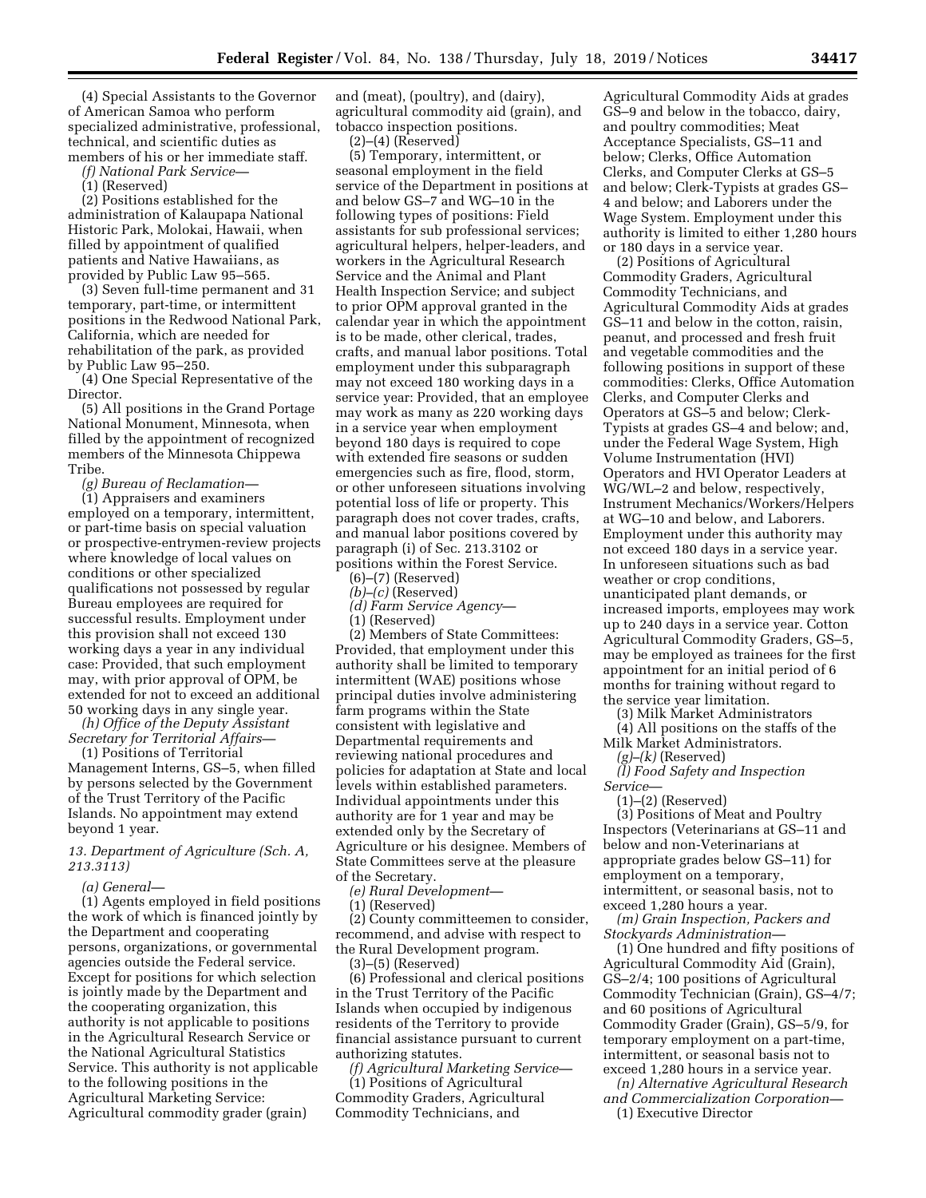(4) Special Assistants to the Governor of American Samoa who perform specialized administrative, professional, technical, and scientific duties as members of his or her immediate staff.

*(f) National Park Service*—

(1) (Reserved)

(2) Positions established for the administration of Kalaupapa National Historic Park, Molokai, Hawaii, when filled by appointment of qualified patients and Native Hawaiians, as provided by Public Law 95–565.

(3) Seven full-time permanent and 31 temporary, part-time, or intermittent positions in the Redwood National Park, California, which are needed for rehabilitation of the park, as provided by Public Law 95–250.

(4) One Special Representative of the Director.

(5) All positions in the Grand Portage National Monument, Minnesota, when filled by the appointment of recognized members of the Minnesota Chippewa Tribe.

*(g) Bureau of Reclamation*—

(1) Appraisers and examiners employed on a temporary, intermittent, or part-time basis on special valuation or prospective-entrymen-review projects where knowledge of local values on conditions or other specialized qualifications not possessed by regular Bureau employees are required for successful results. Employment under this provision shall not exceed 130 working days a year in any individual case: Provided, that such employment may, with prior approval of OPM, be extended for not to exceed an additional 50 working days in any single year.

*(h) Office of the Deputy Assistant Secretary for Territorial Affairs*—

(1) Positions of Territorial Management Interns, GS–5, when filled by persons selected by the Government of the Trust Territory of the Pacific Islands. No appointment may extend beyond 1 year.

*13. Department of Agriculture (Sch. A, 213.3113)*

*(a) General*—

(1) Agents employed in field positions the work of which is financed jointly by the Department and cooperating persons, organizations, or governmental agencies outside the Federal service. Except for positions for which selection is jointly made by the Department and the cooperating organization, this authority is not applicable to positions in the Agricultural Research Service or the National Agricultural Statistics Service. This authority is not applicable to the following positions in the Agricultural Marketing Service: Agricultural commodity grader (grain) and (meat), (poultry), and (dairy), agricultural commodity aid (grain), and tobacco inspection positions.

(2)–(4) (Reserved)

(5) Temporary, intermittent, or seasonal employment in the field service of the Department in positions at and below GS–7 and WG–10 in the following types of positions: Field assistants for sub professional services; agricultural helpers, helper-leaders, and workers in the Agricultural Research Service and the Animal and Plant Health Inspection Service; and subject to prior OPM approval granted in the calendar year in which the appointment is to be made, other clerical, trades, crafts, and manual labor positions. Total employment under this subparagraph may not exceed 180 working days in a service year: Provided, that an employee may work as many as 220 working days in a service year when employment beyond 180 days is required to cope with extended fire seasons or sudden emergencies such as fire, flood, storm, or other unforeseen situations involving potential loss of life or property. This paragraph does not cover trades, crafts, and manual labor positions covered by paragraph (i) of Sec. 213.3102 or positions within the Forest Service.

(6)–(7) (Reserved)

*(b)–(c)* (Reserved)

*(d) Farm Service Agency*—

(1) (Reserved)

(2) Members of State Committees: Provided, that employment under this authority shall be limited to temporary intermittent (WAE) positions whose principal duties involve administering farm programs within the State consistent with legislative and Departmental requirements and reviewing national procedures and policies for adaptation at State and local levels within established parameters. Individual appointments under this authority are for 1 year and may be extended only by the Secretary of Agriculture or his designee. Members of State Committees serve at the pleasure of the Secretary.

*(e) Rural Development*—

(1) (Reserved)

(2) County committeemen to consider, recommend, and advise with respect to the Rural Development program.

(3)–(5) (Reserved)

(6) Professional and clerical positions in the Trust Territory of the Pacific Islands when occupied by indigenous residents of the Territory to provide financial assistance pursuant to current authorizing statutes.

*(f) Agricultural Marketing Service*—

(1) Positions of Agricultural Commodity Graders, Agricultural Commodity Technicians, and Agricultural Commodity Aids at grades GS–9 and below in the tobacco, dairy, and poultry commodities; Meat Acceptance Specialists, GS–11 and below; Clerks, Office Automation Clerks, and Computer Clerks at GS–5 and below; Clerk-Typists at grades GS–4 and below; and Laborers under the Wage System. Employment under this authority is limited to either 1,280 hours or 180 days in a service year.

(2) Positions of Agricultural Commodity Graders, Agricultural Commodity Technicians, and Agricultural Commodity Aids at grades GS–11 and below in the cotton, raisin, peanut, and processed and fresh fruit and vegetable commodities and the following positions in support of these commodities: Clerks, Office Automation Clerks, and Computer Clerks and Operators at GS–5 and below; Clerk-Typists at grades GS–4 and below; and, under the Federal Wage System, High Volume Instrumentation (HVI) Operators and HVI Operator Leaders at WG/WL–2 and below, respectively, Instrument Mechanics/Workers/Helpers at WG–10 and below, and Laborers. Employment under this authority may not exceed 180 days in a service year. In unforeseen situations such as bad weather or crop conditions, unanticipated plant demands, or increased imports, employees may work up to 240 days in a service year. Cotton Agricultural Commodity Graders, GS–5, may be employed as trainees for the first appointment for an initial period of 6 months for training without regard to the service year limitation.

(3) Milk Market Administrators

(4) All positions on the staffs of the Milk Market Administrators.

*(g)–(k)* (Reserved)

*(l) Food Safety and Inspection Service*—

(1)–(2) (Reserved)

(3) Positions of Meat and Poultry Inspectors (Veterinarians at GS–11 and below and non-Veterinarians at appropriate grades below GS–11) for employment on a temporary, intermittent, or seasonal basis, not to exceed 1,280 hours a year.

*(m) Grain Inspection, Packers and Stockyards Administration*—

(1) One hundred and fifty positions of Agricultural Commodity Aid (Grain), GS–2/4; 100 positions of Agricultural Commodity Technician (Grain), GS–4/7; and 60 positions of Agricultural Commodity Grader (Grain), GS–5/9, for temporary employment on a part-time, intermittent, or seasonal basis not to exceed 1,280 hours in a service year.

*(n) Alternative Agricultural Research and Commercialization Corporation*—

(1) Executive Director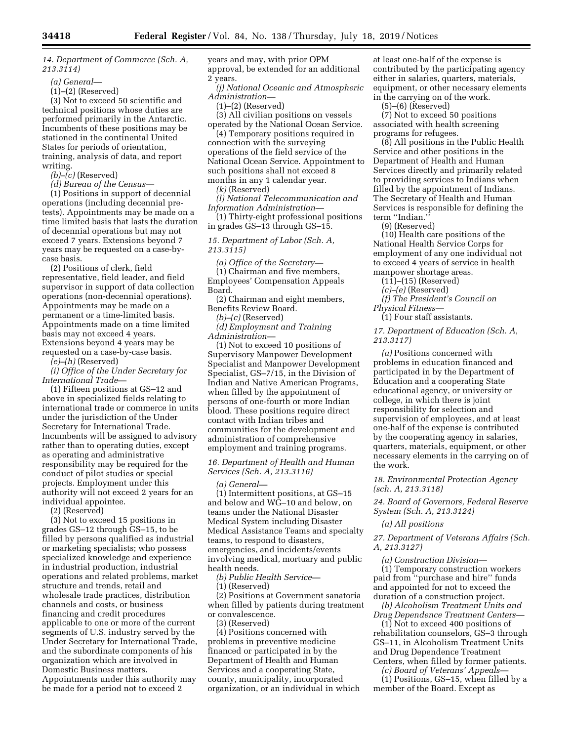*14. Department of Commerce (Sch. A, 213.3114)*

*(a) General*—

(1)–(2) (Reserved)

(3) Not to exceed 50 scientific and technical positions whose duties are performed primarily in the Antarctic. Incumbents of these positions may be stationed in the continental United States for periods of orientation, training, analysis of data, and report writing.

*(b)–(c)* (Reserved)

*(d) Bureau of the Census*—

(1) Positions in support of decennial operations (including decennial pre-tests). Appointments may be made on a time limited basis that lasts the duration of decennial operations but may not exceed 7 years. Extensions beyond 7 years may be requested on a case-by-case basis.

(2) Positions of clerk, field representative, field leader, and field supervisor in support of data collection operations (non-decennial operations). Appointments may be made on a permanent or a time-limited basis. Appointments made on a time limited basis may not exceed 4 years. Extensions beyond 4 years may be requested on a case-by-case basis.

*(e)–(h)* (Reserved)

*(i) Office of the Under Secretary for International Trade*—

(1) Fifteen positions at GS–12 and above in specialized fields relating to international trade or commerce in units under the jurisdiction of the Under Secretary for International Trade. Incumbents will be assigned to advisory rather than to operating duties, except as operating and administrative responsibility may be required for the conduct of pilot studies or special projects. Employment under this authority will not exceed 2 years for an individual appointee.

(2) (Reserved)

(3) Not to exceed 15 positions in grades GS–12 through GS–15, to be filled by persons qualified as industrial or marketing specialists; who possess specialized knowledge and experience in industrial production, industrial operations and related problems, market structure and trends, retail and wholesale trade practices, distribution channels and costs, or business financing and credit procedures applicable to one or more of the current segments of U.S. industry served by the Under Secretary for International Trade, and the subordinate components of his organization which are involved in Domestic Business matters. Appointments under this authority may be made for a period not to exceed 2 years and may, with prior OPM approval, be extended for an additional 2 years.

*(j) National Oceanic and Atmospheric Administration*—

(1)–(2) (Reserved)

(3) All civilian positions on vessels operated by the National Ocean Service.

(4) Temporary positions required in connection with the surveying operations of the field service of the National Ocean Service. Appointment to such positions shall not exceed 8 months in any 1 calendar year.

*(k)* (Reserved)

*(l) National Telecommunication and Information Administration*—

(1) Thirty-eight professional positions in grades GS–13 through GS–15.

*15. Department of Labor (Sch. A, 213.3115)*

*(a) Office of the Secretary*—

(1) Chairman and five members, Employees' Compensation Appeals Board.

(2) Chairman and eight members, Benefits Review Board.

*(b)–(c)* (Reserved)

*(d) Employment and Training Administration*—

(1) Not to exceed 10 positions of Supervisory Manpower Development Specialist and Manpower Development Specialist, GS–7/15, in the Division of Indian and Native American Programs, when filled by the appointment of persons of one-fourth or more Indian blood. These positions require direct contact with Indian tribes and communities for the development and administration of comprehensive employment and training programs.

*16. Department of Health and Human Services (Sch. A, 213.3116)*

*(a) General*—

(1) Intermittent positions, at GS–15 and below and WG–10 and below, on teams under the National Disaster Medical System including Disaster Medical Assistance Teams and specialty teams, to respond to disasters, emergencies, and incidents/events involving medical, mortuary and public health needs.

*(b) Public Health Service*—

(1) (Reserved)

(2) Positions at Government sanatoria when filled by patients during treatment or convalescence.

(3) (Reserved)

(4) Positions concerned with problems in preventive medicine financed or participated in by the Department of Health and Human Services and a cooperating State, county, municipality, incorporated organization, or an individual in which at least one-half of the expense is contributed by the participating agency either in salaries, quarters, materials, equipment, or other necessary elements in the carrying on of the work.

(5)–(6) (Reserved)

(7) Not to exceed 50 positions associated with health screening programs for refugees.

(8) All positions in the Public Health Service and other positions in the Department of Health and Human Services directly and primarily related to providing services to Indians when filled by the appointment of Indians. The Secretary of Health and Human Services is responsible for defining the term ''Indian.''

(9) (Reserved)

(10) Health care positions of the National Health Service Corps for employment of any one individual not to exceed 4 years of service in health manpower shortage areas.

(11)–(15) (Reserved)

*(c)–(e)* (Reserved)

*(f) The President's Council on Physical Fitness*—

(1) Four staff assistants.

*17. Department of Education (Sch. A, 213.3117)*

*(a)* Positions concerned with problems in education financed and participated in by the Department of Education and a cooperating State educational agency, or university or college, in which there is joint responsibility for selection and supervision of employees, and at least one-half of the expense is contributed by the cooperating agency in salaries, quarters, materials, equipment, or other necessary elements in the carrying on of the work.

*18. Environmental Protection Agency (sch. A, 213.3118)*

*24. Board of Governors, Federal Reserve System (Sch. A, 213.3124)*

*(a) All positions*

*27. Department of Veterans Affairs (Sch. A, 213.3127)*

*(a) Construction Division*—

(1) Temporary construction workers paid from ''purchase and hire'' funds and appointed for not to exceed the duration of a construction project.

*(b) Alcoholism Treatment Units and Drug Dependence Treatment Centers*—

(1) Not to exceed 400 positions of rehabilitation counselors, GS–3 through GS–11, in Alcoholism Treatment Units and Drug Dependence Treatment Centers, when filled by former patients.

*(c) Board of Veterans' Appeals*—

(1) Positions, GS–15, when filled by a member of the Board. Except as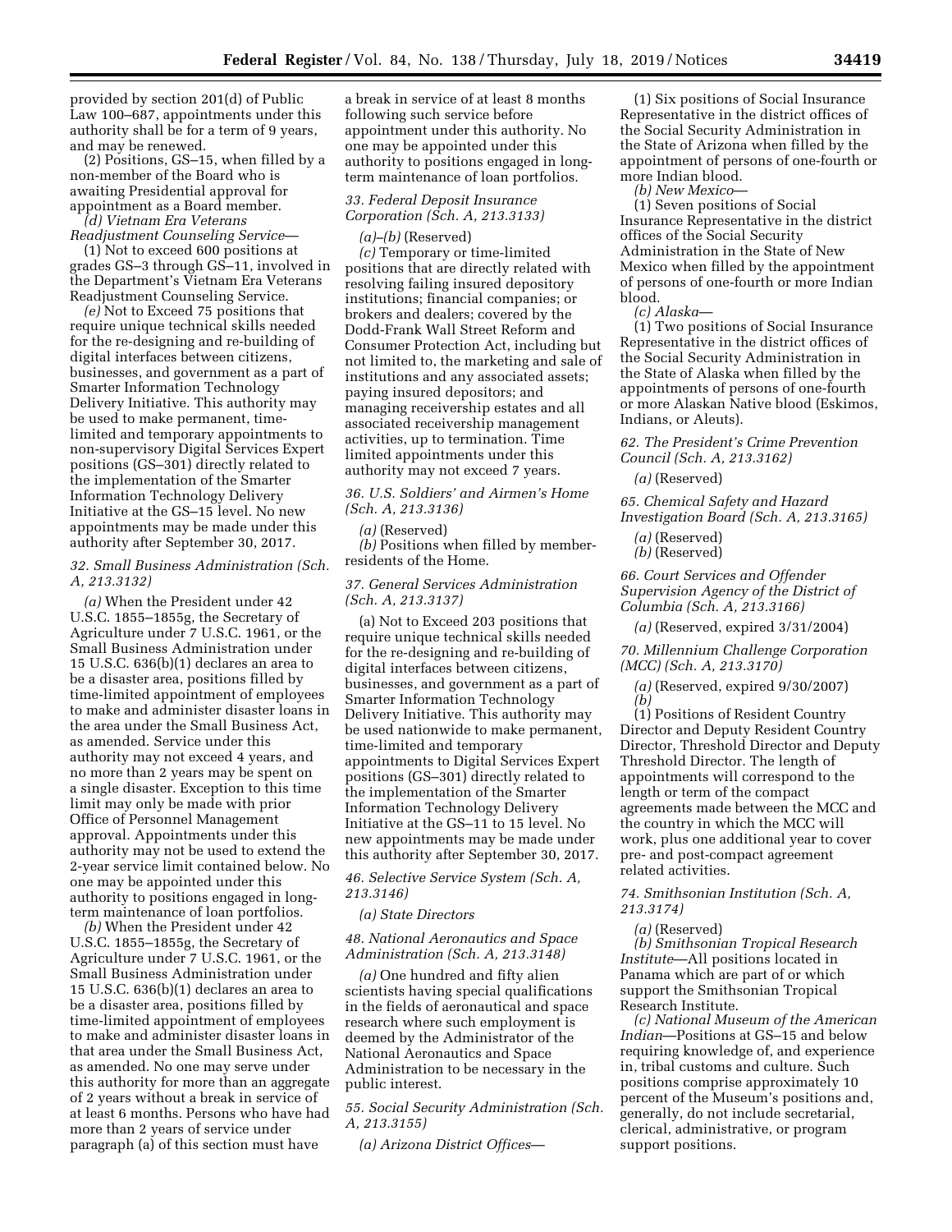provided by section 201(d) of Public Law 100–687, appointments under this authority shall be for a term of 9 years, and may be renewed.

(2) Positions, GS–15, when filled by a non-member of the Board who is awaiting Presidential approval for appointment as a Board member.

*(d) Vietnam Era Veterans Readjustment Counseling Service*—

(1) Not to exceed 600 positions at grades GS–3 through GS–11, involved in the Department's Vietnam Era Veterans Readjustment Counseling Service.

*(e)* Not to Exceed 75 positions that require unique technical skills needed for the re-designing and re-building of digital interfaces between citizens, businesses, and government as a part of Smarter Information Technology Delivery Initiative. This authority may be used to make permanent, time-limited and temporary appointments to non-supervisory Digital Services Expert positions (GS–301) directly related to the implementation of the Smarter Information Technology Delivery Initiative at the GS–15 level. No new appointments may be made under this authority after September 30, 2017.

*32. Small Business Administration (Sch. A, 213.3132)*

*(a)* When the President under 42 U.S.C. 1855–1855g, the Secretary of Agriculture under 7 U.S.C. 1961, or the Small Business Administration under 15 U.S.C. 636(b)(1) declares an area to be a disaster area, positions filled by time-limited appointment of employees to make and administer disaster loans in the area under the Small Business Act, as amended. Service under this authority may not exceed 4 years, and no more than 2 years may be spent on a single disaster. Exception to this time limit may only be made with prior Office of Personnel Management approval. Appointments under this authority may not be used to extend the 2-year service limit contained below. No one may be appointed under this authority to positions engaged in long-term maintenance of loan portfolios.

*(b)* When the President under 42 U.S.C. 1855–1855g, the Secretary of Agriculture under 7 U.S.C. 1961, or the Small Business Administration under 15 U.S.C. 636(b)(1) declares an area to be a disaster area, positions filled by time-limited appointment of employees to make and administer disaster loans in that area under the Small Business Act, as amended. No one may serve under this authority for more than an aggregate of 2 years without a break in service of at least 6 months. Persons who have had more than 2 years of service under paragraph (a) of this section must have a break in service of at least 8 months following such service before appointment under this authority. No one may be appointed under this authority to positions engaged in long-term maintenance of loan portfolios.

*33. Federal Deposit Insurance Corporation (Sch. A, 213.3133)*

*(a)–(b)* (Reserved)

*(c)* Temporary or time-limited positions that are directly related with resolving failing insured depository institutions; financial companies; or brokers and dealers; covered by the Dodd-Frank Wall Street Reform and Consumer Protection Act, including but not limited to, the marketing and sale of institutions and any associated assets; paying insured depositors; and managing receivership estates and all associated receivership management activities, up to termination. Time limited appointments under this authority may not exceed 7 years.

*36. U.S. Soldiers' and Airmen's Home (Sch. A, 213.3136)*

*(a)* (Reserved)

*(b)* Positions when filled by member-residents of the Home.

*37. General Services Administration (Sch. A, 213.3137)*

(a) Not to Exceed 203 positions that require unique technical skills needed for the re-designing and re-building of digital interfaces between citizens, businesses, and government as a part of Smarter Information Technology Delivery Initiative. This authority may be used nationwide to make permanent, time-limited and temporary appointments to Digital Services Expert positions (GS–301) directly related to the implementation of the Smarter Information Technology Delivery Initiative at the GS–11 to 15 level. No new appointments may be made under this authority after September 30, 2017.

*46. Selective Service System (Sch. A, 213.3146)*

*(a) State Directors*

*48. National Aeronautics and Space Administration (Sch. A, 213.3148)*

*(a)* One hundred and fifty alien scientists having special qualifications in the fields of aeronautical and space research where such employment is deemed by the Administrator of the National Aeronautics and Space Administration to be necessary in the public interest.

*55. Social Security Administration (Sch. A, 213.3155)*

*(a) Arizona District Offices*—

(1) Six positions of Social Insurance Representative in the district offices of the Social Security Administration in the State of Arizona when filled by the appointment of persons of one-fourth or more Indian blood.

*(b) New Mexico*—

(1) Seven positions of Social Insurance Representative in the district offices of the Social Security Administration in the State of New Mexico when filled by the appointment of persons of one-fourth or more Indian blood.

*(c) Alaska*—

(1) Two positions of Social Insurance Representative in the district offices of the Social Security Administration in the State of Alaska when filled by the appointments of persons of one-fourth or more Alaskan Native blood (Eskimos, Indians, or Aleuts).

*62. The President's Crime Prevention Council (Sch. A, 213.3162)*

*(a)* (Reserved)

*65. Chemical Safety and Hazard Investigation Board (Sch. A, 213.3165)*

*(a)* (Reserved)

*(b)* (Reserved)

*66. Court Services and Offender Supervision Agency of the District of Columbia (Sch. A, 213.3166)*

*(a)* (Reserved, expired 3/31/2004)

*70. Millennium Challenge Corporation (MCC) (Sch. A, 213.3170)*

*(a)* (Reserved, expired 9/30/2007)

*(b)*

(1) Positions of Resident Country Director and Deputy Resident Country Director, Threshold Director and Deputy Threshold Director. The length of appointments will correspond to the length or term of the compact agreements made between the MCC and the country in which the MCC will work, plus one additional year to cover pre- and post-compact agreement related activities.

*74. Smithsonian Institution (Sch. A, 213.3174)*

*(a)* (Reserved)

*(b) Smithsonian Tropical Research Institute*—All positions located in Panama which are part of or which support the Smithsonian Tropical Research Institute.

*(c) National Museum of the American Indian*—Positions at GS–15 and below requiring knowledge of, and experience in, tribal customs and culture. Such positions comprise approximately 10 percent of the Museum's positions and, generally, do not include secretarial, clerical, administrative, or program support positions.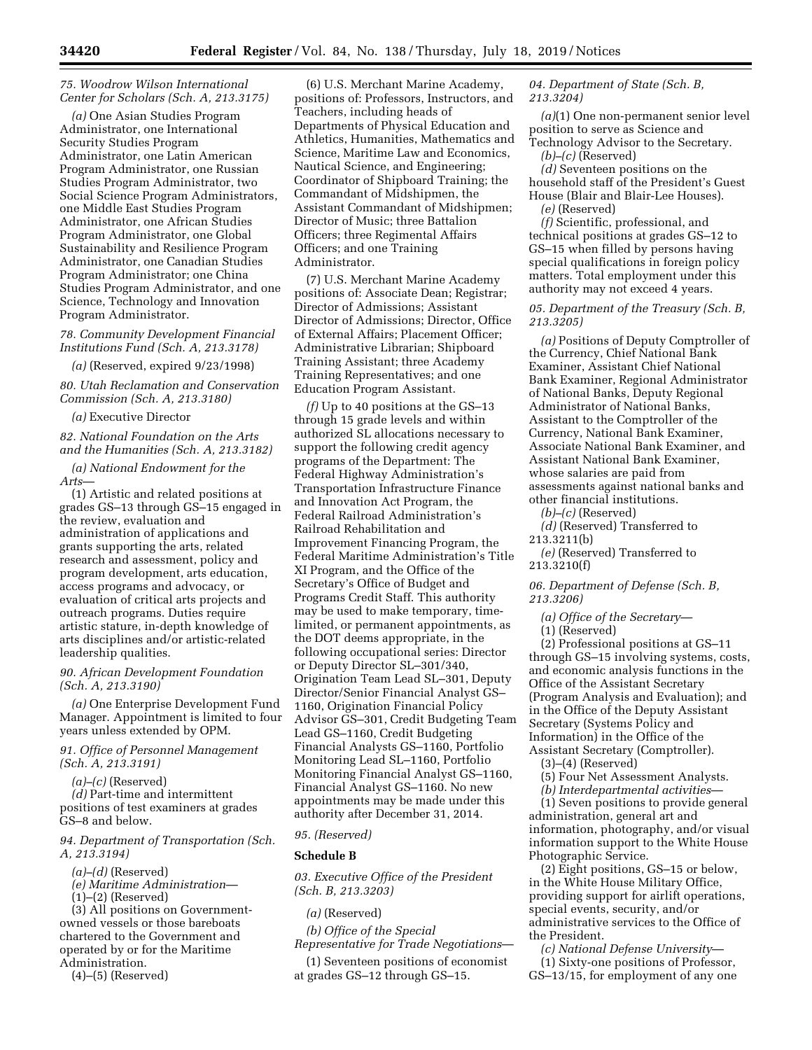*75. Woodrow Wilson International Center for Scholars (Sch. A, 213.3175)*

*(a)* One Asian Studies Program Administrator, one International Security Studies Program Administrator, one Latin American Program Administrator, one Russian Studies Program Administrator, two Social Science Program Administrators, one Middle East Studies Program Administrator, one African Studies Program Administrator, one Global Sustainability and Resilience Program Administrator, one Canadian Studies Program Administrator; one China Studies Program Administrator, and one Science, Technology and Innovation Program Administrator.

*78. Community Development Financial Institutions Fund (Sch. A, 213.3178)*

*(a)* (Reserved, expired 9/23/1998)

*80. Utah Reclamation and Conservation Commission (Sch. A, 213.3180)*

*(a)* Executive Director

*82. National Foundation on the Arts and the Humanities (Sch. A, 213.3182)*

*(a) National Endowment for the Arts*—

(1) Artistic and related positions at grades GS–13 through GS–15 engaged in the review, evaluation and administration of applications and grants supporting the arts, related research and assessment, policy and program development, arts education, access programs and advocacy, or evaluation of critical arts projects and outreach programs. Duties require artistic stature, in-depth knowledge of arts disciplines and/or artistic-related leadership qualities.

*90. African Development Foundation (Sch. A, 213.3190)*

*(a)* One Enterprise Development Fund Manager. Appointment is limited to four years unless extended by OPM.

*91. Office of Personnel Management (Sch. A, 213.3191)*

*(a)–(c)* (Reserved)

*(d)* Part-time and intermittent positions of test examiners at grades GS–8 and below.

*94. Department of Transportation (Sch. A, 213.3194)*

*(a)–(d)* (Reserved)

*(e) Maritime Administration*—

(1)–(2) (Reserved)

(3) All positions on Government-owned vessels or those bareboats chartered to the Government and operated by or for the Maritime Administration.

(4)–(5) (Reserved)

(6) U.S. Merchant Marine Academy, positions of: Professors, Instructors, and Teachers, including heads of Departments of Physical Education and Athletics, Humanities, Mathematics and Science, Maritime Law and Economics, Nautical Science, and Engineering; Coordinator of Shipboard Training; the Commandant of Midshipmen, the Assistant Commandant of Midshipmen; Director of Music; three Battalion Officers; three Regimental Affairs Officers; and one Training Administrator.

(7) U.S. Merchant Marine Academy positions of: Associate Dean; Registrar; Director of Admissions; Assistant Director of Admissions; Director, Office of External Affairs; Placement Officer; Administrative Librarian; Shipboard Training Assistant; three Academy Training Representatives; and one Education Program Assistant.

*(f)* Up to 40 positions at the GS–13 through 15 grade levels and within authorized SL allocations necessary to support the following credit agency programs of the Department: The Federal Highway Administration's Transportation Infrastructure Finance and Innovation Act Program, the Federal Railroad Administration's Railroad Rehabilitation and Improvement Financing Program, the Federal Maritime Administration's Title XI Program, and the Office of the Secretary's Office of Budget and Programs Credit Staff. This authority may be used to make temporary, time-limited, or permanent appointments, as the DOT deems appropriate, in the following occupational series: Director or Deputy Director SL–301/340, Origination Team Lead SL–301, Deputy Director/Senior Financial Analyst GS–1160, Origination Financial Policy Advisor GS–301, Credit Budgeting Team Lead GS–1160, Credit Budgeting Financial Analysts GS–1160, Portfolio Monitoring Lead SL–1160, Portfolio Monitoring Financial Analyst GS–1160, Financial Analyst GS–1160. No new appointments may be made under this authority after December 31, 2014.

*95. (Reserved)*

## Schedule B

*03. Executive Office of the President (Sch. B, 213.3203)*

*(a)* (Reserved)

*(b) Office of the Special Representative for Trade Negotiations*—

(1) Seventeen positions of economist at grades GS–12 through GS–15.

*04. Department of State (Sch. B, 213.3204)*

*(a)*(1) One non-permanent senior level position to serve as Science and Technology Advisor to the Secretary.

*(b)–(c)* (Reserved)

*(d)* Seventeen positions on the household staff of the President's Guest House (Blair and Blair-Lee Houses).

*(e)* (Reserved)

*(f)* Scientific, professional, and technical positions at grades GS–12 to GS–15 when filled by persons having special qualifications in foreign policy matters. Total employment under this authority may not exceed 4 years.

*05. Department of the Treasury (Sch. B, 213.3205)*

*(a)* Positions of Deputy Comptroller of the Currency, Chief National Bank Examiner, Assistant Chief National Bank Examiner, Regional Administrator of National Banks, Deputy Regional Administrator of National Banks, Assistant to the Comptroller of the Currency, National Bank Examiner, Associate National Bank Examiner, and Assistant National Bank Examiner, whose salaries are paid from assessments against national banks and other financial institutions.

*(b)–(c)* (Reserved)

*(d)* (Reserved) Transferred to 213.3211(b)

*(e)* (Reserved) Transferred to 213.3210(f)

*06. Department of Defense (Sch. B, 213.3206)*

*(a) Office of the Secretary*—

(1) (Reserved)

(2) Professional positions at GS–11 through GS–15 involving systems, costs, and economic analysis functions in the Office of the Assistant Secretary (Program Analysis and Evaluation); and in the Office of the Deputy Assistant Secretary (Systems Policy and Information) in the Office of the Assistant Secretary (Comptroller).

(3)–(4) (Reserved)

(5) Four Net Assessment Analysts.

*(b) Interdepartmental activities*—

(1) Seven positions to provide general administration, general art and information, photography, and/or visual information support to the White House Photographic Service.

(2) Eight positions, GS–15 or below, in the White House Military Office, providing support for airlift operations, special events, security, and/or administrative services to the Office of the President.

*(c) National Defense University*—

(1) Sixty-one positions of Professor, GS–13/15, for employment of any one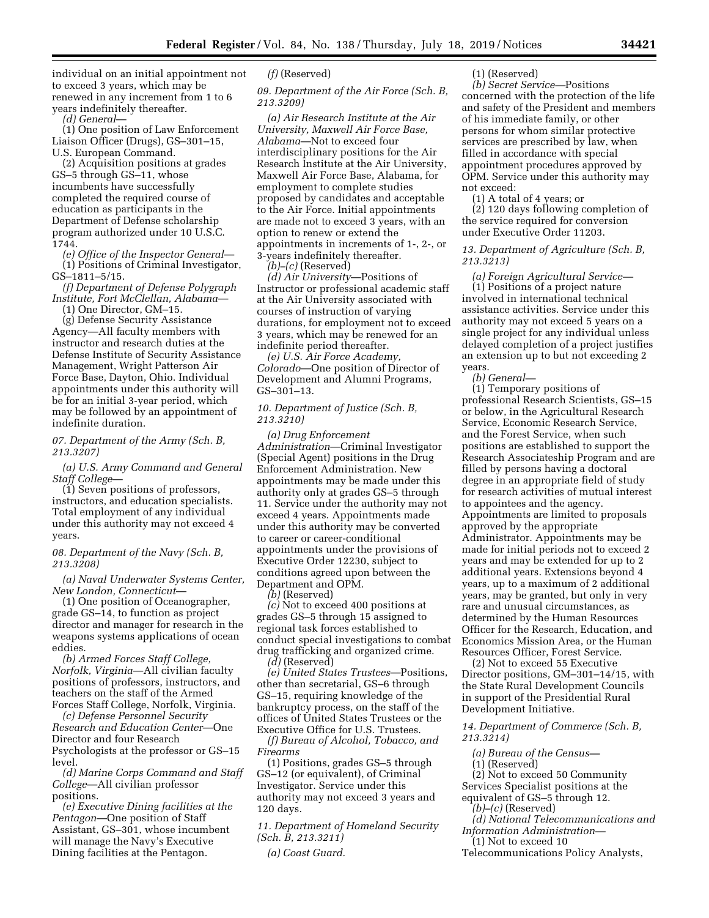individual on an initial appointment not to exceed 3 years, which may be renewed in any increment from 1 to 6 years indefinitely thereafter.

*(d) General*—

(1) One position of Law Enforcement Liaison Officer (Drugs), GS–301–15, U.S. European Command.

(2) Acquisition positions at grades GS–5 through GS–11, whose incumbents have successfully completed the required course of education as participants in the Department of Defense scholarship program authorized under 10 U.S.C. 1744.

*(e) Office of the Inspector General*—

(1) Positions of Criminal Investigator, GS–1811–5/15.

*(f) Department of Defense Polygraph Institute, Fort McClellan, Alabama*—

(1) One Director, GM–15.

(g) Defense Security Assistance Agency—All faculty members with instructor and research duties at the Defense Institute of Security Assistance Management, Wright Patterson Air Force Base, Dayton, Ohio. Individual appointments under this authority will be for an initial 3-year period, which may be followed by an appointment of indefinite duration.

*07. Department of the Army (Sch. B, 213.3207)*

*(a) U.S. Army Command and General Staff College*—

(1) Seven positions of professors, instructors, and education specialists. Total employment of any individual under this authority may not exceed 4 years.

*08. Department of the Navy (Sch. B, 213.3208)*

*(a) Naval Underwater Systems Center, New London, Connecticut*—

(1) One position of Oceanographer, grade GS–14, to function as project director and manager for research in the weapons systems applications of ocean eddies.

*(b) Armed Forces Staff College, Norfolk, Virginia*—All civilian faculty positions of professors, instructors, and teachers on the staff of the Armed Forces Staff College, Norfolk, Virginia.

*(c) Defense Personnel Security Research and Education Center*—One Director and four Research Psychologists at the professor or GS–15 level.

*(d) Marine Corps Command and Staff College*—All civilian professor positions.

*(e) Executive Dining facilities at the Pentagon*—One position of Staff Assistant, GS–301, whose incumbent will manage the Navy's Executive Dining facilities at the Pentagon.

*(f)* (Reserved)

*09. Department of the Air Force (Sch. B, 213.3209)*

*(a) Air Research Institute at the Air University, Maxwell Air Force Base, Alabama*—Not to exceed four interdisciplinary positions for the Air Research Institute at the Air University, Maxwell Air Force Base, Alabama, for employment to complete studies proposed by candidates and acceptable to the Air Force. Initial appointments are made not to exceed 3 years, with an option to renew or extend the appointments in increments of 1-, 2-, or 3-years indefinitely thereafter.

*(b)–(c)* (Reserved)

*(d) Air University*—Positions of Instructor or professional academic staff at the Air University associated with courses of instruction of varying durations, for employment not to exceed 3 years, which may be renewed for an indefinite period thereafter.

*(e) U.S. Air Force Academy, Colorado*—One position of Director of Development and Alumni Programs, GS–301–13.

*10. Department of Justice (Sch. B, 213.3210)*

*(a) Drug Enforcement Administration*—Criminal Investigator (Special Agent) positions in the Drug Enforcement Administration. New appointments may be made under this authority only at grades GS–5 through 11. Service under the authority may not exceed 4 years. Appointments made under this authority may be converted to career or career-conditional appointments under the provisions of Executive Order 12230, subject to conditions agreed upon between the Department and OPM.

*(b)* (Reserved)

*(c)* Not to exceed 400 positions at grades GS–5 through 15 assigned to regional task forces established to conduct special investigations to combat drug trafficking and organized crime.

*(d)* (Reserved)

*(e) United States Trustees*—Positions, other than secretarial, GS–6 through GS–15, requiring knowledge of the bankruptcy process, on the staff of the offices of United States Trustees or the Executive Office for U.S. Trustees.

*(f) Bureau of Alcohol, Tobacco, and Firearms*

(1) Positions, grades GS–5 through GS–12 (or equivalent), of Criminal Investigator. Service under this authority may not exceed 3 years and 120 days.

*11. Department of Homeland Security (Sch. B, 213.3211)*

*(a) Coast Guard.*

(1) (Reserved)

*(b) Secret Service*—Positions concerned with the protection of the life and safety of the President and members of his immediate family, or other persons for whom similar protective services are prescribed by law, when filled in accordance with special appointment procedures approved by OPM. Service under this authority may not exceed:

(1) A total of 4 years; or

(2) 120 days following completion of the service required for conversion under Executive Order 11203.

*13. Department of Agriculture (Sch. B, 213.3213)*

*(a) Foreign Agricultural Service*—

(1) Positions of a project nature involved in international technical assistance activities. Service under this authority may not exceed 5 years on a single project for any individual unless delayed completion of a project justifies an extension up to but not exceeding 2 years.

*(b) General*—

(1) Temporary positions of professional Research Scientists, GS–15 or below, in the Agricultural Research Service, Economic Research Service, and the Forest Service, when such positions are established to support the Research Associateship Program and are filled by persons having a doctoral degree in an appropriate field of study for research activities of mutual interest to appointees and the agency. Appointments are limited to proposals approved by the appropriate Administrator. Appointments may be made for initial periods not to exceed 2 years and may be extended for up to 2 additional years. Extensions beyond 4 years, up to a maximum of 2 additional years, may be granted, but only in very rare and unusual circumstances, as determined by the Human Resources Officer for the Research, Education, and Economics Mission Area, or the Human Resources Officer, Forest Service.

(2) Not to exceed 55 Executive Director positions, GM–301–14/15, with the State Rural Development Councils in support of the Presidential Rural Development Initiative.

*14. Department of Commerce (Sch. B, 213.3214)*

*(a) Bureau of the Census*—

(1) (Reserved)

(2) Not to exceed 50 Community Services Specialist positions at the equivalent of GS–5 through 12.

*(b)–(c)* (Reserved)

*(d) National Telecommunications and Information Administration*—

(1) Not to exceed 10 Telecommunications Policy Analysts,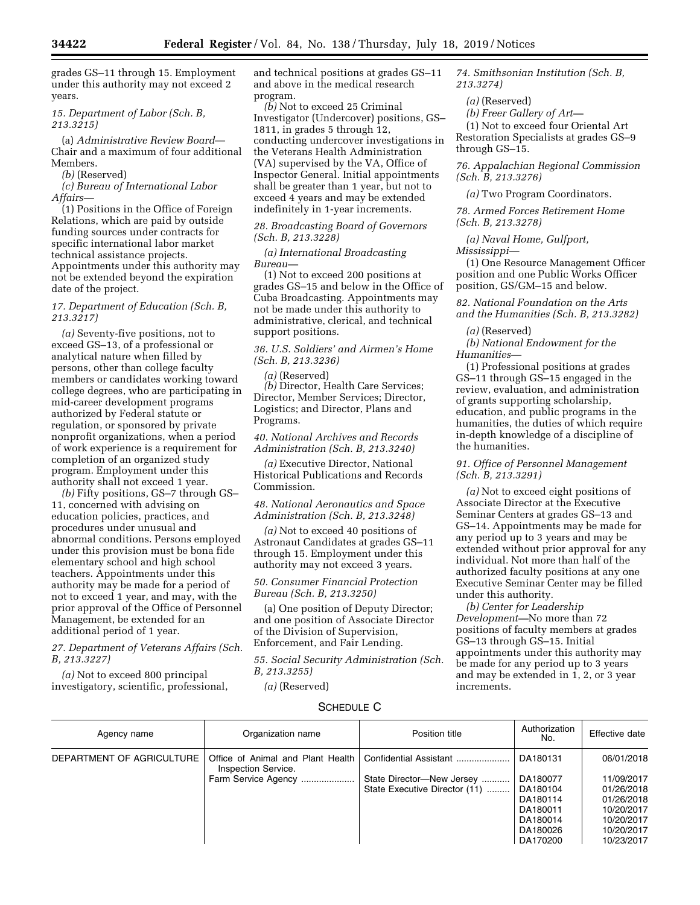grades GS–11 through 15. Employment under this authority may not exceed 2 years.

*15. Department of Labor (Sch. B, 213.3215)*

(a) *Administrative Review Board*—Chair and a maximum of four additional Members.

*(b)* (Reserved)

*(c) Bureau of International Labor Affairs*—

(1) Positions in the Office of Foreign Relations, which are paid by outside funding sources under contracts for specific international labor market technical assistance projects. Appointments under this authority may not be extended beyond the expiration date of the project.

*17. Department of Education (Sch. B, 213.3217)*

*(a)* Seventy-five positions, not to exceed GS–13, of a professional or analytical nature when filled by persons, other than college faculty members or candidates working toward college degrees, who are participating in mid-career development programs authorized by Federal statute or regulation, or sponsored by private nonprofit organizations, when a period of work experience is a requirement for completion of an organized study program. Employment under this authority shall not exceed 1 year.

*(b)* Fifty positions, GS–7 through GS–11, concerned with advising on education policies, practices, and procedures under unusual and abnormal conditions. Persons employed under this provision must be bona fide elementary school and high school teachers. Appointments under this authority may be made for a period of not to exceed 1 year, and may, with the prior approval of the Office of Personnel Management, be extended for an additional period of 1 year.

*27. Department of Veterans Affairs (Sch. B, 213.3227)*

*(a)* Not to exceed 800 principal investigatory, scientific, professional, and technical positions at grades GS–11 and above in the medical research program.

*(b)* Not to exceed 25 Criminal Investigator (Undercover) positions, GS–1811, in grades 5 through 12, conducting undercover investigations in the Veterans Health Administration (VA) supervised by the VA, Office of Inspector General. Initial appointments shall be greater than 1 year, but not to exceed 4 years and may be extended indefinitely in 1-year increments.

*28. Broadcasting Board of Governors (Sch. B, 213.3228)*

*(a) International Broadcasting Bureau*—

(1) Not to exceed 200 positions at grades GS–15 and below in the Office of Cuba Broadcasting. Appointments may not be made under this authority to administrative, clerical, and technical support positions.

*36. U.S. Soldiers' and Airmen's Home (Sch. B, 213.3236)*

*(a)* (Reserved)

*(b)* Director, Health Care Services; Director, Member Services; Director, Logistics; and Director, Plans and Programs.

*40. National Archives and Records Administration (Sch. B, 213.3240)*

*(a)* Executive Director, National Historical Publications and Records Commission.

*48. National Aeronautics and Space Administration (Sch. B, 213.3248)*

*(a)* Not to exceed 40 positions of Astronaut Candidates at grades GS–11 through 15. Employment under this authority may not exceed 3 years.

*50. Consumer Financial Protection Bureau (Sch. B, 213.3250)*

(a) One position of Deputy Director; and one position of Associate Director of the Division of Supervision, Enforcement, and Fair Lending.

*55. Social Security Administration (Sch. B, 213.3255)*

*(a)* (Reserved)

*74. Smithsonian Institution (Sch. B, 213.3274)*

*(a)* (Reserved)

*(b) Freer Gallery of Art*—

(1) Not to exceed four Oriental Art Restoration Specialists at grades GS–9 through GS–15.

*76. Appalachian Regional Commission (Sch. B, 213.3276)*

*(a)* Two Program Coordinators.

*78. Armed Forces Retirement Home (Sch. B, 213.3278)*

*(a) Naval Home, Gulfport, Mississippi*—

(1) One Resource Management Officer position and one Public Works Officer position, GS/GM–15 and below.

*82. National Foundation on the Arts and the Humanities (Sch. B, 213.3282)*

*(a)* (Reserved)

*(b) National Endowment for the Humanities*—

(1) Professional positions at grades GS–11 through GS–15 engaged in the review, evaluation, and administration of grants supporting scholarship, education, and public programs in the humanities, the duties of which require in-depth knowledge of a discipline of the humanities.

*91. Office of Personnel Management (Sch. B, 213.3291)*

*(a)* Not to exceed eight positions of Associate Director at the Executive Seminar Centers at grades GS–13 and GS–14. Appointments may be made for any period up to 3 years and may be extended without prior approval for any individual. Not more than half of the authorized faculty positions at any one Executive Seminar Center may be filled under this authority.

*(b) Center for Leadership Development*—No more than 72 positions of faculty members at grades GS–13 through GS–15. Initial appointments under this authority may be made for any period up to 3 years and may be extended in 1, 2, or 3 year increments.

SCHEDULE C

| Agency name | Organization name | Position title | Authorization No. | Effective date |
|---|---|---|---|---|
| DEPARTMENT OF AGRICULTURE | Office of Animal and Plant Health Inspection Service. | Confidential Assistant | DA180131 | 06/01/2018 |
| | Farm Service Agency | State Director—New Jersey | DA180077 | 11/09/2017 |
| | | State Executive Director (11) | DA180104 | 01/26/2018 |
| | | | DA180114 | 01/26/2018 |
| | | | DA180011 | 10/20/2017 |
| | | | DA180014 | 10/20/2017 |
| | | | DA180026 | 10/20/2017 |
| | | | DA170200 | 10/23/2017 |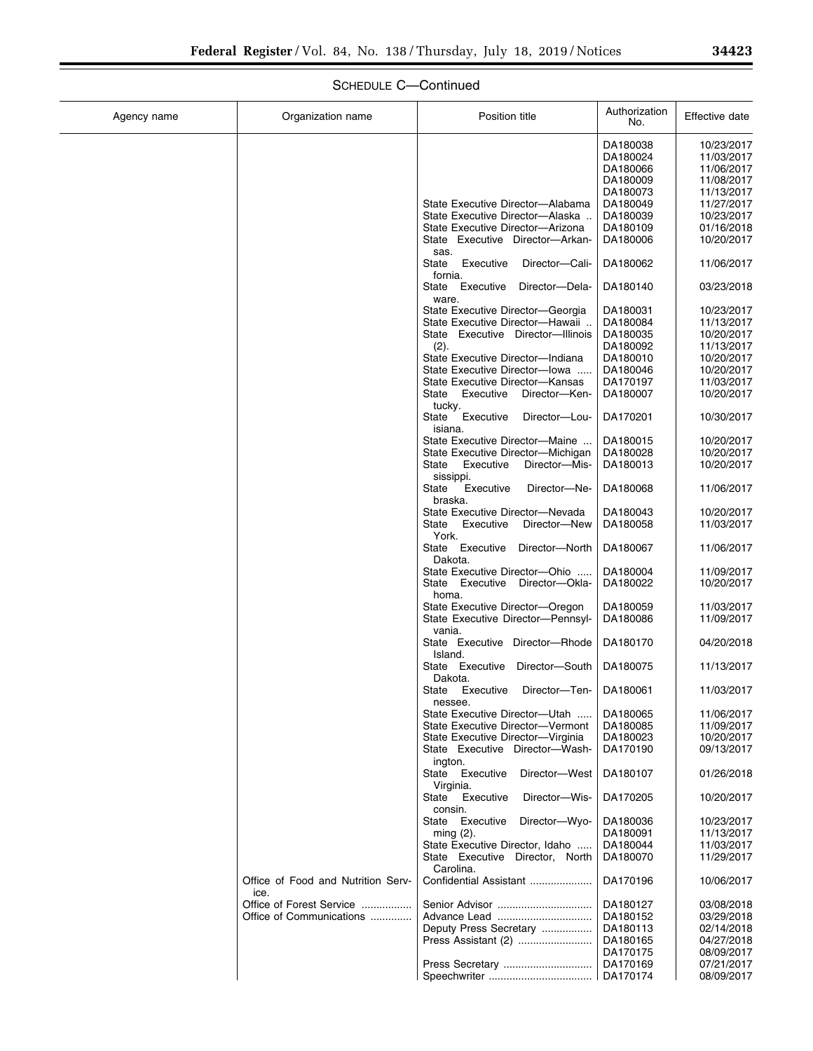SCHEDULE C—Continued

| Agency name | Organization name | Position title | Authorization No. | Effective date |
|---|---|---|---|---|
| | | | DA180038 | 10/23/2017 |
| | | | DA180024 | 11/03/2017 |
| | | | DA180066 | 11/06/2017 |
| | | | DA180009 | 11/08/2017 |
| | | | DA180073 | 11/13/2017 |
| | | State Executive Director—Alabama | DA180049 | 11/27/2017 |
| | | State Executive Director—Alaska | DA180039 | 10/23/2017 |
| | | State Executive Director—Arizona | DA180109 | 01/16/2018 |
| | | State Executive Director—Arkansas. | DA180006 | 10/20/2017 |
| | | State Executive Director—California. | DA180062 | 11/06/2017 |
| | | State Executive Director—Delaware. | DA180140 | 03/23/2018 |
| | | State Executive Director—Georgia | DA180031 | 10/23/2017 |
| | | State Executive Director—Hawaii | DA180084 | 11/13/2017 |
| | | State Executive Director—Illinois (2). | DA180035 | 10/20/2017 |
| | | | DA180092 | 11/13/2017 |
| | | State Executive Director—Indiana | DA180010 | 10/20/2017 |
| | | State Executive Director—Iowa | DA180046 | 10/20/2017 |
| | | State Executive Director—Kansas | DA170197 | 11/03/2017 |
| | | State Executive Director—Kentucky. | DA180007 | 10/20/2017 |
| | | State Executive Director—Louisiana. | DA170201 | 10/30/2017 |
| | | State Executive Director—Maine | DA180015 | 10/20/2017 |
| | | State Executive Director—Michigan | DA180028 | 10/20/2017 |
| | | State Executive Director—Mississippi. | DA180013 | 10/20/2017 |
| | | State Executive Director—Nebraska. | DA180068 | 11/06/2017 |
| | | State Executive Director—Nevada | DA180043 | 10/20/2017 |
| | | State Executive Director—New York. | DA180058 | 11/03/2017 |
| | | State Executive Director—North Dakota. | DA180067 | 11/06/2017 |
| | | State Executive Director—Ohio | DA180004 | 11/09/2017 |
| | | State Executive Director—Oklahoma. | DA180022 | 10/20/2017 |
| | | State Executive Director—Oregon | DA180059 | 11/03/2017 |
| | | State Executive Director—Pennsylvania. | DA180086 | 11/09/2017 |
| | | State Executive Director—Rhode Island. | DA180170 | 04/20/2018 |
| | | State Executive Director—South Dakota. | DA180075 | 11/13/2017 |
| | | State Executive Director—Tennessee. | DA180061 | 11/03/2017 |
| | | State Executive Director—Utah | DA180065 | 11/06/2017 |
| | | State Executive Director—Vermont | DA180085 | 11/09/2017 |
| | | State Executive Director—Virginia | DA180023 | 10/20/2017 |
| | | State Executive Director—Washington. | DA170190 | 09/13/2017 |
| | | State Executive Director—West Virginia. | DA180107 | 01/26/2018 |
| | | State Executive Director—Wisconsin. | DA170205 | 10/20/2017 |
| | | State Executive Director—Wyoming (2). | DA180036 | 10/23/2017 |
| | | | DA180091 | 11/13/2017 |
| | | State Executive Director, Idaho | DA180044 | 11/03/2017 |
| | | State Executive Director, North Carolina. | DA180070 | 11/29/2017 |
| | Office of Food and Nutrition Service. | Confidential Assistant | DA170196 | 10/06/2017 |
| | Office of Forest Service | Senior Advisor | DA180127 | 03/08/2018 |
| | Office of Communications | Advance Lead | DA180152 | 03/29/2018 |
| | | Deputy Press Secretary | DA180113 | 02/14/2018 |
| | | Press Assistant (2) | DA180165 | 04/27/2018 |
| | | | DA170175 | 08/09/2017 |
| | | Press Secretary | DA170169 | 07/21/2017 |
| | | Speechwriter | DA170174 | 08/09/2017 |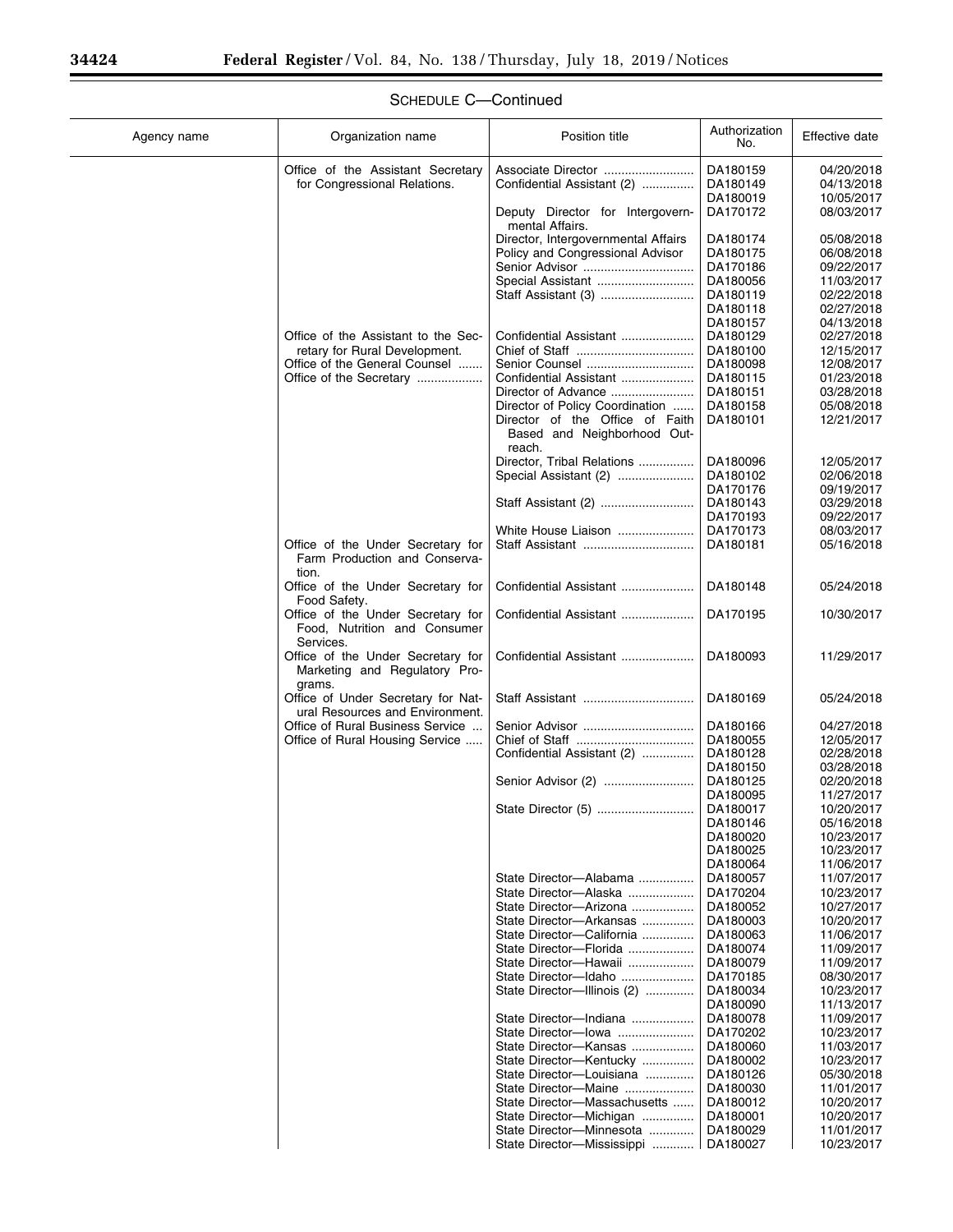SCHEDULE C—Continued

| Agency name | Organization name | Position title | Authorization No. | Effective date |
|---|---|---|---|---|
| | Office of the Assistant Secretary for Congressional Relations. | Associate Director | DA180159 | 04/20/2018 |
| | | Confidential Assistant (2) | DA180149 | 04/13/2018 |
| | | | DA180019 | 10/05/2017 |
| | | Deputy Director for Intergovernmental Affairs. | DA170172 | 08/03/2017 |
| | | Director, Intergovernmental Affairs | DA180174 | 05/08/2018 |
| | | Policy and Congressional Advisor | DA180175 | 06/08/2018 |
| | | Senior Advisor | DA170186 | 09/22/2017 |
| | | Special Assistant | DA180056 | 11/03/2017 |
| | | Staff Assistant (3) | DA180119 | 02/22/2018 |
| | | | DA180118 | 02/27/2018 |
| | | | DA180157 | 04/13/2018 |
| | Office of the Assistant to the Secretary for Rural Development. | Confidential Assistant | DA180129 | 02/27/2018 |
| | | Chief of Staff | DA180100 | 12/15/2017 |
| | Office of the General Counsel | Senior Counsel | DA180098 | 12/08/2017 |
| | Office of the Secretary | Confidential Assistant | DA180115 | 01/23/2018 |
| | | Director of Advance | DA180151 | 03/28/2018 |
| | | Director of Policy Coordination | DA180158 | 05/08/2018 |
| | | Director of the Office of Faith Based and Neighborhood Outreach. | DA180101 | 12/21/2017 |
| | | Director, Tribal Relations | DA180096 | 12/05/2017 |
| | | Special Assistant (2) | DA180102 | 02/06/2018 |
| | | | DA170176 | 09/19/2017 |
| | | Staff Assistant (2) | DA180143 | 03/29/2018 |
| | | | DA170193 | 09/22/2017 |
| | | White House Liaison | DA170173 | 08/03/2017 |
| | Office of the Under Secretary for Farm Production and Conservation. | Staff Assistant | DA180181 | 05/16/2018 |
| | Office of the Under Secretary for Food Safety. | Confidential Assistant | DA180148 | 05/24/2018 |
| | Office of the Under Secretary for Food, Nutrition and Consumer Services. | Confidential Assistant | DA170195 | 10/30/2017 |
| | Office of the Under Secretary for Marketing and Regulatory Programs. | Confidential Assistant | DA180093 | 11/29/2017 |
| | Office of Under Secretary for Natural Resources and Environment. | Staff Assistant | DA180169 | 05/24/2018 |
| | Office of Rural Business Service | Senior Advisor | DA180166 | 04/27/2018 |
| | Office of Rural Housing Service | Chief of Staff | DA180055 | 12/05/2017 |
| | | Confidential Assistant (2) | DA180128 | 02/28/2018 |
| | | | DA180150 | 03/28/2018 |
| | | Senior Advisor (2) | DA180125 | 02/20/2018 |
| | | | DA180095 | 11/27/2017 |
| | | State Director (5) | DA180017 | 10/20/2017 |
| | | | DA180146 | 05/16/2018 |
| | | | DA180020 | 10/23/2017 |
| | | | DA180025 | 10/23/2017 |
| | | | DA180064 | 11/06/2017 |
| | | State Director—Alabama | DA180057 | 11/07/2017 |
| | | State Director—Alaska | DA170204 | 10/23/2017 |
| | | State Director—Arizona | DA180052 | 10/27/2017 |
| | | State Director—Arkansas | DA180003 | 10/20/2017 |
| | | State Director—California | DA180063 | 11/06/2017 |
| | | State Director—Florida | DA180074 | 11/09/2017 |
| | | State Director—Hawaii | DA180079 | 11/09/2017 |
| | | State Director—Idaho | DA170185 | 08/30/2017 |
| | | State Director—Illinois (2) | DA180034 | 10/23/2017 |
| | | | DA180090 | 11/13/2017 |
| | | State Director—Indiana | DA180078 | 11/09/2017 |
| | | State Director—Iowa | DA170202 | 10/23/2017 |
| | | State Director—Kansas | DA180060 | 11/03/2017 |
| | | State Director—Kentucky | DA180002 | 10/23/2017 |
| | | State Director—Louisiana | DA180126 | 05/30/2018 |
| | | State Director—Maine | DA180030 | 11/01/2017 |
| | | State Director—Massachusetts | DA180012 | 10/20/2017 |
| | | State Director—Michigan | DA180001 | 10/20/2017 |
| | | State Director—Minnesota | DA180029 | 11/01/2017 |
| | | State Director—Mississippi | DA180027 | 10/23/2017 |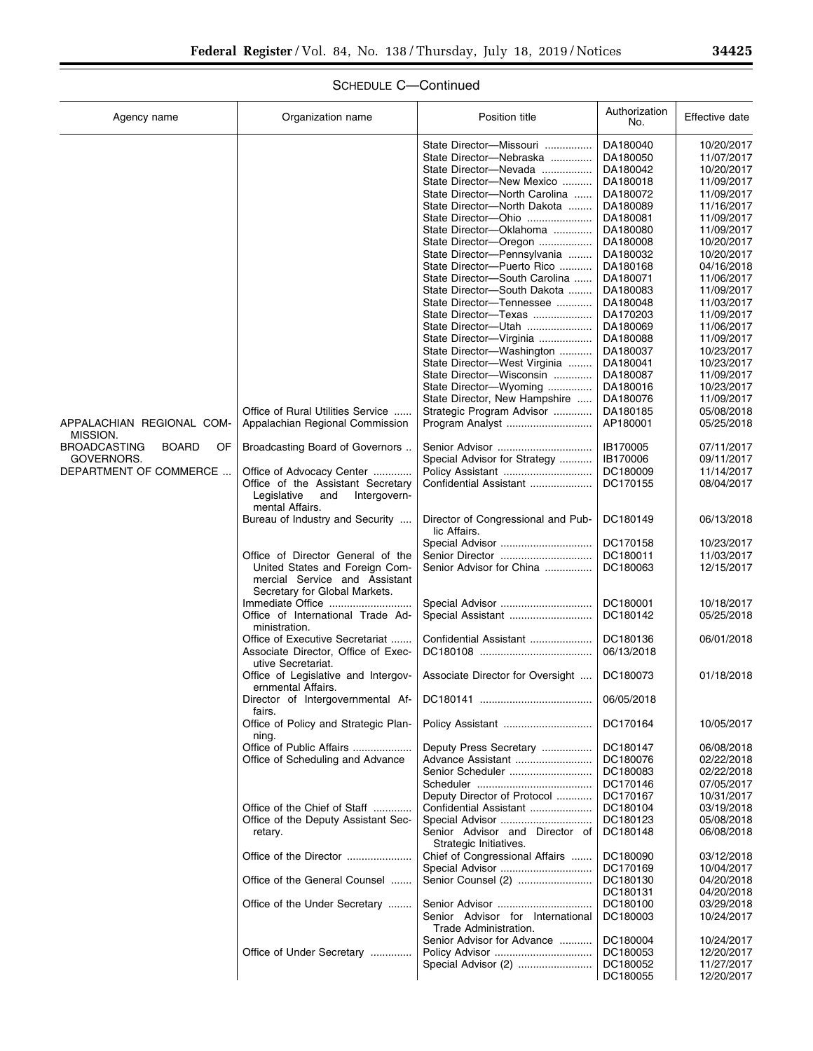SCHEDULE C—Continued

| Agency name | Organization name | Position title | Authorization No. | Effective date |
|---|---|---|---|---|
| | | State Director—Missouri | DA180040 | 10/20/2017 |
| | | State Director—Nebraska | DA180050 | 11/07/2017 |
| | | State Director—Nevada | DA180042 | 10/20/2017 |
| | | State Director—New Mexico | DA180018 | 11/09/2017 |
| | | State Director—North Carolina | DA180072 | 11/09/2017 |
| | | State Director—North Dakota | DA180089 | 11/16/2017 |
| | | State Director—Ohio | DA180081 | 11/09/2017 |
| | | State Director—Oklahoma | DA180080 | 11/09/2017 |
| | | State Director—Oregon | DA180008 | 10/20/2017 |
| | | State Director—Pennsylvania | DA180032 | 10/20/2017 |
| | | State Director—Puerto Rico | DA180168 | 04/16/2018 |
| | | State Director—South Carolina | DA180071 | 11/06/2017 |
| | | State Director—South Dakota | DA180083 | 11/09/2017 |
| | | State Director—Tennessee | DA180048 | 11/03/2017 |
| | | State Director—Texas | DA170203 | 11/09/2017 |
| | | State Director—Utah | DA180069 | 11/06/2017 |
| | | State Director—Virginia | DA180088 | 11/09/2017 |
| | | State Director—Washington | DA180037 | 10/23/2017 |
| | | State Director—West Virginia | DA180041 | 10/23/2017 |
| | | State Director—Wisconsin | DA180087 | 11/09/2017 |
| | | State Director—Wyoming | DA180016 | 10/23/2017 |
| | | State Director, New Hampshire | DA180076 | 11/09/2017 |
| | Office of Rural Utilities Service | Strategic Program Advisor | DA180185 | 05/08/2018 |
| APPALACHIAN REGIONAL COMMISSION. | Appalachian Regional Commission | Program Analyst | AP180001 | 05/25/2018 |
| BROADCASTING BOARD OF GOVERNORS. | Broadcasting Board of Governors | Senior Advisor | IB170005 | 07/11/2017 |
| | | Special Advisor for Strategy | IB170006 | 09/11/2017 |
| DEPARTMENT OF COMMERCE | Office of Advocacy Center | Policy Assistant | DC180009 | 11/14/2017 |
| | Office of the Assistant Secretary Legislative and Intergovernmental Affairs. | Confidential Assistant | DC170155 | 08/04/2017 |
| | Bureau of Industry and Security | Director of Congressional and Public Affairs. | DC180149 | 06/13/2018 |
| | | Special Advisor | DC170158 | 10/23/2017 |
| | Office of Director General of the United States and Foreign Commercial Service and Assistant Secretary for Global Markets. | Senior Director | DC180011 | 11/03/2017 |
| | | Senior Advisor for China | DC180063 | 12/15/2017 |
| | Immediate Office | Special Advisor | DC180001 | 10/18/2017 |
| | Office of International Trade Administration. | Special Assistant | DC180142 | 05/25/2018 |
| | Office of Executive Secretariat | Confidential Assistant | DC180136 | 06/01/2018 |
| | Associate Director, Office of Executive Secretariat. | DC180108 | 06/13/2018 | |
| | Office of Legislative and Intergovernmental Affairs. | Associate Director for Oversight | DC180073 | 01/18/2018 |
| | Director of Intergovernmental Affairs. | DC180141 | 06/05/2018 | |
| | Office of Policy and Strategic Planning. | Policy Assistant | DC170164 | 10/05/2017 |
| | Office of Public Affairs | Deputy Press Secretary | DC180147 | 06/08/2018 |
| | Office of Scheduling and Advance | Advance Assistant | DC180076 | 02/22/2018 |
| | | Senior Scheduler | DC180083 | 02/22/2018 |
| | | Scheduler | DC170146 | 07/05/2017 |
| | | Deputy Director of Protocol | DC170167 | 10/31/2017 |
| | Office of the Chief of Staff | Confidential Assistant | DC180104 | 03/19/2018 |
| | Office of the Deputy Assistant Secretary. | Special Advisor | DC180123 | 05/08/2018 |
| | | Senior Advisor and Director of Strategic Initiatives. | DC180148 | 06/08/2018 |
| | Office of the Director | Chief of Congressional Affairs | DC180090 | 03/12/2018 |
| | | Special Advisor | DC170169 | 10/04/2017 |
| | Office of the General Counsel | Senior Counsel (2) | DC180130 | 04/20/2018 |
| | | | DC180131 | 04/20/2018 |
| | Office of the Under Secretary | Senior Advisor | DC180100 | 03/29/2018 |
| | | Senior Advisor for International Trade Administration. | DC180003 | 10/24/2017 |
| | | Senior Advisor for Advance | DC180004 | 10/24/2017 |
| | Office of Under Secretary | Policy Advisor | DC180053 | 12/20/2017 |
| | | Special Advisor (2) | DC180052 | 11/27/2017 |
| | | | DC180055 | 12/20/2017 |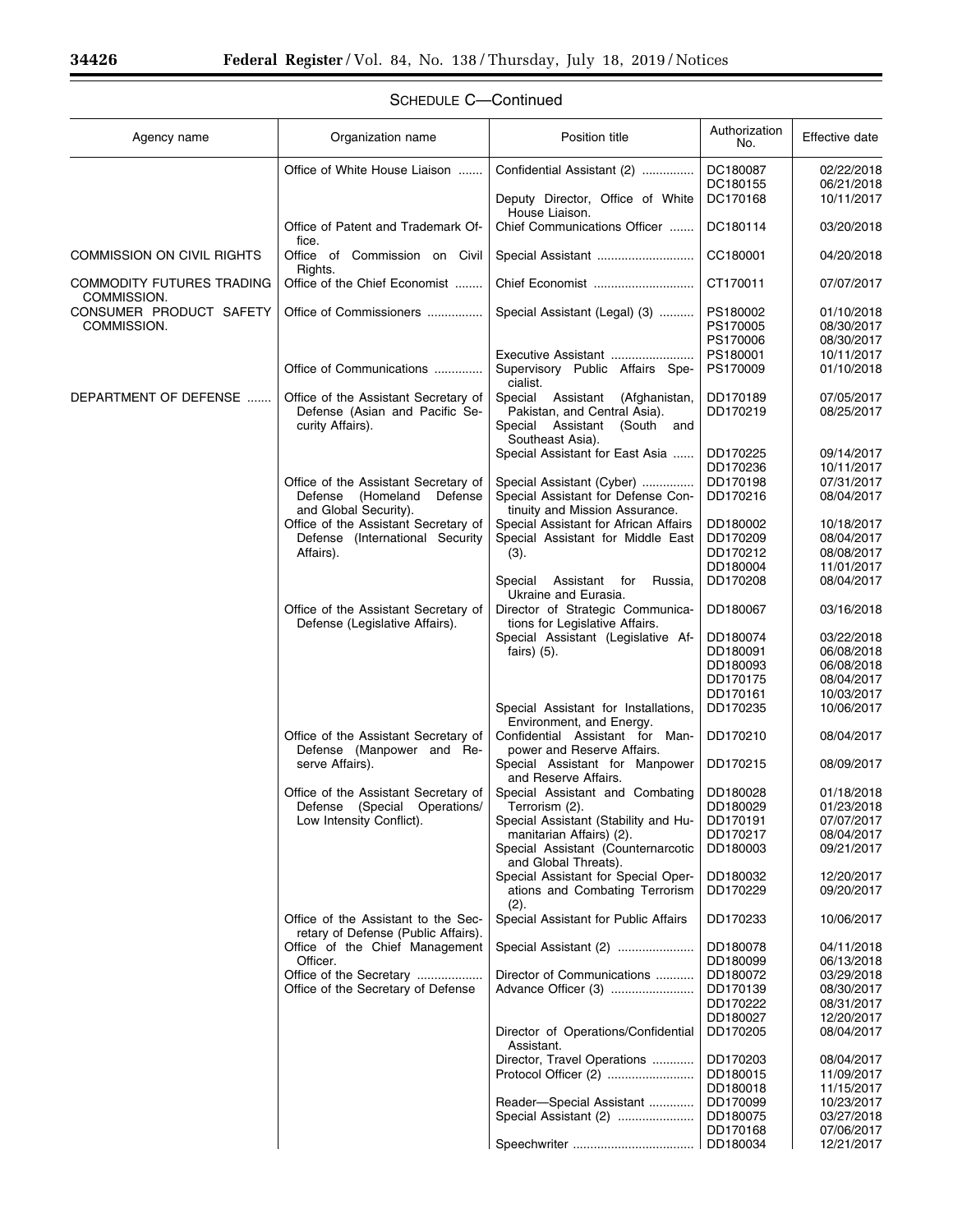SCHEDULE C—Continued

| Agency name | Organization name | Position title | Authorization No. | Effective date |
|---|---|---|---|---|
| | Office of White House Liaison | Confidential Assistant (2) | DC180087 | 02/22/2018 |
| | | | DC180155 | 06/21/2018 |
| | | Deputy Director, Office of White House Liaison. | DC170168 | 10/11/2017 |
| | Office of Patent and Trademark Office. | Chief Communications Officer | DC180114 | 03/20/2018 |
| COMMISSION ON CIVIL RIGHTS | Office of Commission on Civil Rights. | Special Assistant | CC180001 | 04/20/2018 |
| COMMODITY FUTURES TRADING COMMISSION. | Office of the Chief Economist | Chief Economist | CT170011 | 07/07/2017 |
| CONSUMER PRODUCT SAFETY COMMISSION. | Office of Commissioners | Special Assistant (Legal) (3) | PS180002 | 01/10/2018 |
| | | | PS170005 | 08/30/2017 |
| | | | PS170006 | 08/30/2017 |
| | | Executive Assistant | PS180001 | 10/11/2017 |
| | Office of Communications | Supervisory Public Affairs Specialist. | PS170009 | 01/10/2018 |
| DEPARTMENT OF DEFENSE | Office of the Assistant Secretary of Defense (Asian and Pacific Security Affairs). | Special Assistant (Afghanistan, Pakistan, and Central Asia). | DD170189 | 07/05/2017 |
| | | Special Assistant (South and Southeast Asia). | DD170219 | 08/25/2017 |
| | | Special Assistant for East Asia | DD170225 | 09/14/2017 |
| | | | DD170236 | 10/11/2017 |
| | Office of the Assistant Secretary of Defense (Homeland Defense and Global Security). | Special Assistant (Cyber) | DD170198 | 07/31/2017 |
| | | Special Assistant for Defense Continuity and Mission Assurance. | DD170216 | 08/04/2017 |
| | Office of the Assistant Secretary of Defense (International Security Affairs). | Special Assistant for African Affairs | DD180002 | 10/18/2017 |
| | | Special Assistant for Middle East (3). | DD170209 | 08/04/2017 |
| | | | DD170212 | 08/08/2017 |
| | | | DD180004 | 11/01/2017 |
| | | Special Assistant for Russia, Ukraine and Eurasia. | DD170208 | 08/04/2017 |
| | Office of the Assistant Secretary of Defense (Legislative Affairs). | Director of Strategic Communications for Legislative Affairs. | DD180067 | 03/16/2018 |
| | | Special Assistant (Legislative Affairs) (5). | DD180074 | 03/22/2018 |
| | | | DD180091 | 06/08/2018 |
| | | | DD180093 | 06/08/2018 |
| | | | DD170175 | 08/04/2017 |
| | | | DD170161 | 10/03/2017 |
| | | Special Assistant for Installations, Environment, and Energy. | DD170235 | 10/06/2017 |
| | Office of the Assistant Secretary of Defense (Manpower and Reserve Affairs). | Confidential Assistant for Manpower and Reserve Affairs. | DD170210 | 08/04/2017 |
| | | Special Assistant for Manpower and Reserve Affairs. | DD170215 | 08/09/2017 |
| | Office of the Assistant Secretary of Defense (Special Operations/Low Intensity Conflict). | Special Assistant and Combating Terrorism (2). | DD180028 | 01/18/2018 |
| | | | DD180029 | 01/23/2018 |
| | | Special Assistant (Stability and Humanitarian Affairs) (2). | DD170191 | 07/07/2017 |
| | | | DD170217 | 08/04/2017 |
| | | Special Assistant (Counternarcotic and Global Threats). | DD180003 | 09/21/2017 |
| | | Special Assistant for Special Operations and Combating Terrorism (2). | DD180032 | 12/20/2017 |
| | | | DD170229 | 09/20/2017 |
| | Office of the Assistant to the Secretary of Defense (Public Affairs). | Special Assistant for Public Affairs | DD170233 | 10/06/2017 |
| | Office of the Chief Management Officer. | Special Assistant (2) | DD180078 | 04/11/2018 |
| | | | DD180099 | 06/13/2018 |
| | Office of the Secretary | Director of Communications | DD180072 | 03/29/2018 |
| | Office of the Secretary of Defense | Advance Officer (3) | DD170139 | 08/30/2017 |
| | | | DD170222 | 08/31/2017 |
| | | | DD180027 | 12/20/2017 |
| | | Director of Operations/Confidential Assistant. | DD170205 | 08/04/2017 |
| | | Director, Travel Operations | DD170203 | 08/04/2017 |
| | | Protocol Officer (2) | DD180015 | 11/09/2017 |
| | | | DD180018 | 11/15/2017 |
| | | Reader—Special Assistant | DD170099 | 10/23/2017 |
| | | Special Assistant (2) | DD180075 | 03/27/2018 |
| | | | DD170168 | 07/06/2017 |
| | | Speechwriter | DD180034 | 12/21/2017 |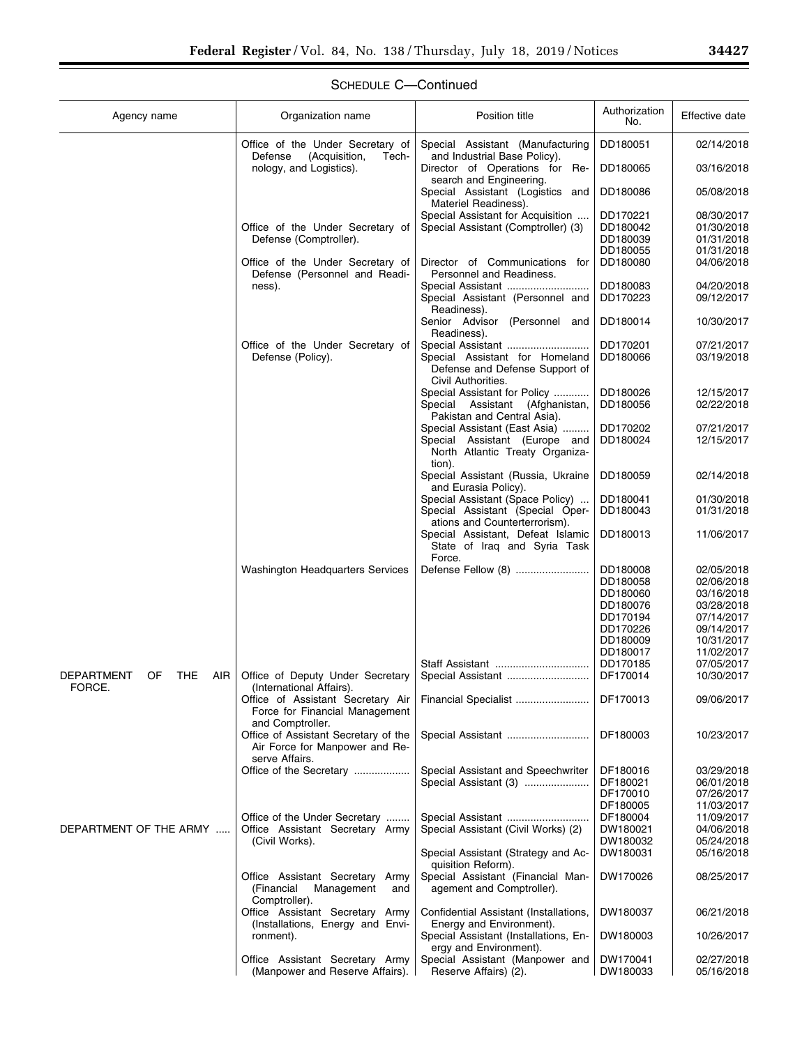SCHEDULE C—Continued

| Agency name | Organization name | Position title | Authorization No. | Effective date |
| --- | --- | --- | --- | --- |
| | Office of the Under Secretary of Defense (Acquisition, Technology, and Logistics). | Special Assistant (Manufacturing and Industrial Base Policy). | DD180051 | 02/14/2018 |
| | | Director of Operations for Research and Engineering. | DD180065 | 03/16/2018 |
| | | Special Assistant (Logistics and Materiel Readiness). | DD180086 | 05/08/2018 |
| | | Special Assistant for Acquisition .... | DD170221 | 08/30/2017 |
| | Office of the Under Secretary of Defense (Comptroller). | Special Assistant (Comptroller) (3) | DD180042 | 01/30/2018 |
| | | | DD180039 | 01/31/2018 |
| | | | DD180055 | 01/31/2018 |
| | Office of the Under Secretary of Defense (Personnel and Readiness). | Director of Communications for Personnel and Readiness. | DD180080 | 04/06/2018 |
| | | Special Assistant ............................ | DD180083 | 04/20/2018 |
| | | Special Assistant (Personnel and Readiness). | DD170223 | 09/12/2017 |
| | | Senior Advisor (Personnel and Readiness). | DD180014 | 10/30/2017 |
| | Office of the Under Secretary of Defense (Policy). | Special Assistant ............................ | DD170201 | 07/21/2017 |
| | | Special Assistant for Homeland Defense and Defense Support of Civil Authorities. | DD180066 | 03/19/2018 |
| | | Special Assistant for Policy ............ | DD180026 | 12/15/2017 |
| | | Special Assistant (Afghanistan, Pakistan and Central Asia). | DD180056 | 02/22/2018 |
| | | Special Assistant (East Asia) ......... | DD170202 | 07/21/2017 |
| | | Special Assistant (Europe and North Atlantic Treaty Organization). | DD180024 | 12/15/2017 |
| | | Special Assistant (Russia, Ukraine and Eurasia Policy). | DD180059 | 02/14/2018 |
| | | Special Assistant (Space Policy) ... | DD180041 | 01/30/2018 |
| | | Special Assistant (Special Operations and Counterterrorism). | DD180043 | 01/31/2018 |
| | | Special Assistant, Defeat Islamic State of Iraq and Syria Task Force. | DD180013 | 11/06/2017 |
| | Washington Headquarters Services | Defense Fellow (8) ......................... | DD180008 | 02/05/2018 |
| | | | DD180058 | 02/06/2018 |
| | | | DD180060 | 03/16/2018 |
| | | | DD180076 | 03/28/2018 |
| | | | DD170194 | 07/14/2017 |
| | | | DD170226 | 09/14/2017 |
| | | | DD180009 | 10/31/2017 |
| | | | DD180017 | 11/02/2017 |
| | | Staff Assistant ................................ | DD170185 | 07/05/2017 |
| DEPARTMENT OF THE AIR FORCE. | Office of Deputy Under Secretary (International Affairs). | Special Assistant ............................ | DF170014 | 10/30/2017 |
| | Office of Assistant Secretary Air Force for Financial Management and Comptroller. | Financial Specialist ......................... | DF170013 | 09/06/2017 |
| | Office of Assistant Secretary of the Air Force for Manpower and Reserve Affairs. | Special Assistant ............................ | DF180003 | 10/23/2017 |
| | Office of the Secretary ................... | Special Assistant and Speechwriter | DF180016 | 03/29/2018 |
| | | Special Assistant (3) ...................... | DF180021 | 06/01/2018 |
| | | | DF170010 | 07/26/2017 |
| | | | DF180005 | 11/03/2017 |
| | Office of the Under Secretary ........ | Special Assistant ............................ | DF180004 | 11/09/2017 |
| DEPARTMENT OF THE ARMY ..... | Office Assistant Secretary Army (Civil Works). | Special Assistant (Civil Works) (2) | DW180021 | 04/06/2018 |
| | | | DW180032 | 05/24/2018 |
| | | Special Assistant (Strategy and Acquisition Reform). | DW180031 | 05/16/2018 |
| | Office Assistant Secretary Army (Financial Management and Comptroller). | Special Assistant (Financial Management and Comptroller). | DW170026 | 08/25/2017 |
| | Office Assistant Secretary Army (Installations, Energy and Environment). | Confidential Assistant (Installations, Energy and Environment). | DW180037 | 06/21/2018 |
| | | Special Assistant (Installations, Energy and Environment). | DW180003 | 10/26/2017 |
| | Office Assistant Secretary Army (Manpower and Reserve Affairs). | Special Assistant (Manpower and Reserve Affairs) (2). | DW170041 | 02/27/2018 |
| | | | DW180033 | 05/16/2018 |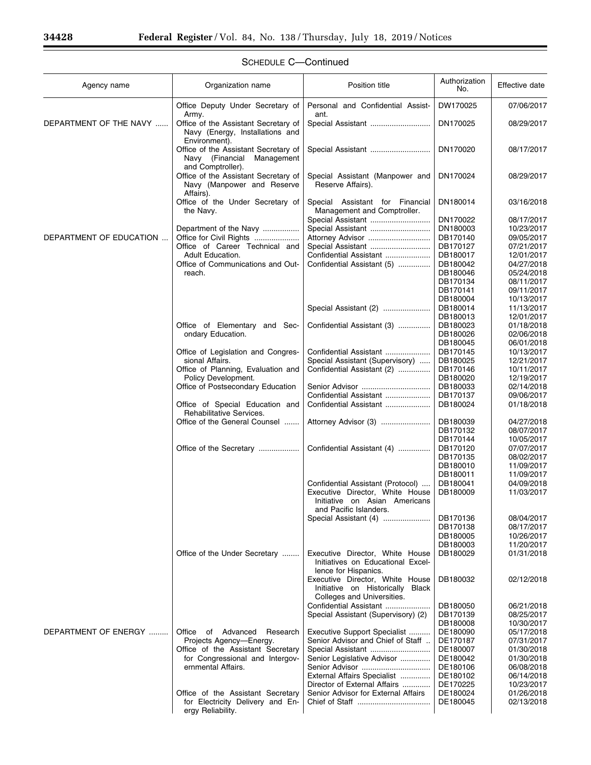## SCHEDULE C—Continued

| Agency name | Organization name | Position title | Authorization No. | Effective date |
|---|---|---|---|---|
| | Office Deputy Under Secretary of Army. | Personal and Confidential Assistant. | DW170025 | 07/06/2017 |
| DEPARTMENT OF THE NAVY | Office of the Assistant Secretary of Navy (Energy, Installations and Environment). | Special Assistant | DN170025 | 08/29/2017 |
| | Office of the Assistant Secretary of Navy (Financial Management and Comptroller). | Special Assistant | DN170020 | 08/17/2017 |
| | Office of the Assistant Secretary of Navy (Manpower and Reserve Affairs). | Special Assistant (Manpower and Reserve Affairs). | DN170024 | 08/29/2017 |
| | Office of the Under Secretary of the Navy. | Special Assistant for Financial Management and Comptroller. | DN180014 | 03/16/2018 |
| | | Special Assistant | DN170022 | 08/17/2017 |
| | Department of the Navy | Special Assistant | DN180003 | 10/23/2017 |
| DEPARTMENT OF EDUCATION | Office for Civil Rights | Attorney Advisor | DB170140 | 09/05/2017 |
| | Office of Career Technical and Adult Education. | Special Assistant | DB170127 | 07/21/2017 |
| | | Confidential Assistant | DB180017 | 12/01/2017 |
| | Office of Communications and Outreach. | Confidential Assistant (5) | DB180042 | 04/27/2018 |
| | | | DB180046 | 05/24/2018 |
| | | | DB170134 | 08/11/2017 |
| | | | DB170141 | 09/11/2017 |
| | | | DB180004 | 10/13/2017 |
| | | Special Assistant (2) | DB180014 | 11/13/2017 |
| | | | DB180013 | 12/01/2017 |
| | Office of Elementary and Secondary Education. | Confidential Assistant (3) | DB180023 | 01/18/2018 |
| | | | DB180026 | 02/06/2018 |
| | | | DB180045 | 06/01/2018 |
| | Office of Legislation and Congressional Affairs. | Confidential Assistant | DB170145 | 10/13/2017 |
| | | Special Assistant (Supervisory) | DB180025 | 12/21/2017 |
| | Office of Planning, Evaluation and Policy Development. | Confidential Assistant (2) | DB170146 | 10/11/2017 |
| | | | DB180020 | 12/19/2017 |
| | Office of Postsecondary Education | Senior Advisor | DB180033 | 02/14/2018 |
| | | Confidential Assistant | DB170137 | 09/06/2017 |
| | Office of Special Education and Rehabilitative Services. | Confidential Assistant | DB180024 | 01/18/2018 |
| | Office of the General Counsel | Attorney Advisor (3) | DB180039 | 04/27/2018 |
| | | | DB170132 | 08/07/2017 |
| | | | DB170144 | 10/05/2017 |
| | Office of the Secretary | Confidential Assistant (4) | DB170120 | 07/07/2017 |
| | | | DB170135 | 08/02/2017 |
| | | | DB180010 | 11/09/2017 |
| | | | DB180011 | 11/09/2017 |
| | | Confidential Assistant (Protocol) | DB180041 | 04/09/2018 |
| | | Executive Director, White House Initiative on Asian Americans and Pacific Islanders. | DB180009 | 11/03/2017 |
| | | Special Assistant (4) | DB170136 | 08/04/2017 |
| | | | DB170138 | 08/17/2017 |
| | | | DB180005 | 10/26/2017 |
| | | | DB180003 | 11/20/2017 |
| | Office of the Under Secretary | Executive Director, White House Initiatives on Educational Excellence for Hispanics. | DB180029 | 01/31/2018 |
| | | Executive Director, White House Initiative on Historically Black Colleges and Universities. | DB180032 | 02/12/2018 |
| | | Confidential Assistant | DB180050 | 06/21/2018 |
| | | Special Assistant (Supervisory) (2) | DB170139 | 08/25/2017 |
| | | | DB180008 | 10/30/2017 |
| DEPARTMENT OF ENERGY | Office of Advanced Research Projects Agency—Energy. | Executive Support Specialist | DE180090 | 05/17/2018 |
| | | Senior Advisor and Chief of Staff | DE170187 | 07/31/2017 |
| | Office of the Assistant Secretary for Congressional and Intergovernmental Affairs. | Special Assistant | DE180007 | 01/30/2018 |
| | | Senior Legislative Advisor | DE180042 | 01/30/2018 |
| | | Senior Advisor | DE180106 | 06/08/2018 |
| | | External Affairs Specialist | DE180102 | 06/14/2018 |
| | | Director of External Affairs | DE170225 | 10/23/2017 |
| | Office of the Assistant Secretary for Electricity Delivery and Energy Reliability. | Senior Advisor for External Affairs | DE180024 | 01/26/2018 |
| | | Chief of Staff | DE180045 | 02/13/2018 |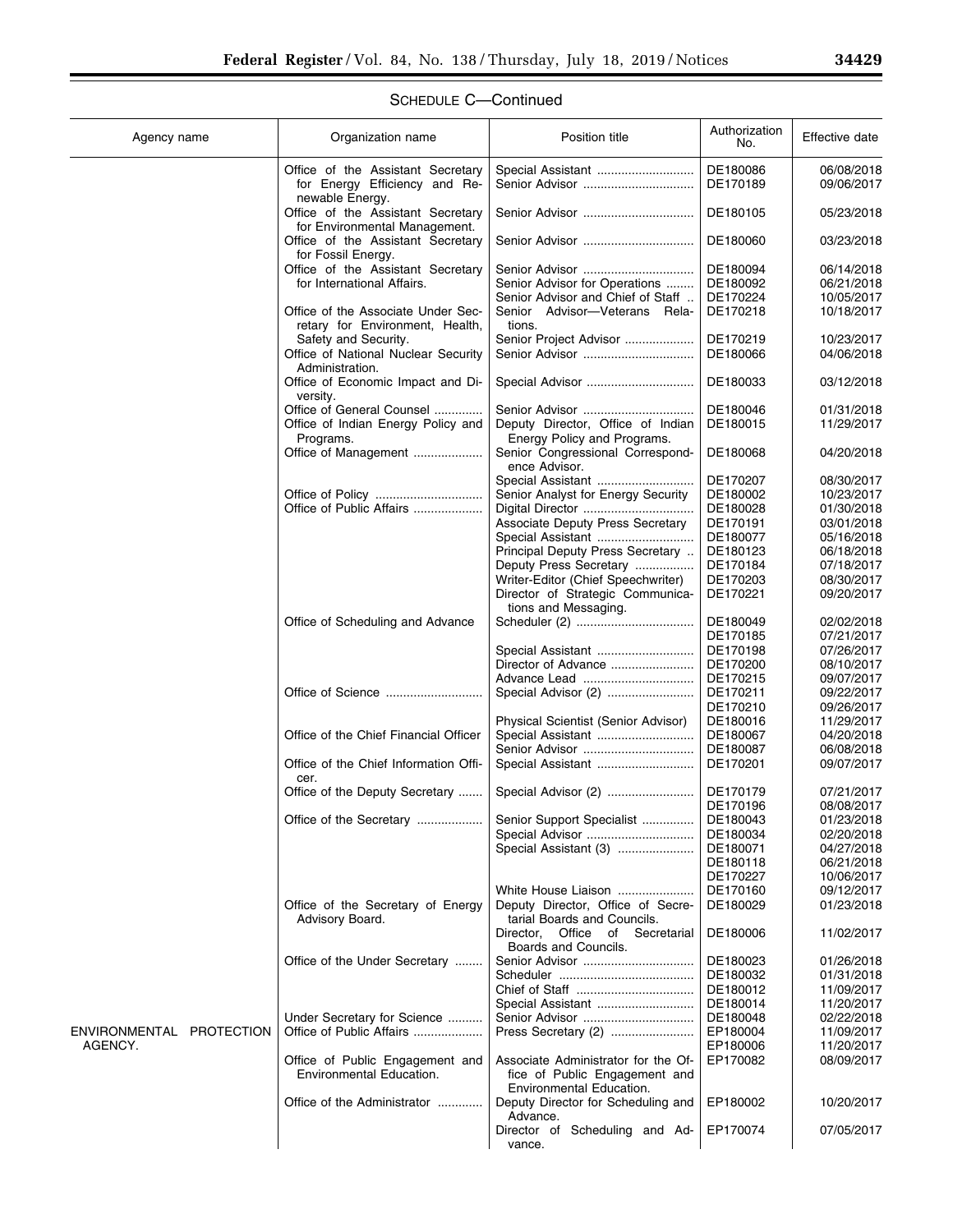SCHEDULE C—Continued

| Agency name | Organization name | Position title | Authorization No. | Effective date |
|---|---|---|---|---|
| | Office of the Assistant Secretary for Energy Efficiency and Renewable Energy. | Special Assistant | DE180086 | 06/08/2018 |
| | | Senior Advisor | DE170189 | 09/06/2017 |
| | Office of the Assistant Secretary for Environmental Management. | Senior Advisor | DE180105 | 05/23/2018 |
| | Office of the Assistant Secretary for Fossil Energy. | Senior Advisor | DE180060 | 03/23/2018 |
| | Office of the Assistant Secretary for International Affairs. | Senior Advisor | DE180094 | 06/14/2018 |
| | | Senior Advisor for Operations | DE180092 | 06/21/2018 |
| | | Senior Advisor and Chief of Staff | DE170224 | 10/05/2017 |
| | Office of the Associate Under Secretary for Environment, Health, Safety and Security. | Senior Advisor—Veterans Relations. | DE170218 | 10/18/2017 |
| | | Senior Project Advisor | DE170219 | 10/23/2017 |
| | Office of National Nuclear Security Administration. | Senior Advisor | DE180066 | 04/06/2018 |
| | Office of Economic Impact and Diversity. | Special Advisor | DE180033 | 03/12/2018 |
| | Office of General Counsel | Senior Advisor | DE180046 | 01/31/2018 |
| | Office of Indian Energy Policy and Programs. | Deputy Director, Office of Indian Energy Policy and Programs. | DE180015 | 11/29/2017 |
| | Office of Management | Senior Congressional Correspondence Advisor. | DE180068 | 04/20/2018 |
| | | Special Assistant | DE170207 | 08/30/2017 |
| | Office of Policy | Senior Analyst for Energy Security | DE180002 | 10/23/2017 |
| | Office of Public Affairs | Digital Director | DE180028 | 01/30/2018 |
| | | Associate Deputy Press Secretary | DE170191 | 03/01/2018 |
| | | Special Assistant | DE180077 | 05/16/2018 |
| | | Principal Deputy Press Secretary | DE180123 | 06/18/2018 |
| | | Deputy Press Secretary | DE170184 | 07/18/2017 |
| | | Writer-Editor (Chief Speechwriter) | DE170203 | 08/30/2017 |
| | | Director of Strategic Communications and Messaging. | DE170221 | 09/20/2017 |
| | Office of Scheduling and Advance | Scheduler (2) | DE180049 | 02/02/2018 |
| | | | DE170185 | 07/21/2017 |
| | | Special Assistant | DE170198 | 07/26/2017 |
| | | Director of Advance | DE170200 | 08/10/2017 |
| | | Advance Lead | DE170215 | 09/07/2017 |
| | Office of Science | Special Advisor (2) | DE170211 | 09/22/2017 |
| | | | DE170210 | 09/26/2017 |
| | | Physical Scientist (Senior Advisor) | DE180016 | 11/29/2017 |
| | Office of the Chief Financial Officer | Special Assistant | DE180067 | 04/20/2018 |
| | | Senior Advisor | DE180087 | 06/08/2018 |
| | Office of the Chief Information Officer. | Special Assistant | DE170201 | 09/07/2017 |
| | Office of the Deputy Secretary | Special Advisor (2) | DE170179 | 07/21/2017 |
| | | | DE170196 | 08/08/2017 |
| | Office of the Secretary | Senior Support Specialist | DE180043 | 01/23/2018 |
| | | Special Advisor | DE180034 | 02/20/2018 |
| | | Special Assistant (3) | DE180071 | 04/27/2018 |
| | | | DE180118 | 06/21/2018 |
| | | | DE170227 | 10/06/2017 |
| | | White House Liaison | DE170160 | 09/12/2017 |
| | Office of the Secretary of Energy Advisory Board. | Deputy Director, Office of Secretarial Boards and Councils. | DE180029 | 01/23/2018 |
| | | Director, Office of Secretarial Boards and Councils. | DE180006 | 11/02/2017 |
| | Office of the Under Secretary | Senior Advisor | DE180023 | 01/26/2018 |
| | | Scheduler | DE180032 | 01/31/2018 |
| | | Chief of Staff | DE180012 | 11/09/2017 |
| | | Special Assistant | DE180014 | 11/20/2017 |
| | Under Secretary for Science | Senior Advisor | DE180048 | 02/22/2018 |
| ENVIRONMENTAL PROTECTION AGENCY. | Office of Public Affairs | Press Secretary (2) | EP180004 | 11/09/2017 |
| | | | EP180006 | 11/20/2017 |
| | Office of Public Engagement and Environmental Education. | Associate Administrator for the Office of Public Engagement and Environmental Education. | EP170082 | 08/09/2017 |
| | Office of the Administrator | Deputy Director for Scheduling and Advance. | EP180002 | 10/20/2017 |
| | | Director of Scheduling and Advance. | EP170074 | 07/05/2017 |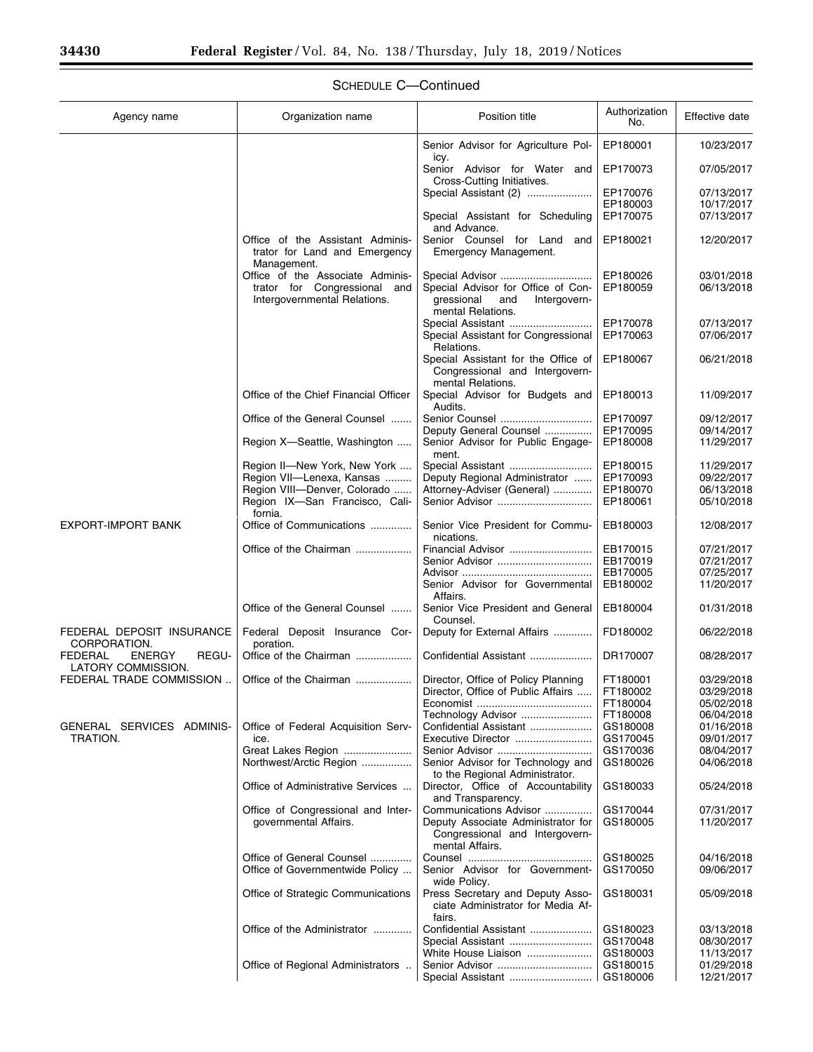SCHEDULE C—Continued

| Agency name | Organization name | Position title | Authorization No. | Effective date |
|---|---|---|---|---|
| | | Senior Advisor for Agriculture Policy. | EP180001 | 10/23/2017 |
| | | Senior Advisor for Water and Cross-Cutting Initiatives. | EP170073 | 07/05/2017 |
| | | Special Assistant (2) | EP170076 | 07/13/2017 |
| | | | EP180003 | 10/17/2017 |
| | | Special Assistant for Scheduling and Advance. | EP170075 | 07/13/2017 |
| | Office of the Assistant Administrator for Land and Emergency Management. | Senior Counsel for Land and Emergency Management. | EP180021 | 12/20/2017 |
| | Office of the Associate Administrator for Congressional and Intergovernmental Relations. | Special Advisor | EP180026 | 03/01/2018 |
| | | Special Advisor for Office of Congressional and Intergovernmental Relations. | EP180059 | 06/13/2018 |
| | | Special Assistant | EP170078 | 07/13/2017 |
| | | Special Assistant for Congressional Relations. | EP170063 | 07/06/2017 |
| | | Special Assistant for the Office of Congressional and Intergovernmental Relations. | EP180067 | 06/21/2018 |
| | Office of the Chief Financial Officer | Special Advisor for Budgets and Audits. | EP180013 | 11/09/2017 |
| | Office of the General Counsel | Senior Counsel | EP170097 | 09/12/2017 |
| | | Deputy General Counsel | EP170095 | 09/14/2017 |
| | Region X—Seattle, Washington | Senior Advisor for Public Engagement. | EP180008 | 11/29/2017 |
| | Region II—New York, New York | Special Assistant | EP180015 | 11/29/2017 |
| | Region VII—Lenexa, Kansas | Deputy Regional Administrator | EP170093 | 09/22/2017 |
| | Region VIII—Denver, Colorado | Attorney-Adviser (General) | EP180070 | 06/13/2018 |
| | Region IX—San Francisco, California. | Senior Advisor | EP180061 | 05/10/2018 |
| EXPORT-IMPORT BANK | Office of Communications | Senior Vice President for Communications. | EB180003 | 12/08/2017 |
| | Office of the Chairman | Financial Advisor | EB170015 | 07/21/2017 |
| | | Senior Advisor | EB170019 | 07/21/2017 |
| | | Advisor | EB170005 | 07/25/2017 |
| | | Senior Advisor for Governmental Affairs. | EB180002 | 11/20/2017 |
| | Office of the General Counsel | Senior Vice President and General Counsel. | EB180004 | 01/31/2018 |
| FEDERAL DEPOSIT INSURANCE CORPORATION. | Federal Deposit Insurance Corporation. | Deputy for External Affairs | FD180002 | 06/22/2018 |
| FEDERAL ENERGY REGULATORY COMMISSION. | Office of the Chairman | Confidential Assistant | DR170007 | 08/28/2017 |
| FEDERAL TRADE COMMISSION | Office of the Chairman | Director, Office of Policy Planning | FT180001 | 03/29/2018 |
| | | Director, Office of Public Affairs | FT180002 | 03/29/2018 |
| | | Economist | FT180004 | 05/02/2018 |
| | | Technology Advisor | FT180008 | 06/04/2018 |
| GENERAL SERVICES ADMINISTRATION. | Office of Federal Acquisition Service. | Confidential Assistant | GS180008 | 01/16/2018 |
| | | Executive Director | GS170045 | 09/01/2017 |
| | Great Lakes Region | Senior Advisor | GS170036 | 08/04/2017 |
| | Northwest/Arctic Region | Senior Advisor for Technology and to the Regional Administrator. | GS180026 | 04/06/2018 |
| | Office of Administrative Services | Director, Office of Accountability and Transparency. | GS180033 | 05/24/2018 |
| | Office of Congressional and Intergovernmental Affairs. | Communications Advisor | GS170044 | 07/31/2017 |
| | | Deputy Associate Administrator for Congressional and Intergovernmental Affairs. | GS180005 | 11/20/2017 |
| | Office of General Counsel | Counsel | GS180025 | 04/16/2018 |
| | Office of Governmentwide Policy | Senior Advisor for Governmentwide Policy. | GS170050 | 09/06/2017 |
| | Office of Strategic Communications | Press Secretary and Deputy Associate Administrator for Media Affairs. | GS180031 | 05/09/2018 |
| | Office of the Administrator | Confidential Assistant | GS180023 | 03/13/2018 |
| | | Special Assistant | GS170048 | 08/30/2017 |
| | | White House Liaison | GS180003 | 11/13/2017 |
| | Office of Regional Administrators | Senior Advisor | GS180015 | 01/29/2018 |
| | | Special Assistant | GS180006 | 12/21/2017 |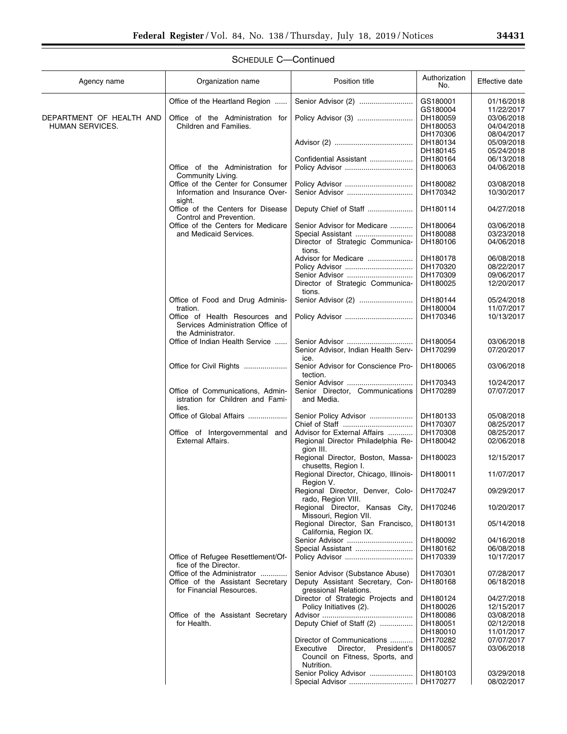SCHEDULE C—Continued

| Agency name | Organization name | Position title | Authorization No. | Effective date |
|---|---|---|---|---|
| | Office of the Heartland Region | Senior Advisor (2) | GS180001 | 01/16/2018 |
| | | | GS180004 | 11/22/2017 |
| DEPARTMENT OF HEALTH AND HUMAN SERVICES. | Office of the Administration for Children and Families. | Policy Advisor (3) | DH180059 | 03/06/2018 |
| | | | DH180053 | 04/04/2018 |
| | | | DH170306 | 08/04/2017 |
| | | Advisor (2) | DH180134 | 05/09/2018 |
| | | | DH180145 | 05/24/2018 |
| | | Confidential Assistant | DH180164 | 06/13/2018 |
| | Office of the Administration for Community Living. | Policy Advisor | DH180063 | 04/06/2018 |
| | Office of the Center for Consumer Information and Insurance Oversight. | Policy Advisor | DH180082 | 03/08/2018 |
| | | Senior Advisor | DH170342 | 10/30/2017 |
| | Office of the Centers for Disease Control and Prevention. | Deputy Chief of Staff | DH180114 | 04/27/2018 |
| | Office of the Centers for Medicare and Medicaid Services. | Senior Advisor for Medicare | DH180064 | 03/06/2018 |
| | | Special Assistant | DH180088 | 03/23/2018 |
| | | Director of Strategic Communications. | DH180106 | 04/06/2018 |
| | | Advisor for Medicare | DH180178 | 06/08/2018 |
| | | Policy Advisor | DH170320 | 08/22/2017 |
| | | Senior Advisor | DH170309 | 09/06/2017 |
| | | Director of Strategic Communications. | DH180025 | 12/20/2017 |
| | Office of Food and Drug Administration. | Senior Advisor (2) | DH180144 | 05/24/2018 |
| | | | DH180004 | 11/07/2017 |
| | Office of Health Resources and Services Administration Office of the Administrator. | Policy Advisor | DH170346 | 10/13/2017 |
| | Office of Indian Health Service | Senior Advisor | DH180054 | 03/06/2018 |
| | | Senior Advisor, Indian Health Service. | DH170299 | 07/20/2017 |
| | Office for Civil Rights | Senior Advisor for Conscience Protection. | DH180065 | 03/06/2018 |
| | | Senior Advisor | DH170343 | 10/24/2017 |
| | Office of Communications, Administration for Children and Families. | Senior Director, Communications and Media. | DH170289 | 07/07/2017 |
| | Office of Global Affairs | Senior Policy Advisor | DH180133 | 05/08/2018 |
| | | Chief of Staff | DH170307 | 08/25/2017 |
| | Office of Intergovernmental and External Affairs. | Advisor for External Affairs | DH170308 | 08/25/2017 |
| | | Regional Director Philadelphia Region III. | DH180042 | 02/06/2018 |
| | | Regional Director, Boston, Massachusetts, Region I. | DH180023 | 12/15/2017 |
| | | Regional Director, Chicago, Illinois-Region V. | DH180011 | 11/07/2017 |
| | | Regional Director, Denver, Colorado, Region VIII. | DH170247 | 09/29/2017 |
| | | Regional Director, Kansas City, Missouri, Region VII. | DH170246 | 10/20/2017 |
| | | Regional Director, San Francisco, California, Region IX. | DH180131 | 05/14/2018 |
| | | Senior Advisor | DH180092 | 04/16/2018 |
| | | Special Assistant | DH180162 | 06/08/2018 |
| | Office of Refugee Resettlement/Office of the Director. | Policy Advisor | DH170339 | 10/17/2017 |
| | Office of the Administrator | Senior Advisor (Substance Abuse) | DH170301 | 07/28/2017 |
| | Office of the Assistant Secretary for Financial Resources. | Deputy Assistant Secretary, Congressional Relations. | DH180168 | 06/18/2018 |
| | | Director of Strategic Projects and Policy Initiatives (2). | DH180124 | 04/27/2018 |
| | | | DH180026 | 12/15/2017 |
| | Office of the Assistant Secretary for Health. | Advisor | DH180086 | 03/08/2018 |
| | | Deputy Chief of Staff (2) | DH180051 | 02/12/2018 |
| | | | DH180010 | 11/01/2017 |
| | | Director of Communications | DH170282 | 07/07/2017 |
| | | Executive Director, President's Council on Fitness, Sports, and Nutrition. | DH180057 | 03/06/2018 |
| | | Senior Policy Advisor | DH180103 | 03/29/2018 |
| | | Special Advisor | DH170277 | 08/02/2017 |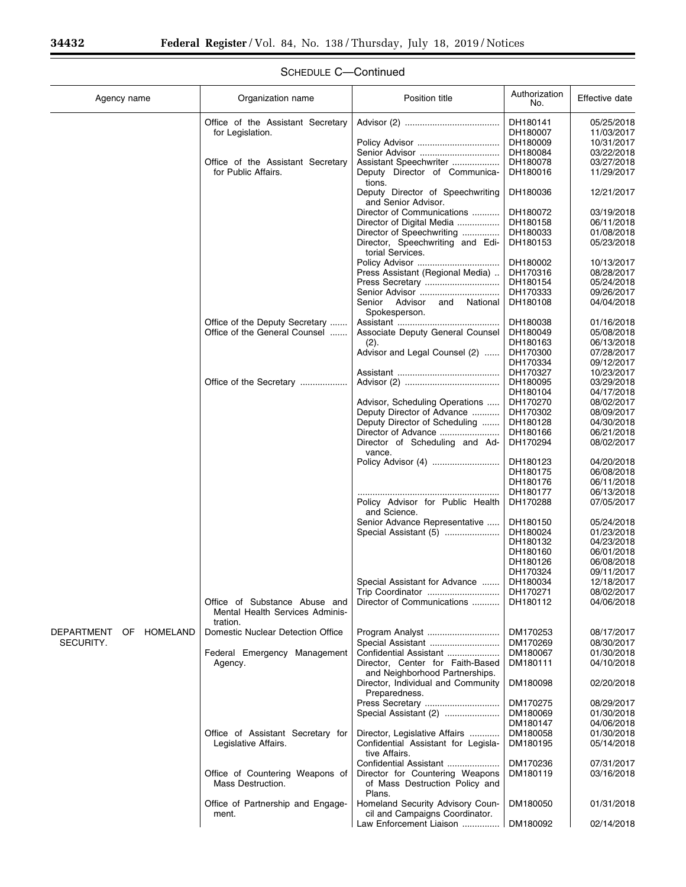SCHEDULE C—Continued

| Agency name | Organization name | Position title | Authorization No. | Effective date |
|---|---|---|---|---|
| | Office of the Assistant Secretary for Legislation. | Advisor (2) | DH180141 | 05/25/2018 |
| | | | DH180007 | 11/03/2017 |
| | | Policy Advisor | DH180009 | 10/31/2017 |
| | | Senior Advisor | DH180084 | 03/22/2018 |
| | Office of the Assistant Secretary for Public Affairs. | Assistant Speechwriter | DH180078 | 03/27/2018 |
| | | Deputy Director of Communications. | DH180016 | 11/29/2017 |
| | | Deputy Director of Speechwriting and Senior Advisor. | DH180036 | 12/21/2017 |
| | | Director of Communications | DH180072 | 03/19/2018 |
| | | Director of Digital Media | DH180158 | 06/11/2018 |
| | | Director of Speechwriting | DH180033 | 01/08/2018 |
| | | Director, Speechwriting and Editorial Services. | DH180153 | 05/23/2018 |
| | | Policy Advisor | DH180002 | 10/13/2017 |
| | | Press Assistant (Regional Media) | DH170316 | 08/28/2017 |
| | | Press Secretary | DH180154 | 05/24/2018 |
| | | Senior Advisor | DH170333 | 09/26/2017 |
| | | Senior Advisor and National Spokesperson. | DH180108 | 04/04/2018 |
| | Office of the Deputy Secretary | Assistant | DH180038 | 01/16/2018 |
| | Office of the General Counsel | Associate Deputy General Counsel (2). | DH180049 | 05/08/2018 |
| | | | DH180163 | 06/13/2018 |
| | | Advisor and Legal Counsel (2) | DH170300 | 07/28/2017 |
| | | | DH170334 | 09/12/2017 |
| | | Assistant | DH170327 | 10/23/2017 |
| | Office of the Secretary | Advisor (2) | DH180095 | 03/29/2018 |
| | | | DH180104 | 04/17/2018 |
| | | Advisor, Scheduling Operations | DH170270 | 08/02/2017 |
| | | Deputy Director of Advance | DH170302 | 08/09/2017 |
| | | Deputy Director of Scheduling | DH180128 | 04/30/2018 |
| | | Director of Advance | DH180166 | 06/21/2018 |
| | | Director of Scheduling and Advance. | DH170294 | 08/02/2017 |
| | | Policy Advisor (4) | DH180123 | 04/20/2018 |
| | | | DH180175 | 06/08/2018 |
| | | | DH180176 | 06/11/2018 |
| | | | DH180177 | 06/13/2018 |
| | | Policy Advisor for Public Health and Science. | DH170288 | 07/05/2017 |
| | | Senior Advance Representative | DH180150 | 05/24/2018 |
| | | Special Assistant (5) | DH180024 | 01/23/2018 |
| | | | DH180132 | 04/23/2018 |
| | | | DH180160 | 06/01/2018 |
| | | | DH180126 | 06/08/2018 |
| | | | DH170324 | 09/11/2017 |
| | | Special Assistant for Advance | DH180034 | 12/18/2017 |
| | | Trip Coordinator | DH170271 | 08/02/2017 |
| | Office of Substance Abuse and Mental Health Services Administration. | Director of Communications | DH180112 | 04/06/2018 |
| DEPARTMENT OF HOMELAND SECURITY. | Domestic Nuclear Detection Office | Program Analyst | DM170253 | 08/17/2017 |
| | | Special Assistant | DM170269 | 08/30/2017 |
| | Federal Emergency Management Agency. | Confidential Assistant | DM180067 | 01/30/2018 |
| | | Director, Center for Faith-Based and Neighborhood Partnerships. | DM180111 | 04/10/2018 |
| | | Director, Individual and Community Preparedness. | DM180098 | 02/20/2018 |
| | | Press Secretary | DM170275 | 08/29/2017 |
| | | Special Assistant (2) | DM180069 | 01/30/2018 |
| | | | DM180147 | 04/06/2018 |
| | Office of Assistant Secretary for Legislative Affairs. | Director, Legislative Affairs | DM180058 | 01/30/2018 |
| | | Confidential Assistant for Legislative Affairs. | DM180195 | 05/14/2018 |
| | | Confidential Assistant | DM170236 | 07/31/2017 |
| | Office of Countering Weapons of Mass Destruction. | Director for Countering Weapons of Mass Destruction Policy and Plans. | DM180119 | 03/16/2018 |
| | Office of Partnership and Engagement. | Homeland Security Advisory Council and Campaigns Coordinator. | DM180050 | 01/31/2018 |
| | | Law Enforcement Liaison | DM180092 | 02/14/2018 |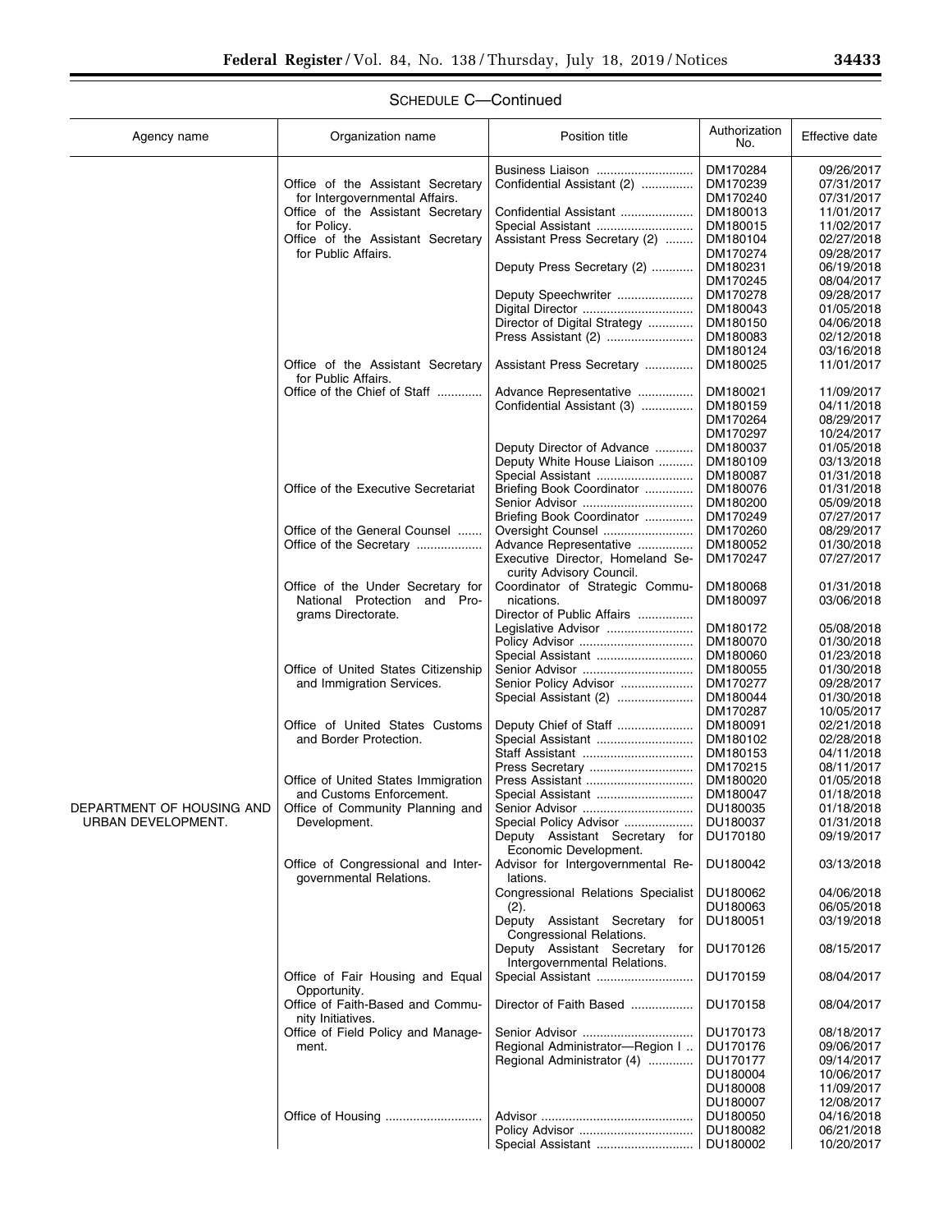SCHEDULE C—Continued

| Agency name | Organization name | Position title | Authorization No. | Effective date |
|---|---|---|---|---|
| | | Business Liaison | DM170284 | 09/26/2017 |
| | Office of the Assistant Secretary for Intergovernmental Affairs. | Confidential Assistant (2) | DM170239 | 07/31/2017 |
| | | | DM170240 | 07/31/2017 |
| | Office of the Assistant Secretary for Policy. | Confidential Assistant | DM180013 | 11/01/2017 |
| | | Special Assistant | DM180015 | 11/02/2017 |
| | Office of the Assistant Secretary for Public Affairs. | Assistant Press Secretary (2) | DM180104 | 02/27/2018 |
| | | | DM170274 | 09/28/2017 |
| | | Deputy Press Secretary (2) | DM180231 | 06/19/2018 |
| | | | DM170245 | 08/04/2017 |
| | | Deputy Speechwriter | DM170278 | 09/28/2017 |
| | | Digital Director | DM180043 | 01/05/2018 |
| | | Director of Digital Strategy | DM180150 | 04/06/2018 |
| | | Press Assistant (2) | DM180083 | 02/12/2018 |
| | | | DM180124 | 03/16/2018 |
| | Office of the Assistant Secretary for Public Affairs. | Assistant Press Secretary | DM180025 | 11/01/2017 |
| | Office of the Chief of Staff | Advance Representative | DM180021 | 11/09/2017 |
| | | Confidential Assistant (3) | DM180159 | 04/11/2018 |
| | | | DM170264 | 08/29/2017 |
| | | | DM170297 | 10/24/2017 |
| | | Deputy Director of Advance | DM180037 | 01/05/2018 |
| | | Deputy White House Liaison | DM180109 | 03/13/2018 |
| | | Special Assistant | DM180087 | 01/31/2018 |
| | Office of the Executive Secretariat | Briefing Book Coordinator | DM180076 | 01/31/2018 |
| | | Senior Advisor | DM180200 | 05/09/2018 |
| | | Briefing Book Coordinator | DM170249 | 07/27/2017 |
| | Office of the General Counsel | Oversight Counsel | DM170260 | 08/29/2017 |
| | Office of the Secretary | Advance Representative | DM180052 | 01/30/2018 |
| | | Executive Director, Homeland Security Advisory Council. | DM170247 | 07/27/2017 |
| | Office of the Under Secretary for National Protection and Programs Directorate. | Coordinator of Strategic Communications. | DM180068 | 01/31/2018 |
| | | Director of Public Affairs | DM180097 | 03/06/2018 |
| | | Legislative Advisor | DM180172 | 05/08/2018 |
| | | Policy Advisor | DM180070 | 01/30/2018 |
| | | Special Assistant | DM180060 | 01/23/2018 |
| | Office of United States Citizenship and Immigration Services. | Senior Advisor | DM180055 | 01/30/2018 |
| | | Senior Policy Advisor | DM170277 | 09/28/2017 |
| | | Special Assistant (2) | DM180044 | 01/30/2018 |
| | | | DM170287 | 10/05/2017 |
| | Office of United States Customs and Border Protection. | Deputy Chief of Staff | DM180091 | 02/21/2018 |
| | | Special Assistant | DM180102 | 02/28/2018 |
| | | Staff Assistant | DM180153 | 04/11/2018 |
| | | Press Secretary | DM170215 | 08/11/2017 |
| | Office of United States Immigration and Customs Enforcement. | Press Assistant | DM180020 | 01/05/2018 |
| | | Special Assistant | DM180047 | 01/18/2018 |
| DEPARTMENT OF HOUSING AND URBAN DEVELOPMENT. | Office of Community Planning and Development. | Senior Advisor | DU180035 | 01/18/2018 |
| | | Special Policy Advisor | DU180037 | 01/31/2018 |
| | | Deputy Assistant Secretary for Economic Development. | DU170180 | 09/19/2017 |
| | Office of Congressional and Intergovernmental Relations. | Advisor for Intergovernmental Relations. | DU180042 | 03/13/2018 |
| | | Congressional Relations Specialist (2). | DU180062 | 04/06/2018 |
| | | | DU180063 | 06/05/2018 |
| | | Deputy Assistant Secretary for Congressional Relations. | DU180051 | 03/19/2018 |
| | | Deputy Assistant Secretary for Intergovernmental Relations. | DU170126 | 08/15/2017 |
| | Office of Fair Housing and Equal Opportunity. | Special Assistant | DU170159 | 08/04/2017 |
| | Office of Faith-Based and Community Initiatives. | Director of Faith Based | DU170158 | 08/04/2017 |
| | Office of Field Policy and Management. | Senior Advisor | DU170173 | 08/18/2017 |
| | | Regional Administrator—Region I | DU170176 | 09/06/2017 |
| | | Regional Administrator (4) | DU170177 | 09/14/2017 |
| | | | DU180004 | 10/06/2017 |
| | | | DU180008 | 11/09/2017 |
| | | | DU180007 | 12/08/2017 |
| | Office of Housing | Advisor | DU180050 | 04/16/2018 |
| | | Policy Advisor | DU180082 | 06/21/2018 |
| | | Special Assistant | DU180002 | 10/20/2017 |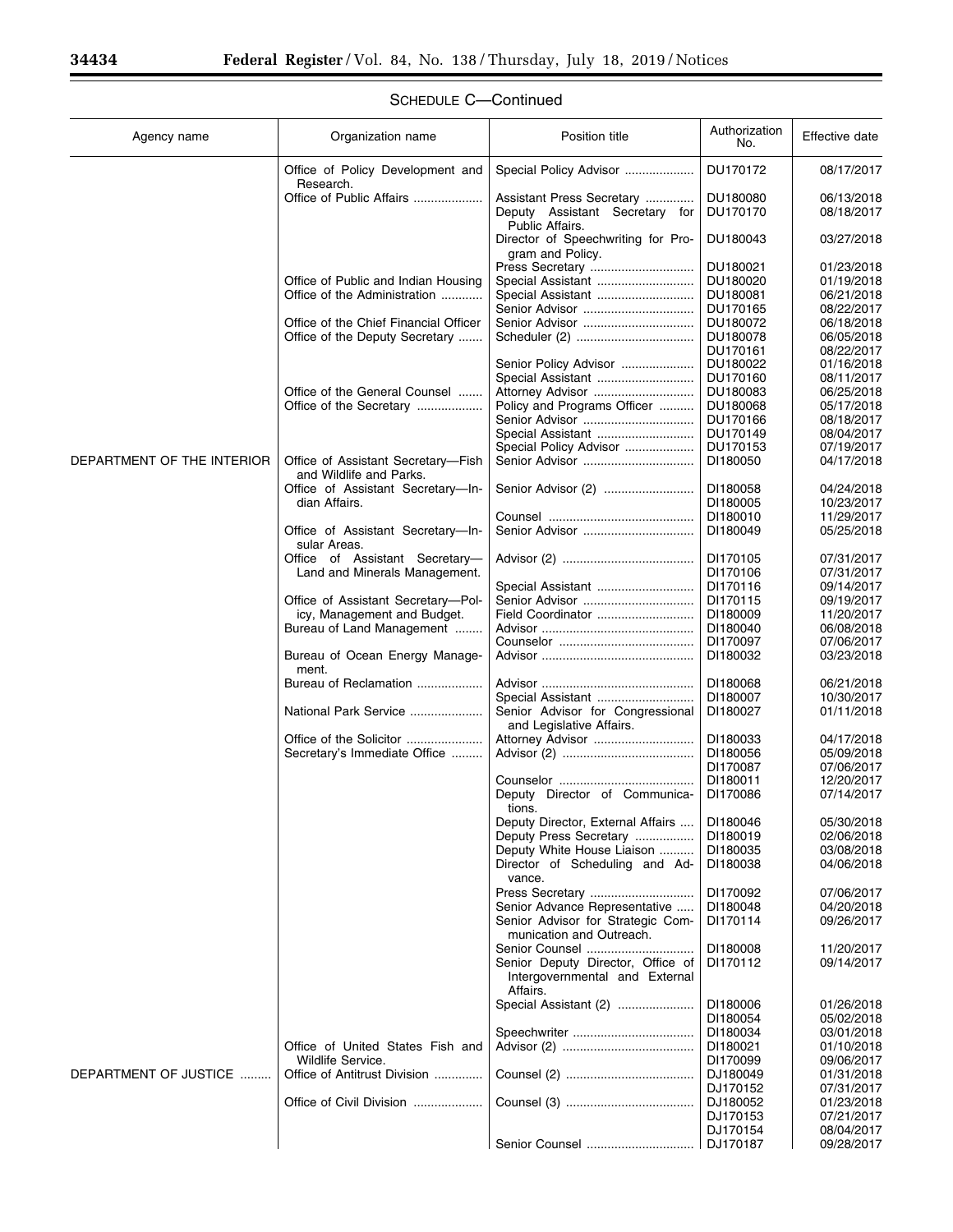SCHEDULE C—Continued

| Agency name | Organization name | Position title | Authorization No. | Effective date |
|---|---|---|---|---|
| | Office of Policy Development and Research. | Special Policy Advisor | DU170172 | 08/17/2017 |
| | Office of Public Affairs | Assistant Press Secretary | DU180080 | 06/13/2018 |
| | | Deputy Assistant Secretary for Public Affairs. | DU170170 | 08/18/2017 |
| | | Director of Speechwriting for Program and Policy. | DU180043 | 03/27/2018 |
| | | Press Secretary | DU180021 | 01/23/2018 |
| | Office of Public and Indian Housing | Special Assistant | DU180020 | 01/19/2018 |
| | Office of the Administration | Special Assistant | DU180081 | 06/21/2018 |
| | | Senior Advisor | DU170165 | 08/22/2017 |
| | Office of the Chief Financial Officer | Senior Advisor | DU180072 | 06/18/2018 |
| | Office of the Deputy Secretary | Scheduler (2) | DU180078 | 06/05/2018 |
| | | | DU170161 | 08/22/2017 |
| | | Senior Policy Advisor | DU180022 | 01/16/2018 |
| | | Special Assistant | DU170160 | 08/11/2017 |
| | Office of the General Counsel | Attorney Advisor | DU180083 | 06/25/2018 |
| | Office of the Secretary | Policy and Programs Officer | DU180068 | 05/17/2018 |
| | | Senior Advisor | DU170166 | 08/18/2017 |
| | | Special Assistant | DU170149 | 08/04/2017 |
| | | Special Policy Advisor | DU170153 | 07/19/2017 |
| DEPARTMENT OF THE INTERIOR | Office of Assistant Secretary—Fish and Wildlife and Parks. | Senior Advisor | DI180050 | 04/17/2018 |
| | Office of Assistant Secretary—Indian Affairs. | Senior Advisor (2) | DI180058 | 04/24/2018 |
| | | | DI180005 | 10/23/2017 |
| | | Counsel | DI180010 | 11/29/2017 |
| | Office of Assistant Secretary—Insular Areas. | Senior Advisor | DI180049 | 05/25/2018 |
| | Office of Assistant Secretary—Land and Minerals Management. | Advisor (2) | DI170105 | 07/31/2017 |
| | | | DI170106 | 07/31/2017 |
| | | Special Assistant | DI170116 | 09/14/2017 |
| | Office of Assistant Secretary—Policy, Management and Budget. | Senior Advisor | DI170115 | 09/19/2017 |
| | | Field Coordinator | DI180009 | 11/20/2017 |
| | Bureau of Land Management | Advisor | DI180040 | 06/08/2018 |
| | | Counselor | DI170097 | 07/06/2017 |
| | Bureau of Ocean Energy Management. | Advisor | DI180032 | 03/23/2018 |
| | Bureau of Reclamation | Advisor | DI180068 | 06/21/2018 |
| | | Special Assistant | DI180007 | 10/30/2017 |
| | National Park Service | Senior Advisor for Congressional and Legislative Affairs. | DI180027 | 01/11/2018 |
| | Office of the Solicitor | Attorney Advisor | DI180033 | 04/17/2018 |
| | Secretary's Immediate Office | Advisor (2) | DI180056 | 05/09/2018 |
| | | | DI170087 | 07/06/2017 |
| | | Counselor | DI180011 | 12/20/2017 |
| | | Deputy Director of Communications. | DI170086 | 07/14/2017 |
| | | Deputy Director, External Affairs | DI180046 | 05/30/2018 |
| | | Deputy Press Secretary | DI180019 | 02/06/2018 |
| | | Deputy White House Liaison | DI180035 | 03/08/2018 |
| | | Director of Scheduling and Advance. | DI180038 | 04/06/2018 |
| | | Press Secretary | DI170092 | 07/06/2017 |
| | | Senior Advance Representative | DI180048 | 04/20/2018 |
| | | Senior Advisor for Strategic Communication and Outreach. | DI170114 | 09/26/2017 |
| | | Senior Counsel | DI180008 | 11/20/2017 |
| | | Senior Deputy Director, Office of Intergovernmental and External Affairs. | DI170112 | 09/14/2017 |
| | | Special Assistant (2) | DI180006 | 01/26/2018 |
| | | | DI180054 | 05/02/2018 |
| | | Speechwriter | DI180034 | 03/01/2018 |
| | Office of United States Fish and Wildlife Service. | Advisor (2) | DI180021 | 01/10/2018 |
| | | | DI170099 | 09/06/2017 |
| DEPARTMENT OF JUSTICE | Office of Antitrust Division | Counsel (2) | DJ180049 | 01/31/2018 |
| | | | DJ170152 | 07/31/2017 |
| | Office of Civil Division | Counsel (3) | DJ180052 | 01/23/2018 |
| | | | DJ170153 | 07/21/2017 |
| | | | DJ170154 | 08/04/2017 |
| | | Senior Counsel | DJ170187 | 09/28/2017 |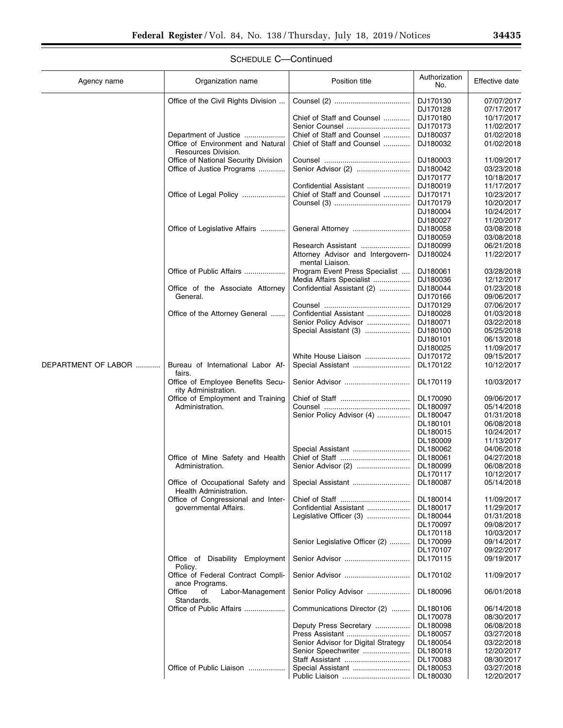## SCHEDULE C—Continued

| Agency name | Organization name | Position title | Authorization No. | Effective date |
|---|---|---|---|---|
| | Office of the Civil Rights Division | Counsel (2) | DJ170130 | 07/07/2017 |
| | | | DJ170128 | 07/17/2017 |
| | | Chief of Staff and Counsel | DJ170180 | 10/17/2017 |
| | | Senior Counsel | DJ170173 | 11/02/2017 |
| | Department of Justice | Chief of Staff and Counsel | DJ180037 | 01/02/2018 |
| | Office of Environment and Natural Resources Division. | Chief of Staff and Counsel | DJ180032 | 01/02/2018 |
| | Office of National Security Division | Counsel | DJ180003 | 11/09/2017 |
| | Office of Justice Programs | Senior Advisor (2) | DJ180042 | 03/23/2018 |
| | | | DJ170177 | 10/18/2017 |
| | | Confidential Assistant | DJ180019 | 11/17/2017 |
| | Office of Legal Policy | Chief of Staff and Counsel | DJ170171 | 10/23/2017 |
| | | Counsel (3) | DJ170179 | 10/20/2017 |
| | | | DJ180004 | 10/24/2017 |
| | | | DJ180027 | 11/20/2017 |
| | Office of Legislative Affairs | General Attorney | DJ180058 | 03/08/2018 |
| | | | DJ180059 | 03/08/2018 |
| | | Research Assistant | DJ180099 | 06/21/2018 |
| | | Attorney Advisor and Intergovernmental Liaison. | DJ180024 | 11/22/2017 |
| | Office of Public Affairs | Program Event Press Specialist | DJ180061 | 03/28/2018 |
| | | Media Affairs Specialist | DJ180036 | 12/12/2017 |
| | Office of the Associate Attorney General. | Confidential Assistant (2) | DJ180044 | 01/23/2018 |
| | | | DJ170166 | 09/06/2017 |
| | | Counsel | DJ170129 | 07/06/2017 |
| | Office of the Attorney General | Confidential Assistant | DJ180028 | 01/03/2018 |
| | | Senior Policy Advisor | DJ180071 | 03/22/2018 |
| | | Special Assistant (3) | DJ180100 | 05/25/2018 |
| | | | DJ180101 | 06/13/2018 |
| | | | DJ180025 | 11/09/2017 |
| | | White House Liaison | DJ170172 | 09/15/2017 |
| DEPARTMENT OF LABOR | Bureau of International Labor Affairs. | Special Assistant | DL170122 | 10/12/2017 |
| | Office of Employee Benefits Security Administration. | Senior Advisor | DL170119 | 10/03/2017 |
| | Office of Employment and Training Administration. | Chief of Staff | DL170090 | 09/06/2017 |
| | | Counsel | DL180097 | 05/14/2018 |
| | | Senior Policy Advisor (4) | DL180047 | 01/31/2018 |
| | | | DL180101 | 06/08/2018 |
| | | | DL180015 | 10/24/2017 |
| | | | DL180009 | 11/13/2017 |
| | | Special Assistant | DL180062 | 04/06/2018 |
| | Office of Mine Safety and Health Administration. | Chief of Staff | DL180061 | 04/27/2018 |
| | | Senior Advisor (2) | DL180099 | 06/08/2018 |
| | | | DL170117 | 10/12/2017 |
| | Office of Occupational Safety and Health Administration. | Special Assistant | DL180087 | 05/14/2018 |
| | Office of Congressional and Intergovernmental Affairs. | Chief of Staff | DL180014 | 11/09/2017 |
| | | Confidential Assistant | DL180017 | 11/29/2017 |
| | | Legislative Officer (3) | DL180044 | 01/31/2018 |
| | | | DL170097 | 09/08/2017 |
| | | | DL170118 | 10/03/2017 |
| | | Senior Legislative Officer (2) | DL170099 | 09/14/2017 |
| | | | DL170107 | 09/22/2017 |
| | Office of Disability Employment Policy. | Senior Advisor | DL170115 | 09/19/2017 |
| | Office of Federal Contract Compliance Programs. | Senior Advisor | DL170102 | 11/09/2017 |
| | Office of Labor-Management Standards. | Senior Policy Advisor | DL180096 | 06/01/2018 |
| | Office of Public Affairs | Communications Director (2) | DL180106 | 06/14/2018 |
| | | | DL170078 | 08/30/2017 |
| | | Deputy Press Secretary | DL180098 | 06/08/2018 |
| | | Press Assistant | DL180057 | 03/27/2018 |
| | | Senior Advisor for Digital Strategy | DL180054 | 03/22/2018 |
| | | Senior Speechwriter | DL180018 | 12/20/2017 |
| | | Staff Assistant | DL170083 | 08/30/2017 |
| | Office of Public Liaison | Special Assistant | DL180053 | 03/27/2018 |
| | | Public Liaison | DL180030 | 12/20/2017 |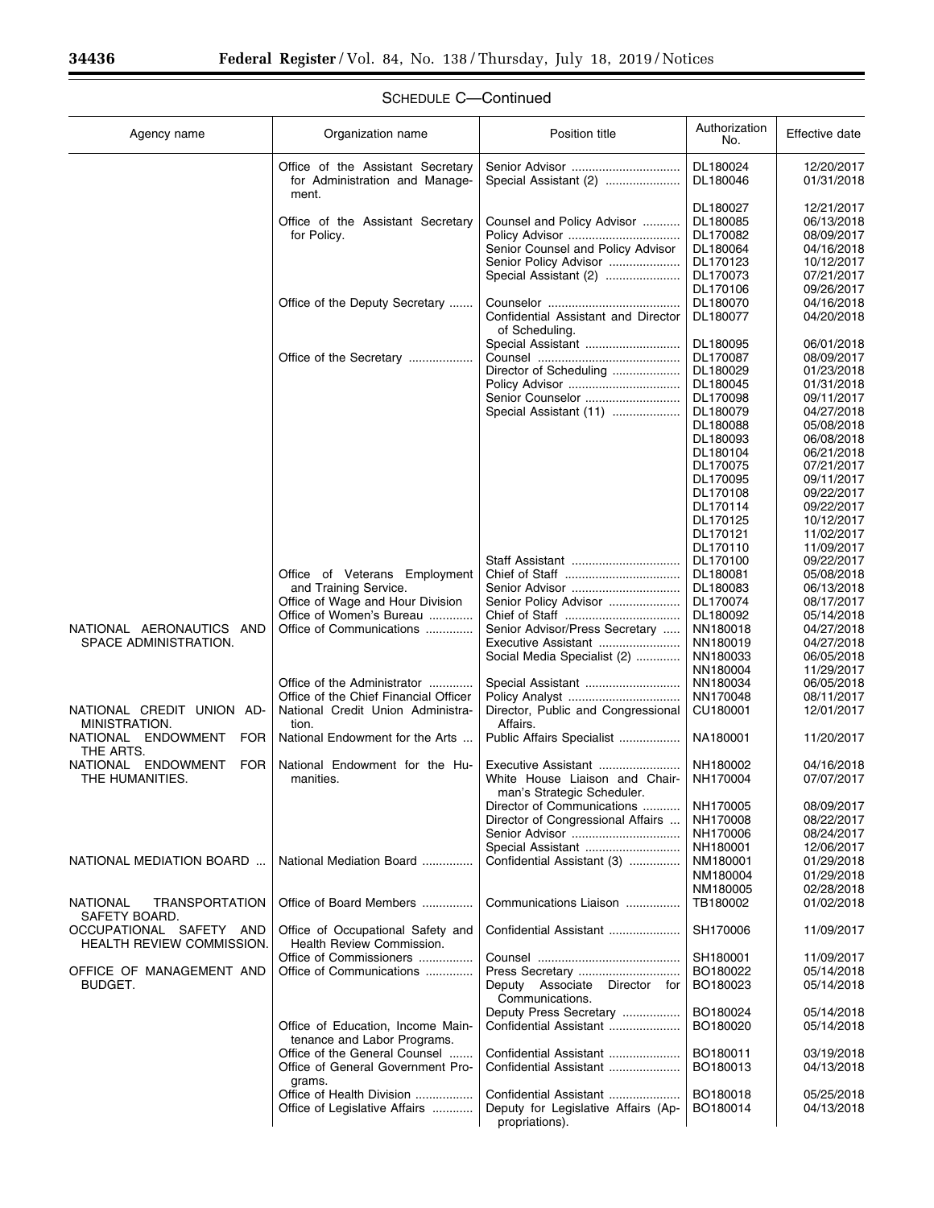## SCHEDULE C—Continued

| Agency name | Organization name | Position title | Authorization No. | Effective date |
|---|---|---|---|---|
| | Office of the Assistant Secretary for Administration and Management. | Senior Advisor | DL180024 | 12/20/2017 |
| | | Special Assistant (2) | DL180046 | 01/31/2018 |
| | | | DL180027 | 12/21/2017 |
| | Office of the Assistant Secretary for Policy. | Counsel and Policy Advisor | DL180085 | 06/13/2018 |
| | | Policy Advisor | DL170082 | 08/09/2017 |
| | | Senior Counsel and Policy Advisor | DL180064 | 04/16/2018 |
| | | Senior Policy Advisor | DL170123 | 10/12/2017 |
| | | Special Assistant (2) | DL170073 | 07/21/2017 |
| | | | DL170106 | 09/26/2017 |
| | Office of the Deputy Secretary | Counselor | DL180070 | 04/16/2018 |
| | | Confidential Assistant and Director of Scheduling. | DL180077 | 04/20/2018 |
| | | Special Assistant | DL180095 | 06/01/2018 |
| | Office of the Secretary | Counsel | DL170087 | 08/09/2017 |
| | | Director of Scheduling | DL180029 | 01/23/2018 |
| | | Policy Advisor | DL180045 | 01/31/2018 |
| | | Senior Counselor | DL170098 | 09/11/2017 |
| | | Special Assistant (11) | DL180079 | 04/27/2018 |
| | | | DL180088 | 05/08/2018 |
| | | | DL180093 | 06/08/2018 |
| | | | DL180104 | 06/21/2018 |
| | | | DL170075 | 07/21/2017 |
| | | | DL170095 | 09/11/2017 |
| | | | DL170108 | 09/22/2017 |
| | | | DL170114 | 09/22/2017 |
| | | | DL170125 | 10/12/2017 |
| | | | DL170121 | 11/02/2017 |
| | | | DL170110 | 11/09/2017 |
| | | Staff Assistant | DL170100 | 09/22/2017 |
| | Office of Veterans Employment and Training Service. | Chief of Staff | DL180081 | 05/08/2018 |
| | | Senior Advisor | DL180083 | 06/13/2018 |
| | Office of Wage and Hour Division | Senior Policy Advisor | DL170074 | 08/17/2017 |
| | Office of Women's Bureau | Chief of Staff | DL180092 | 05/14/2018 |
| NATIONAL AERONAUTICS AND SPACE ADMINISTRATION. | Office of Communications | Senior Advisor/Press Secretary | NN180018 | 04/27/2018 |
| | | Executive Assistant | NN180019 | 04/27/2018 |
| | | Social Media Specialist (2) | NN180033 | 06/05/2018 |
| | | | NN180004 | 11/29/2017 |
| | Office of the Administrator | Special Assistant | NN180034 | 06/05/2018 |
| | Office of the Chief Financial Officer | Policy Analyst | NN170048 | 08/11/2017 |
| NATIONAL CREDIT UNION ADMINISTRATION. | National Credit Union Administration. | Director, Public and Congressional Affairs. | CU180001 | 12/01/2017 |
| NATIONAL ENDOWMENT FOR THE ARTS. | National Endowment for the Arts | Public Affairs Specialist | NA180001 | 11/20/2017 |
| NATIONAL ENDOWMENT FOR THE HUMANITIES. | National Endowment for the Humanities. | Executive Assistant | NH180002 | 04/16/2018 |
| | | White House Liaison and Chairman's Strategic Scheduler. | NH170004 | 07/07/2017 |
| | | Director of Communications | NH170005 | 08/09/2017 |
| | | Director of Congressional Affairs | NH170008 | 08/22/2017 |
| | | Senior Advisor | NH170006 | 08/24/2017 |
| | | Special Assistant | NH180001 | 12/06/2017 |
| NATIONAL MEDIATION BOARD | National Mediation Board | Confidential Assistant (3) | NM180001 | 01/29/2018 |
| | | | NM180004 | 01/29/2018 |
| | | | NM180005 | 02/28/2018 |
| NATIONAL TRANSPORTATION SAFETY BOARD. | Office of Board Members | Communications Liaison | TB180002 | 01/02/2018 |
| OCCUPATIONAL SAFETY AND HEALTH REVIEW COMMISSION. | Office of Occupational Safety and Health Review Commission. | Confidential Assistant | SH170006 | 11/09/2017 |
| | Office of Commissioners | Counsel | SH180001 | 11/09/2017 |
| OFFICE OF MANAGEMENT AND BUDGET. | Office of Communications | Press Secretary | BO180022 | 05/14/2018 |
| | | Deputy Associate Director for Communications. | BO180023 | 05/14/2018 |
| | | Deputy Press Secretary | BO180024 | 05/14/2018 |
| | Office of Education, Income Maintenance and Labor Programs. | Confidential Assistant | BO180020 | 05/14/2018 |
| | Office of the General Counsel | Confidential Assistant | BO180011 | 03/19/2018 |
| | Office of General Government Programs. | Confidential Assistant | BO180013 | 04/13/2018 |
| | Office of Health Division | Confidential Assistant | BO180018 | 05/25/2018 |
| | Office of Legislative Affairs | Deputy for Legislative Affairs (Appropriations). | BO180014 | 04/13/2018 |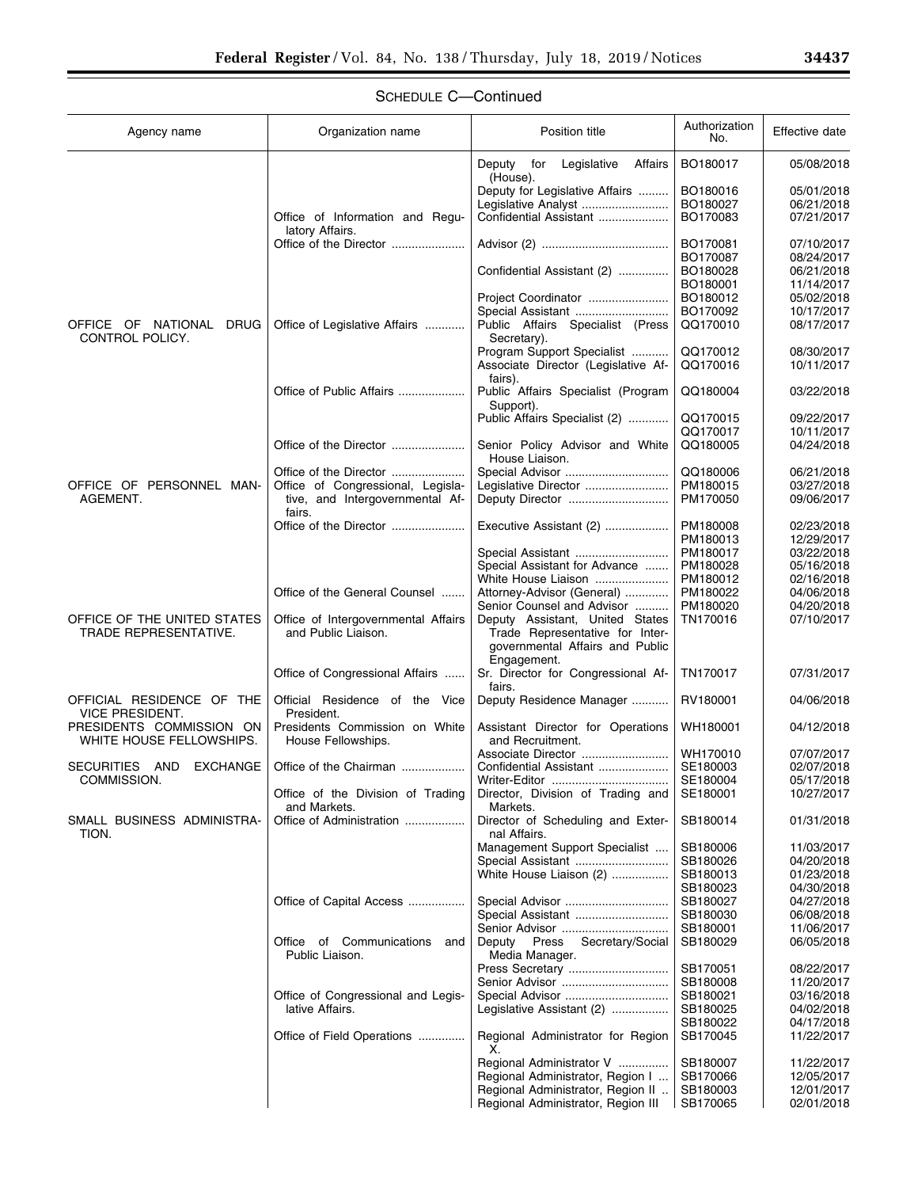SCHEDULE C—Continued

| Agency name | Organization name | Position title | Authorization No. | Effective date |
|---|---|---|---|---|
| | | Deputy for Legislative Affairs (House). | BO180017 | 05/08/2018 |
| | | Deputy for Legislative Affairs | BO180016 | 05/01/2018 |
| | | Legislative Analyst | BO180027 | 06/21/2018 |
| | Office of Information and Regulatory Affairs. | Confidential Assistant | BO170083 | 07/21/2017 |
| | Office of the Director | Advisor (2) | BO170081 | 07/10/2017 |
| | | | BO170087 | 08/24/2017 |
| | | Confidential Assistant (2) | BO180028 | 06/21/2018 |
| | | | BO180001 | 11/14/2017 |
| | | Project Coordinator | BO180012 | 05/02/2018 |
| | | Special Assistant | BO170092 | 10/17/2017 |
| OFFICE OF NATIONAL DRUG CONTROL POLICY. | Office of Legislative Affairs | Public Affairs Specialist (Press Secretary). | QQ170010 | 08/17/2017 |
| | | Program Support Specialist | QQ170012 | 08/30/2017 |
| | | Associate Director (Legislative Affairs). | QQ170016 | 10/11/2017 |
| | Office of Public Affairs | Public Affairs Specialist (Program Support). | QQ180004 | 03/22/2018 |
| | | Public Affairs Specialist (2) | QQ170015 | 09/22/2017 |
| | | | QQ170017 | 10/11/2017 |
| | Office of the Director | Senior Policy Advisor and White House Liaison. | QQ180005 | 04/24/2018 |
| | Office of the Director | Special Advisor | QQ180006 | 06/21/2018 |
| OFFICE OF PERSONNEL MANAGEMENT. | Office of Congressional, Legislative, and Intergovernmental Affairs. | Legislative Director | PM180015 | 03/27/2018 |
| | | Deputy Director | PM170050 | 09/06/2017 |
| | Office of the Director | Executive Assistant (2) | PM180008 | 02/23/2018 |
| | | | PM180013 | 12/29/2017 |
| | | Special Assistant | PM180017 | 03/22/2018 |
| | | Special Assistant for Advance | PM180028 | 05/16/2018 |
| | | White House Liaison | PM180012 | 02/16/2018 |
| | Office of the General Counsel | Attorney-Advisor (General) | PM180022 | 04/06/2018 |
| | | Senior Counsel and Advisor | PM180020 | 04/20/2018 |
| OFFICE OF THE UNITED STATES TRADE REPRESENTATIVE. | Office of Intergovernmental Affairs and Public Liaison. | Deputy Assistant, United States Trade Representative for Intergovernmental Affairs and Public Engagement. | TN170016 | 07/10/2017 |
| | Office of Congressional Affairs | Sr. Director for Congressional Affairs. | TN170017 | 07/31/2017 |
| OFFICIAL RESIDENCE OF THE VICE PRESIDENT. | Official Residence of the Vice President. | Deputy Residence Manager | RV180001 | 04/06/2018 |
| PRESIDENTS COMMISSION ON WHITE HOUSE FELLOWSHIPS. | Presidents Commission on White House Fellowships. | Assistant Director for Operations and Recruitment. | WH180001 | 04/12/2018 |
| | | Associate Director | WH170010 | 07/07/2017 |
| SECURITIES AND EXCHANGE COMMISSION. | Office of the Chairman | Confidential Assistant | SE180003 | 02/07/2018 |
| | | Writer-Editor | SE180004 | 05/17/2018 |
| | Office of the Division of Trading and Markets. | Director, Division of Trading and Markets. | SE180001 | 10/27/2017 |
| SMALL BUSINESS ADMINISTRATION. | Office of Administration | Director of Scheduling and External Affairs. | SB180014 | 01/31/2018 |
| | | Management Support Specialist | SB180006 | 11/03/2017 |
| | | Special Assistant | SB180026 | 04/20/2018 |
| | | White House Liaison (2) | SB180013 | 01/23/2018 |
| | | | SB180023 | 04/30/2018 |
| | Office of Capital Access | Special Advisor | SB180027 | 04/27/2018 |
| | | Special Assistant | SB180030 | 06/08/2018 |
| | | Senior Advisor | SB180001 | 11/06/2017 |
| | Office of Communications and Public Liaison. | Deputy Press Secretary/Social Media Manager. | SB180029 | 06/05/2018 |
| | | Press Secretary | SB170051 | 08/22/2017 |
| | | Senior Advisor | SB180008 | 11/20/2017 |
| | Office of Congressional and Legislative Affairs. | Special Advisor | SB180021 | 03/16/2018 |
| | | Legislative Assistant (2) | SB180025 | 04/02/2018 |
| | | | SB180022 | 04/17/2018 |
| | Office of Field Operations | Regional Administrator for Region X. | SB170045 | 11/22/2017 |
| | | Regional Administrator V | SB180007 | 11/22/2017 |
| | | Regional Administrator, Region I | SB170066 | 12/05/2017 |
| | | Regional Administrator, Region II | SB180003 | 12/01/2017 |
| | | Regional Administrator, Region III | SB170065 | 02/01/2018 |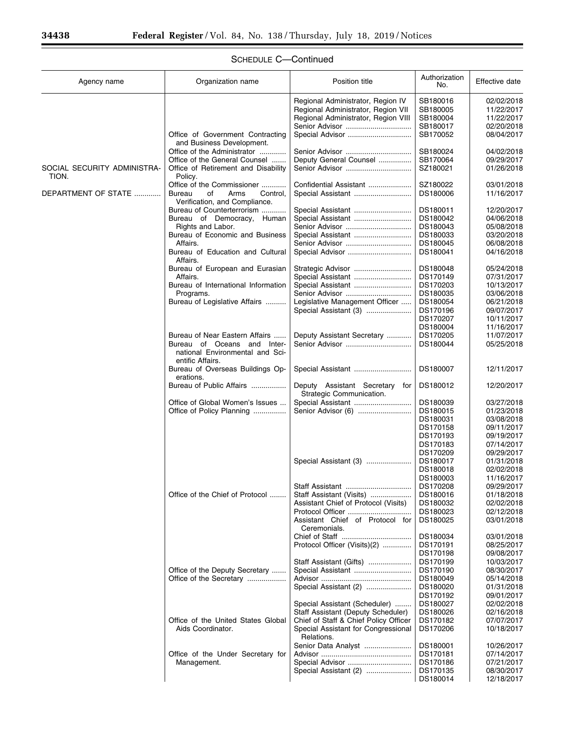SCHEDULE C—Continued

| Agency name | Organization name | Position title | Authorization No. | Effective date |
|---|---|---|---|---|
| | | Regional Administrator, Region IV | SB180016 | 02/02/2018 |
| | | Regional Administrator, Region VII | SB180005 | 11/22/2017 |
| | | Regional Administrator, Region VIII | SB180004 | 11/22/2017 |
| | | Senior Advisor | SB180017 | 02/20/2018 |
| | Office of Government Contracting and Business Development. | Special Advisor | SB170052 | 08/04/2017 |
| | Office of the Administrator | Senior Advisor | SB180024 | 04/02/2018 |
| | Office of the General Counsel | Deputy General Counsel | SB170064 | 09/29/2017 |
| SOCIAL SECURITY ADMINISTRATION. | Office of Retirement and Disability Policy. | Senior Advisor | SZ180021 | 01/26/2018 |
| | Office of the Commissioner | Confidential Assistant | SZ180022 | 03/01/2018 |
| DEPARTMENT OF STATE | Bureau of Arms Control, Verification, and Compliance. | Special Assistant | DS180006 | 11/16/2017 |
| | Bureau of Counterterrorism | Special Assistant | DS180011 | 12/20/2017 |
| | Bureau of Democracy, Human Rights and Labor. | Special Assistant | DS180042 | 04/06/2018 |
| | | Senior Advisor | DS180043 | 05/08/2018 |
| | Bureau of Economic and Business Affairs. | Special Assistant | DS180033 | 03/20/2018 |
| | | Senior Advisor | DS180045 | 06/08/2018 |
| | Bureau of Education and Cultural Affairs. | Special Advisor | DS180041 | 04/16/2018 |
| | Bureau of European and Eurasian Affairs. | Strategic Advisor | DS180048 | 05/24/2018 |
| | | Special Assistant | DS170149 | 07/31/2017 |
| | Bureau of International Information Programs. | Special Assistant | DS170203 | 10/13/2017 |
| | | Senior Advisor | DS180035 | 03/06/2018 |
| | Bureau of Legislative Affairs | Legislative Management Officer | DS180054 | 06/21/2018 |
| | | Special Assistant (3) | DS170196 | 09/07/2017 |
| | | | DS170207 | 10/11/2017 |
| | | | DS180004 | 11/16/2017 |
| | Bureau of Near Eastern Affairs | Deputy Assistant Secretary | DS170205 | 11/07/2017 |
| | Bureau of Oceans and International Environmental and Scientific Affairs. | Senior Advisor | DS180044 | 05/25/2018 |
| | Bureau of Overseas Buildings Operations. | Special Assistant | DS180007 | 12/11/2017 |
| | Bureau of Public Affairs | Deputy Assistant Secretary for Strategic Communication. | DS180012 | 12/20/2017 |
| | Office of Global Women's Issues | Special Assistant | DS180039 | 03/27/2018 |
| | Office of Policy Planning | Senior Advisor (6) | DS180015 | 01/23/2018 |
| | | | DS180031 | 03/08/2018 |
| | | | DS170158 | 09/11/2017 |
| | | | DS170193 | 09/19/2017 |
| | | | DS170183 | 07/14/2017 |
| | | | DS170209 | 09/29/2017 |
| | | Special Assistant (3) | DS180017 | 01/31/2018 |
| | | | DS180018 | 02/02/2018 |
| | | | DS180003 | 11/16/2017 |
| | | Staff Assistant | DS170208 | 09/29/2017 |
| | Office of the Chief of Protocol | Staff Assistant (Visits) | DS180016 | 01/18/2018 |
| | | Assistant Chief of Protocol (Visits) | DS180032 | 02/02/2018 |
| | | Protocol Officer | DS180023 | 02/12/2018 |
| | | Assistant Chief of Protocol for Ceremonials. | DS180025 | 03/01/2018 |
| | | Chief of Staff | DS180034 | 03/01/2018 |
| | | Protocol Officer (Visits)(2) | DS170191 | 08/25/2017 |
| | | | DS170198 | 09/08/2017 |
| | | Staff Assistant (Gifts) | DS170199 | 10/03/2017 |
| | Office of the Deputy Secretary | Special Assistant | DS170190 | 08/30/2017 |
| | Office of the Secretary | Advisor | DS180049 | 05/14/2018 |
| | | Special Assistant (2) | DS180020 | 01/31/2018 |
| | | | DS170192 | 09/01/2017 |
| | | Special Assistant (Scheduler) | DS180027 | 02/02/2018 |
| | | Staff Assistant (Deputy Scheduler) | DS180026 | 02/16/2018 |
| | Office of the United States Global Aids Coordinator. | Chief of Staff & Chief Policy Officer | DS170182 | 07/07/2017 |
| | | Special Assistant for Congressional Relations. | DS170206 | 10/18/2017 |
| | | Senior Data Analyst | DS180001 | 10/26/2017 |
| | Office of the Under Secretary for Management. | Advisor | DS170181 | 07/14/2017 |
| | | Special Advisor | DS170186 | 07/21/2017 |
| | | Special Assistant (2) | DS170135 | 08/30/2017 |
| | | | DS180014 | 12/18/2017 |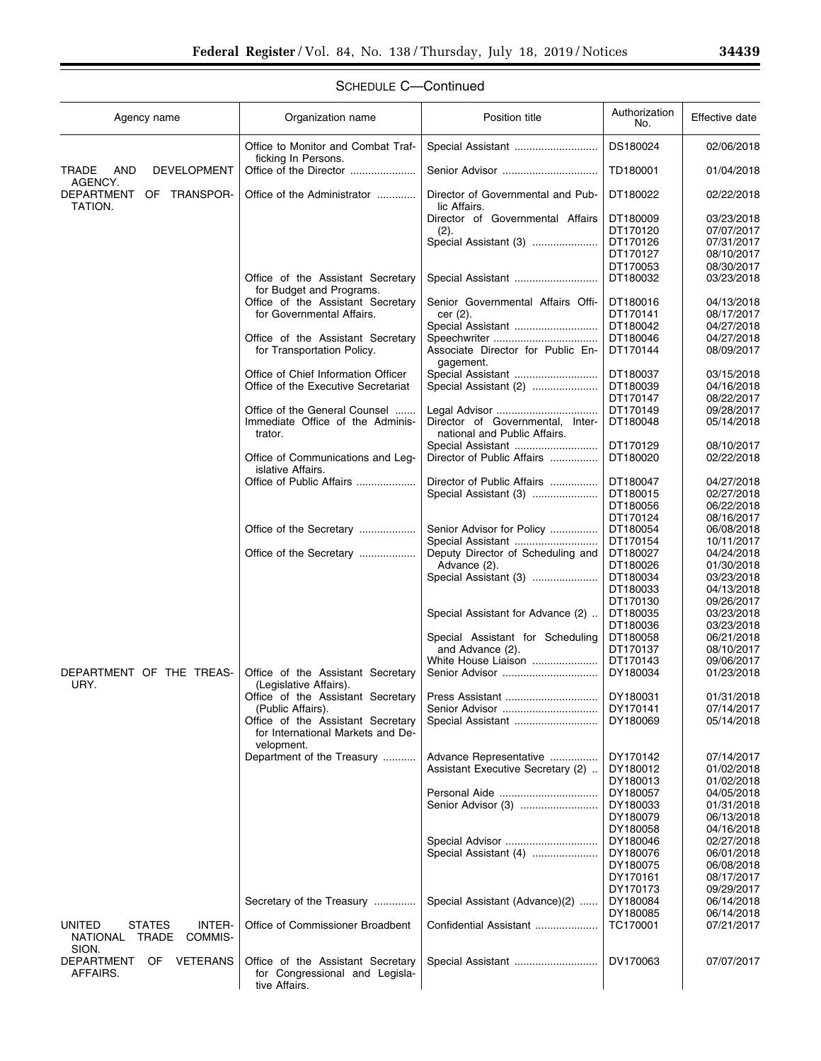SCHEDULE C—Continued

| Agency name | Organization name | Position title | Authorization No. | Effective date |
|---|---|---|---|---|
| | Office to Monitor and Combat Trafficking In Persons. | Special Assistant | DS180024 | 02/06/2018 |
| TRADE AND DEVELOPMENT AGENCY. | Office of the Director | Senior Advisor | TD180001 | 01/04/2018 |
| DEPARTMENT OF TRANSPORTATION. | Office of the Administrator | Director of Governmental and Public Affairs. | DT180022 | 02/22/2018 |
| | | Director of Governmental Affairs (2). | DT180009 | 03/23/2018 |
| | | | DT170120 | 07/07/2017 |
| | | Special Assistant (3) | DT170126 | 07/31/2017 |
| | | | DT170127 | 08/10/2017 |
| | | | DT170053 | 08/30/2017 |
| | Office of the Assistant Secretary for Budget and Programs. | Special Assistant | DT180032 | 03/23/2018 |
| | Office of the Assistant Secretary for Governmental Affairs. | Senior Governmental Affairs Officer (2). | DT180016 | 04/13/2018 |
| | | | DT170141 | 08/17/2017 |
| | | Special Assistant | DT180042 | 04/27/2018 |
| | Office of the Assistant Secretary for Transportation Policy. | Speechwriter | DT180046 | 04/27/2018 |
| | | Associate Director for Public Engagement. | DT170144 | 08/09/2017 |
| | Office of Chief Information Officer | Special Assistant | DT180037 | 03/15/2018 |
| | Office of the Executive Secretariat | Special Assistant (2) | DT180039 | 04/16/2018 |
| | | | DT170147 | 08/22/2017 |
| | Office of the General Counsel | Legal Advisor | DT170149 | 09/28/2017 |
| | Immediate Office of the Administrator. | Director of Governmental, International and Public Affairs. | DT180048 | 05/14/2018 |
| | | Special Assistant | DT170129 | 08/10/2017 |
| | Office of Communications and Legislative Affairs. | Director of Public Affairs | DT180020 | 02/22/2018 |
| | Office of Public Affairs | Director of Public Affairs | DT180047 | 04/27/2018 |
| | | Special Assistant (3) | DT180015 | 02/27/2018 |
| | | | DT180056 | 06/22/2018 |
| | | | DT170124 | 08/16/2017 |
| | Office of the Secretary | Senior Advisor for Policy | DT180054 | 06/08/2018 |
| | | Special Assistant | DT170154 | 10/11/2017 |
| | Office of the Secretary | Deputy Director of Scheduling and Advance (2). | DT180027 | 04/24/2018 |
| | | | DT180026 | 01/30/2018 |
| | | Special Assistant (3) | DT180034 | 03/23/2018 |
| | | | DT180033 | 04/13/2018 |
| | | | DT170130 | 09/26/2017 |
| | | Special Assistant for Advance (2) | DT180035 | 03/23/2018 |
| | | | DT180036 | 03/23/2018 |
| | | Special Assistant for Scheduling and Advance (2). | DT180058 | 06/21/2018 |
| | | | DT170137 | 08/10/2017 |
| | | White House Liaison | DT170143 | 09/06/2017 |
| DEPARTMENT OF THE TREASURY. | Office of the Assistant Secretary (Legislative Affairs). | Senior Advisor | DY180034 | 01/23/2018 |
| | Office of the Assistant Secretary (Public Affairs). | Press Assistant | DY180031 | 01/31/2018 |
| | | Senior Advisor | DY170141 | 07/14/2017 |
| | Office of the Assistant Secretary for International Markets and Development. | Special Assistant | DY180069 | 05/14/2018 |
| | Department of the Treasury | Advance Representative | DY170142 | 07/14/2017 |
| | | Assistant Executive Secretary (2) | DY180012 | 01/02/2018 |
| | | | DY180013 | 01/02/2018 |
| | | Personal Aide | DY180057 | 04/05/2018 |
| | | Senior Advisor (3) | DY180033 | 01/31/2018 |
| | | | DY180079 | 06/13/2018 |
| | | | DY180058 | 04/16/2018 |
| | | Special Advisor | DY180046 | 02/27/2018 |
| | | Special Assistant (4) | DY180076 | 06/01/2018 |
| | | | DY180075 | 06/08/2018 |
| | | | DY170161 | 08/17/2017 |
| | | | DY170173 | 09/29/2017 |
| | Secretary of the Treasury | Special Assistant (Advance)(2) | DY180084 | 06/14/2018 |
| | | | DY180085 | 06/14/2018 |
| UNITED STATES INTERNATIONAL TRADE COMMISSION. | Office of Commissioner Broadbent | Confidential Assistant | TC170001 | 07/21/2017 |
| DEPARTMENT OF VETERANS AFFAIRS. | Office of the Assistant Secretary for Congressional and Legislative Affairs. | Special Assistant | DV170063 | 07/07/2017 |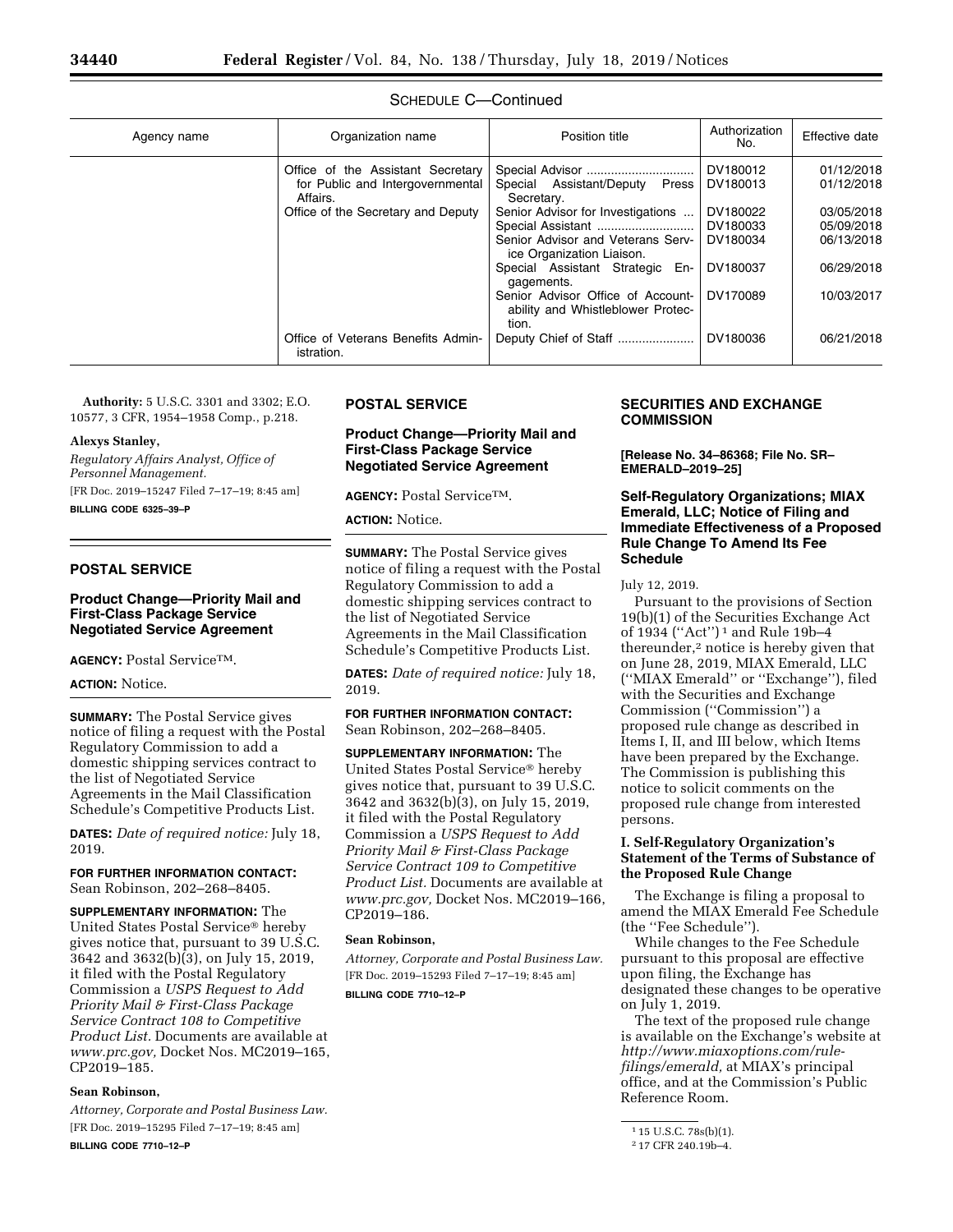SCHEDULE C—Continued

| Agency name | Organization name | Position title | Authorization No. | Effective date |
| --- | --- | --- | --- | --- |
| | Office of the Assistant Secretary for Public and Intergovernmental Affairs. | Special Advisor | DV180012 | 01/12/2018 |
| | | Special Assistant/Deputy Press Secretary. | DV180013 | 01/12/2018 |
| | Office of the Secretary and Deputy | Senior Advisor for Investigations | DV180022 | 03/05/2018 |
| | | Special Assistant | DV180033 | 05/09/2018 |
| | | Senior Advisor and Veterans Service Organization Liaison. | DV180034 | 06/13/2018 |
| | | Special Assistant Strategic Engagements. | DV180037 | 06/29/2018 |
| | | Senior Advisor Office of Accountability and Whistleblower Protection. | DV170089 | 10/03/2017 |
| | Office of Veterans Benefits Administration. | Deputy Chief of Staff | DV180036 | 06/21/2018 |

**Authority:** 5 U.S.C. 3301 and 3302; E.O. 10577, 3 CFR, 1954–1958 Comp., p.218.

**Alexys Stanley,**

*Regulatory Affairs Analyst, Office of Personnel Management.*

[FR Doc. 2019–15247 Filed 7–17–19; 8:45 am]

**BILLING CODE 6325–39–P**

## POSTAL SERVICE

### Product Change—Priority Mail and First-Class Package Service Negotiated Service Agreement

**AGENCY:** Postal Service™.

**ACTION:** Notice.

**SUMMARY:** The Postal Service gives notice of filing a request with the Postal Regulatory Commission to add a domestic shipping services contract to the list of Negotiated Service Agreements in the Mail Classification Schedule's Competitive Products List.

**DATES:** *Date of required notice:* July 18, 2019.

**FOR FURTHER INFORMATION CONTACT:** Sean Robinson, 202–268–8405.

**SUPPLEMENTARY INFORMATION:** The United States Postal Service® hereby gives notice that, pursuant to 39 U.S.C. 3642 and 3632(b)(3), on July 15, 2019, it filed with the Postal Regulatory Commission a *USPS Request to Add Priority Mail & First-Class Package Service Contract 108 to Competitive Product List.* Documents are available at *www.prc.gov,* Docket Nos. MC2019–165, CP2019–185.

**Sean Robinson,**

*Attorney, Corporate and Postal Business Law.*

[FR Doc. 2019–15295 Filed 7–17–19; 8:45 am]

**BILLING CODE 7710–12–P**

## POSTAL SERVICE

### Product Change—Priority Mail and First-Class Package Service Negotiated Service Agreement

**AGENCY:** Postal Service™.

**ACTION:** Notice.

**SUMMARY:** The Postal Service gives notice of filing a request with the Postal Regulatory Commission to add a domestic shipping services contract to the list of Negotiated Service Agreements in the Mail Classification Schedule's Competitive Products List.

**DATES:** *Date of required notice:* July 18, 2019.

**FOR FURTHER INFORMATION CONTACT:** Sean Robinson, 202–268–8405.

**SUPPLEMENTARY INFORMATION:** The United States Postal Service® hereby gives notice that, pursuant to 39 U.S.C. 3642 and 3632(b)(3), on July 15, 2019, it filed with the Postal Regulatory Commission a *USPS Request to Add Priority Mail & First-Class Package Service Contract 109 to Competitive Product List.* Documents are available at *www.prc.gov,* Docket Nos. MC2019–166, CP2019–186.

**Sean Robinson,**

*Attorney, Corporate and Postal Business Law.*

[FR Doc. 2019–15293 Filed 7–17–19; 8:45 am]

**BILLING CODE 7710–12–P**

## SECURITIES AND EXCHANGE COMMISSION

**[Release No. 34–86368; File No. SR–EMERALD–2019–25]**

### Self-Regulatory Organizations; MIAX Emerald, LLC; Notice of Filing and Immediate Effectiveness of a Proposed Rule Change To Amend Its Fee Schedule

July 12, 2019.

Pursuant to the provisions of Section 19(b)(1) of the Securities Exchange Act of 1934 (''Act'')[1] and Rule 19b–4 thereunder,[2] notice is hereby given that on June 28, 2019, MIAX Emerald, LLC (''MIAX Emerald'' or ''Exchange''), filed with the Securities and Exchange Commission (''Commission'') a proposed rule change as described in Items I, II, and III below, which Items have been prepared by the Exchange. The Commission is publishing this notice to solicit comments on the proposed rule change from interested persons.

#### I. Self-Regulatory Organization's Statement of the Terms of Substance of the Proposed Rule Change

The Exchange is filing a proposal to amend the MIAX Emerald Fee Schedule (the ''Fee Schedule'').

While changes to the Fee Schedule pursuant to this proposal are effective upon filing, the Exchange has designated these changes to be operative on July 1, 2019.

The text of the proposed rule change is available on the Exchange's website at *http://www.miaxoptions.com/rule-filings/emerald,* at MIAX's principal office, and at the Commission's Public Reference Room.

[1] 15 U.S.C. 78s(b)(1).

[2] 17 CFR 240.19b–4.